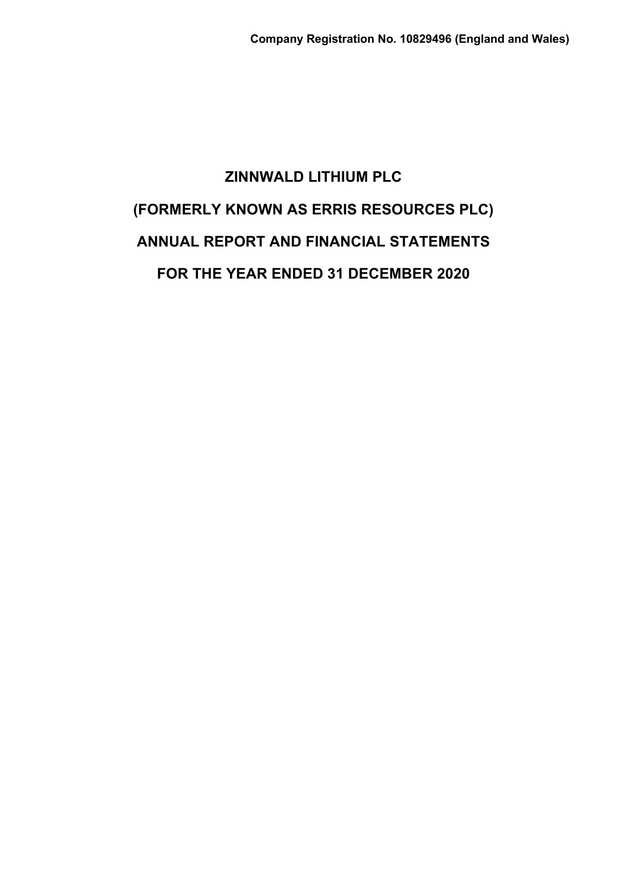**Company Registration No. 10829496 (England and Wales)**

# ZINNWALD LITHIUM PLC

# (FORMERLY KNOWN AS ERRIS RESOURCES PLC)

# ANNUAL REPORT AND FINANCIAL STATEMENTS

# FOR THE YEAR ENDED 31 DECEMBER 2020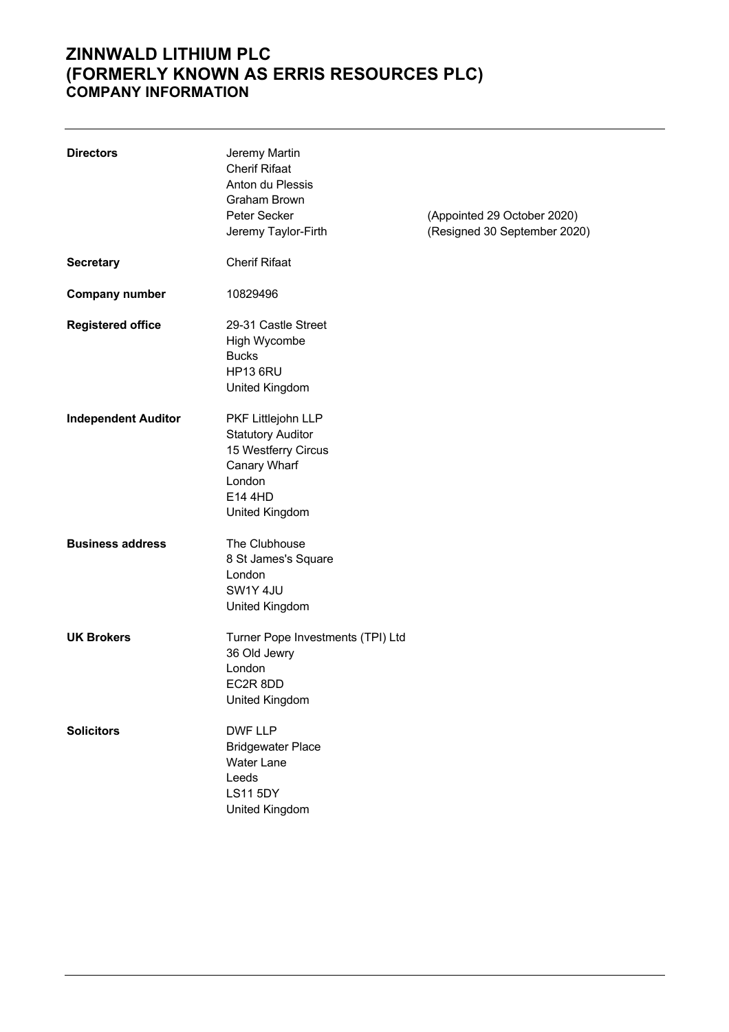# ZINNWALD LITHIUM PLC
# (FORMERLY KNOWN AS ERRIS RESOURCES PLC)
## COMPANY INFORMATION

| | | |
|---|---|---|
| **Directors** | Jeremy Martin | |
| | Cherif Rifaat | |
| | Anton du Plessis | |
| | Graham Brown | |
| | Peter Secker | (Appointed 29 October 2020) |
| | Jeremy Taylor-Firth | (Resigned 30 September 2020) |
| **Secretary** | Cherif Rifaat | |
| **Company number** | 10829496 | |
| **Registered office** | 29-31 Castle Street<br>High Wycombe<br>Bucks<br>HP13 6RU<br>United Kingdom | |
| **Independent Auditor** | PKF Littlejohn LLP<br>Statutory Auditor<br>15 Westferry Circus<br>Canary Wharf<br>London<br>E14 4HD<br>United Kingdom | |
| **Business address** | The Clubhouse<br>8 St James's Square<br>London<br>SW1Y 4JU<br>United Kingdom | |
| **UK Brokers** | Turner Pope Investments (TPI) Ltd<br>36 Old Jewry<br>London<br>EC2R 8DD<br>United Kingdom | |
| **Solicitors** | DWF LLP<br>Bridgewater Place<br>Water Lane<br>Leeds<br>LS11 5DY<br>United Kingdom | |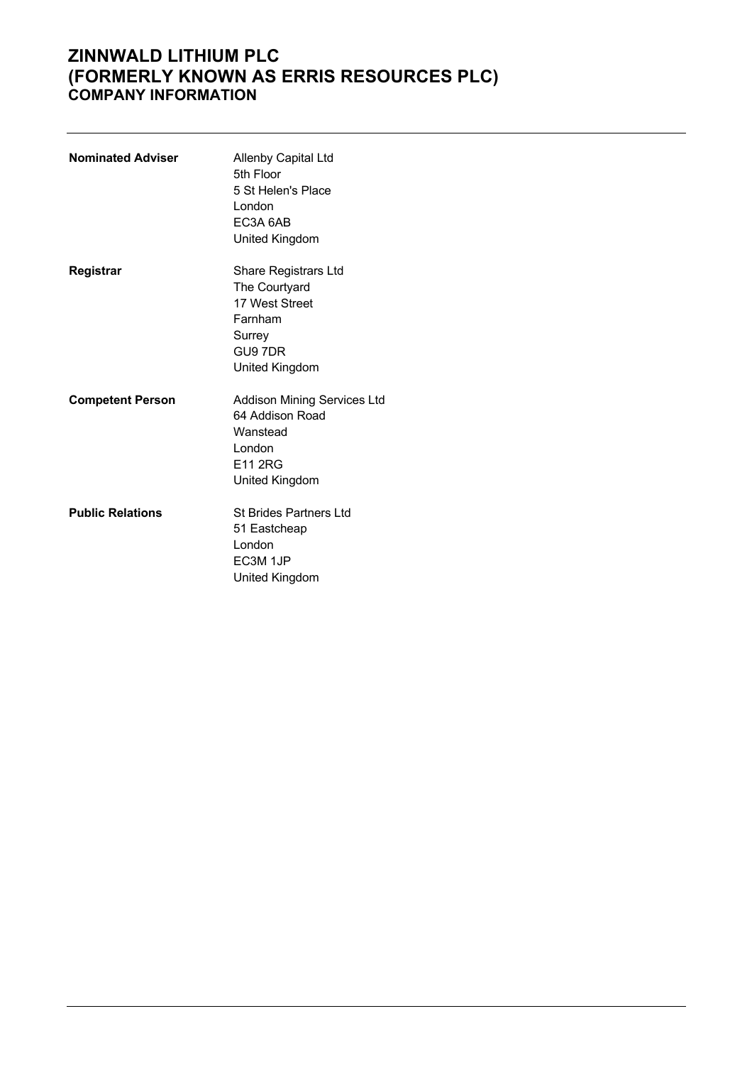# ZINNWALD LITHIUM PLC
# (FORMERLY KNOWN AS ERRIS RESOURCES PLC)
## COMPANY INFORMATION

| | |
|---|---|
| **Nominated Adviser** | Allenby Capital Ltd<br>5th Floor<br>5 St Helen's Place<br>London<br>EC3A 6AB<br>United Kingdom |
| **Registrar** | Share Registrars Ltd<br>The Courtyard<br>17 West Street<br>Farnham<br>Surrey<br>GU9 7DR<br>United Kingdom |
| **Competent Person** | Addison Mining Services Ltd<br>64 Addison Road<br>Wanstead<br>London<br>E11 2RG<br>United Kingdom |
| **Public Relations** | St Brides Partners Ltd<br>51 Eastcheap<br>London<br>EC3M 1JP<br>United Kingdom |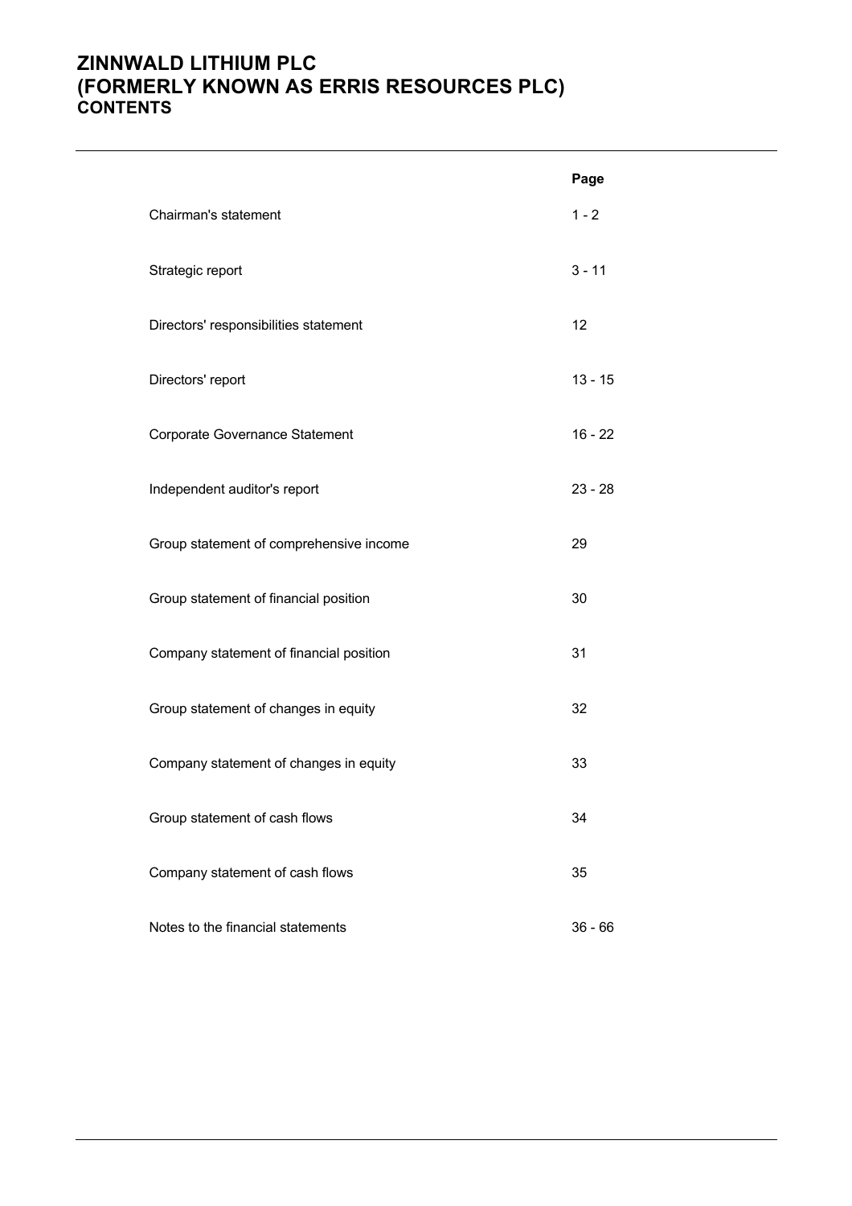# ZINNWALD LITHIUM PLC
# (FORMERLY KNOWN AS ERRIS RESOURCES PLC)
## CONTENTS

| | Page |
|---|---|
| Chairman's statement | 1 - 2 |
| Strategic report | 3 - 11 |
| Directors' responsibilities statement | 12 |
| Directors' report | 13 - 15 |
| Corporate Governance Statement | 16 - 22 |
| Independent auditor's report | 23 - 28 |
| Group statement of comprehensive income | 29 |
| Group statement of financial position | 30 |
| Company statement of financial position | 31 |
| Group statement of changes in equity | 32 |
| Company statement of changes in equity | 33 |
| Group statement of cash flows | 34 |
| Company statement of cash flows | 35 |
| Notes to the financial statements | 36 - 66 |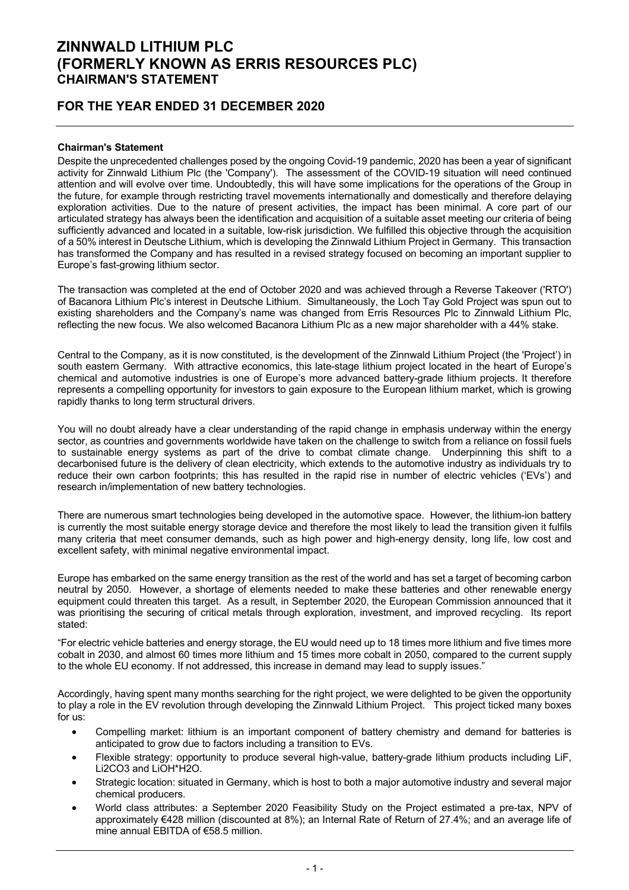# ZINNWALD LITHIUM PLC
# (FORMERLY KNOWN AS ERRIS RESOURCES PLC)
## CHAIRMAN'S STATEMENT

## FOR THE YEAR ENDED 31 DECEMBER 2020

**Chairman's Statement**

Despite the unprecedented challenges posed by the ongoing Covid-19 pandemic, 2020 has been a year of significant activity for Zinnwald Lithium Plc (the 'Company'). The assessment of the COVID-19 situation will need continued attention and will evolve over time. Undoubtedly, this will have some implications for the operations of the Group in the future, for example through restricting travel movements internationally and domestically and therefore delaying exploration activities. Due to the nature of present activities, the impact has been minimal. A core part of our articulated strategy has always been the identification and acquisition of a suitable asset meeting our criteria of being sufficiently advanced and located in a suitable, low-risk jurisdiction. We fulfilled this objective through the acquisition of a 50% interest in Deutsche Lithium, which is developing the Zinnwald Lithium Project in Germany. This transaction has transformed the Company and has resulted in a revised strategy focused on becoming an important supplier to Europe's fast-growing lithium sector.

The transaction was completed at the end of October 2020 and was achieved through a Reverse Takeover ('RTO') of Bacanora Lithium Plc's interest in Deutsche Lithium. Simultaneously, the Loch Tay Gold Project was spun out to existing shareholders and the Company's name was changed from Erris Resources Plc to Zinnwald Lithium Plc, reflecting the new focus. We also welcomed Bacanora Lithium Plc as a new major shareholder with a 44% stake.

Central to the Company, as it is now constituted, is the development of the Zinnwald Lithium Project (the 'Project') in south eastern Germany. With attractive economics, this late-stage lithium project located in the heart of Europe's chemical and automotive industries is one of Europe's more advanced battery-grade lithium projects. It therefore represents a compelling opportunity for investors to gain exposure to the European lithium market, which is growing rapidly thanks to long term structural drivers.

You will no doubt already have a clear understanding of the rapid change in emphasis underway within the energy sector, as countries and governments worldwide have taken on the challenge to switch from a reliance on fossil fuels to sustainable energy systems as part of the drive to combat climate change. Underpinning this shift to a decarbonised future is the delivery of clean electricity, which extends to the automotive industry as individuals try to reduce their own carbon footprints; this has resulted in the rapid rise in number of electric vehicles ('EVs') and research in/implementation of new battery technologies.

There are numerous smart technologies being developed in the automotive space. However, the lithium-ion battery is currently the most suitable energy storage device and therefore the most likely to lead the transition given it fulfils many criteria that meet consumer demands, such as high power and high-energy density, long life, low cost and excellent safety, with minimal negative environmental impact.

Europe has embarked on the same energy transition as the rest of the world and has set a target of becoming carbon neutral by 2050. However, a shortage of elements needed to make these batteries and other renewable energy equipment could threaten this target. As a result, in September 2020, the European Commission announced that it was prioritising the securing of critical metals through exploration, investment, and improved recycling. Its report stated:

"For electric vehicle batteries and energy storage, the EU would need up to 18 times more lithium and five times more cobalt in 2030, and almost 60 times more lithium and 15 times more cobalt in 2050, compared to the current supply to the whole EU economy. If not addressed, this increase in demand may lead to supply issues."

Accordingly, having spent many months searching for the right project, we were delighted to be given the opportunity to play a role in the EV revolution through developing the Zinnwald Lithium Project. This project ticked many boxes for us:

- Compelling market: lithium is an important component of battery chemistry and demand for batteries is anticipated to grow due to factors including a transition to EVs.
- Flexible strategy: opportunity to produce several high-value, battery-grade lithium products including LiF, $Li_2CO_3$ and $LiOH*H_2O$.
- Strategic location: situated in Germany, which is host to both a major automotive industry and several major chemical producers.
- World class attributes: a September 2020 Feasibility Study on the Project estimated a pre-tax, NPV of approximately €428 million (discounted at 8%); an Internal Rate of Return of 27.4%; and an average life of mine annual EBITDA of €58.5 million.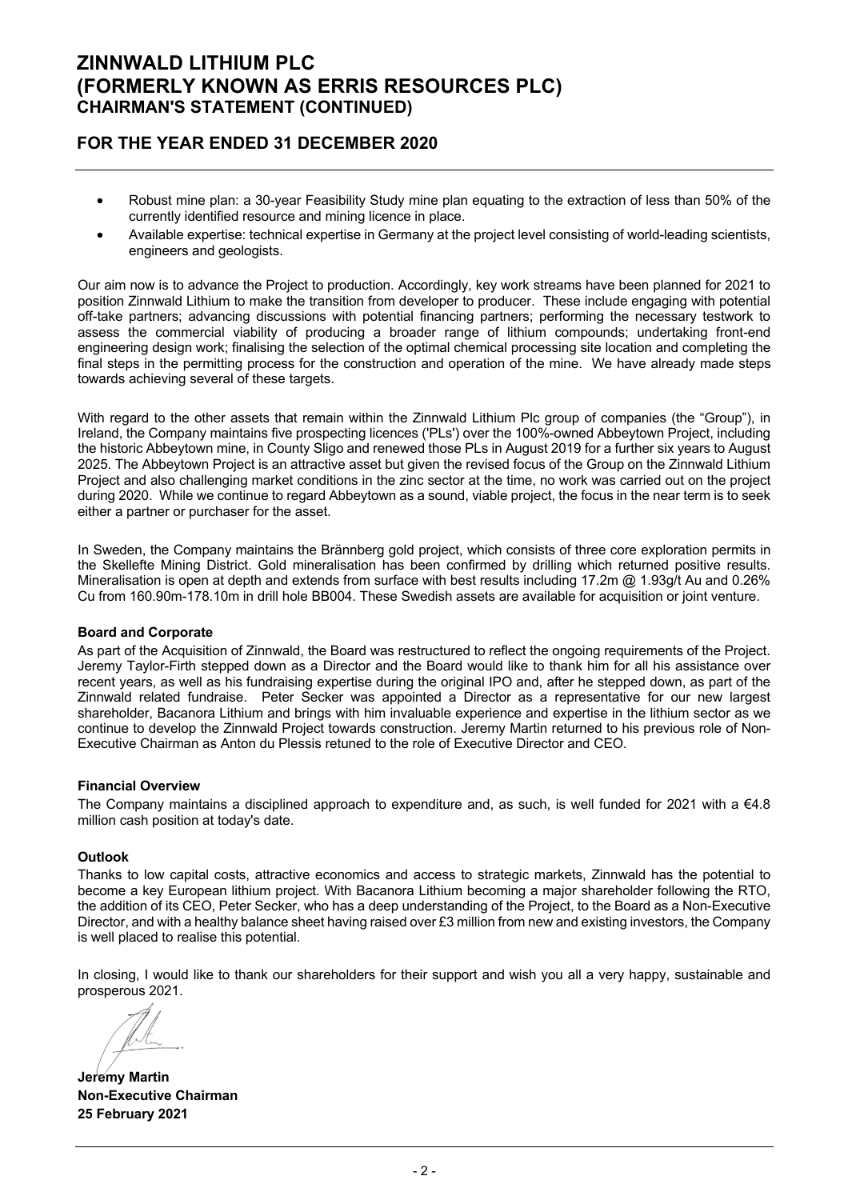- Robust mine plan: a 30-year Feasibility Study mine plan equating to the extraction of less than 50% of the currently identified resource and mining licence in place.
- Available expertise: technical expertise in Germany at the project level consisting of world-leading scientists, engineers and geologists.

Our aim now is to advance the Project to production. Accordingly, key work streams have been planned for 2021 to position Zinnwald Lithium to make the transition from developer to producer. These include engaging with potential off-take partners; advancing discussions with potential financing partners; performing the necessary testwork to assess the commercial viability of producing a broader range of lithium compounds; undertaking front-end engineering design work; finalising the selection of the optimal chemical processing site location and completing the final steps in the permitting process for the construction and operation of the mine. We have already made steps towards achieving several of these targets.

With regard to the other assets that remain within the Zinnwald Lithium Plc group of companies (the "Group"), in Ireland, the Company maintains five prospecting licences ('PLs') over the 100%-owned Abbeytown Project, including the historic Abbeytown mine, in County Sligo and renewed those PLs in August 2019 for a further six years to August 2025. The Abbeytown Project is an attractive asset but given the revised focus of the Group on the Zinnwald Lithium Project and also challenging market conditions in the zinc sector at the time, no work was carried out on the project during 2020. While we continue to regard Abbeytown as a sound, viable project, the focus in the near term is to seek either a partner or purchaser for the asset.

In Sweden, the Company maintains the Brännberg gold project, which consists of three core exploration permits in the Skellefte Mining District. Gold mineralisation has been confirmed by drilling which returned positive results. Mineralisation is open at depth and extends from surface with best results including 17.2m @ 1.93g/t Au and 0.26% Cu from 160.90m-178.10m in drill hole BB004. These Swedish assets are available for acquisition or joint venture.

**Board and Corporate**

As part of the Acquisition of Zinnwald, the Board was restructured to reflect the ongoing requirements of the Project. Jeremy Taylor-Firth stepped down as a Director and the Board would like to thank him for all his assistance over recent years, as well as his fundraising expertise during the original IPO and, after he stepped down, as part of the Zinnwald related fundraise. Peter Secker was appointed a Director as a representative for our new largest shareholder, Bacanora Lithium and brings with him invaluable experience and expertise in the lithium sector as we continue to develop the Zinnwald Project towards construction. Jeremy Martin returned to his previous role of Non-Executive Chairman as Anton du Plessis retuned to the role of Executive Director and CEO.

**Financial Overview**

The Company maintains a disciplined approach to expenditure and, as such, is well funded for 2021 with a €4.8 million cash position at today's date.

**Outlook**

Thanks to low capital costs, attractive economics and access to strategic markets, Zinnwald has the potential to become a key European lithium project. With Bacanora Lithium becoming a major shareholder following the RTO, the addition of its CEO, Peter Secker, who has a deep understanding of the Project, to the Board as a Non-Executive Director, and with a healthy balance sheet having raised over £3 million from new and existing investors, the Company is well placed to realise this potential.

In closing, I would like to thank our shareholders for their support and wish you all a very happy, sustainable and prosperous 2021.

**Jeremy Martin**
**Non-Executive Chairman**
**25 February 2021**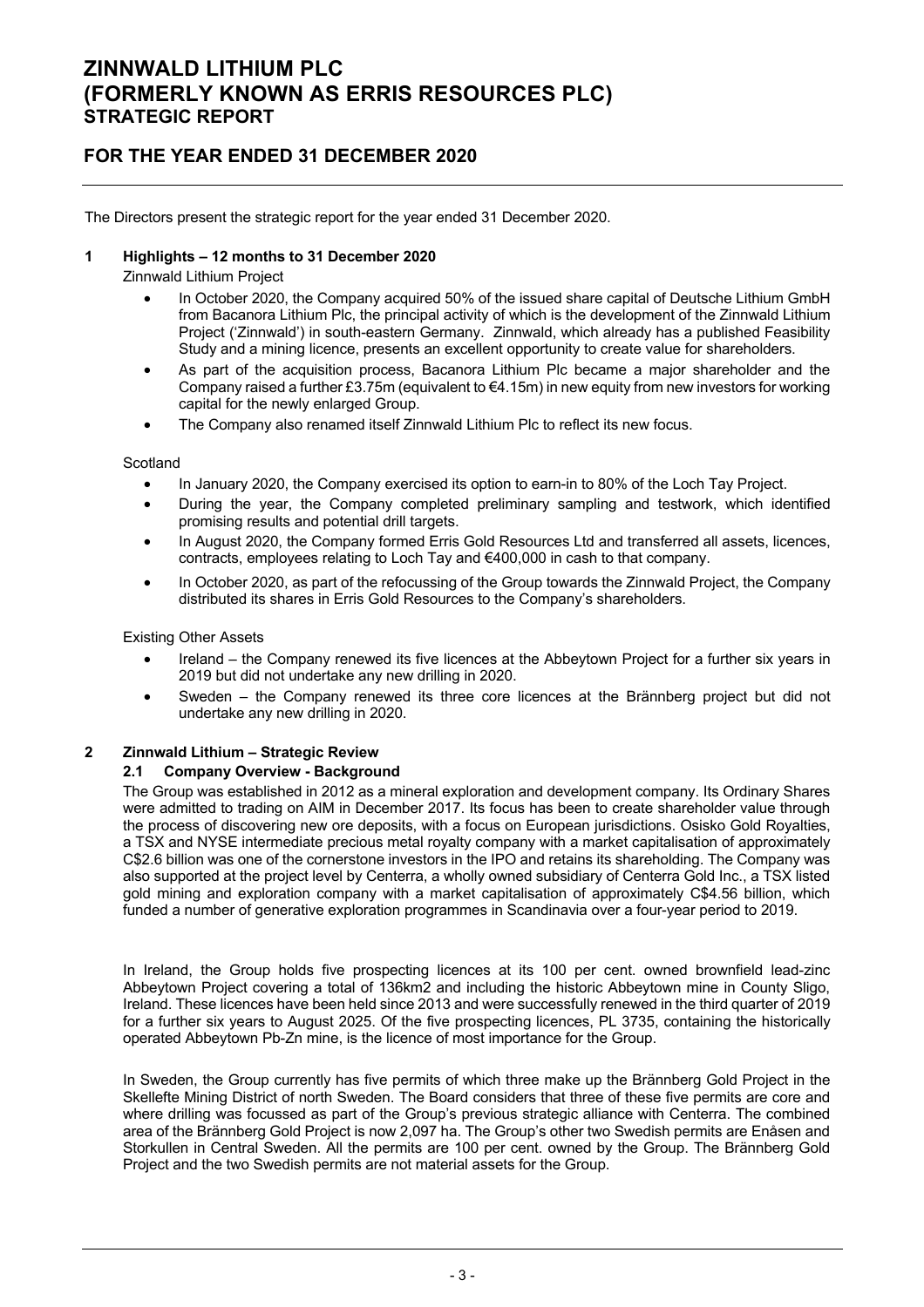# ZINNWALD LITHIUM PLC
# (FORMERLY KNOWN AS ERRIS RESOURCES PLC)
## STRATEGIC REPORT

## FOR THE YEAR ENDED 31 DECEMBER 2020

The Directors present the strategic report for the year ended 31 December 2020.

### 1 Highlights – 12 months to 31 December 2020

Zinnwald Lithium Project

- In October 2020, the Company acquired 50% of the issued share capital of Deutsche Lithium GmbH from Bacanora Lithium Plc, the principal activity of which is the development of the Zinnwald Lithium Project ('Zinnwald') in south-eastern Germany. Zinnwald, which already has a published Feasibility Study and a mining licence, presents an excellent opportunity to create value for shareholders.
- As part of the acquisition process, Bacanora Lithium Plc became a major shareholder and the Company raised a further £3.75m (equivalent to €4.15m) in new equity from new investors for working capital for the newly enlarged Group.
- The Company also renamed itself Zinnwald Lithium Plc to reflect its new focus.

Scotland

- In January 2020, the Company exercised its option to earn-in to 80% of the Loch Tay Project.
- During the year, the Company completed preliminary sampling and testwork, which identified promising results and potential drill targets.
- In August 2020, the Company formed Erris Gold Resources Ltd and transferred all assets, licences, contracts, employees relating to Loch Tay and €400,000 in cash to that company.
- In October 2020, as part of the refocussing of the Group towards the Zinnwald Project, the Company distributed its shares in Erris Gold Resources to the Company's shareholders.

Existing Other Assets

- Ireland – the Company renewed its five licences at the Abbeytown Project for a further six years in 2019 but did not undertake any new drilling in 2020.
- Sweden – the Company renewed its three core licences at the Brännberg project but did not undertake any new drilling in 2020.

### 2 Zinnwald Lithium – Strategic Review

#### 2.1 Company Overview - Background

The Group was established in 2012 as a mineral exploration and development company. Its Ordinary Shares were admitted to trading on AIM in December 2017. Its focus has been to create shareholder value through the process of discovering new ore deposits, with a focus on European jurisdictions. Osisko Gold Royalties, a TSX and NYSE intermediate precious metal royalty company with a market capitalisation of approximately C$2.6 billion was one of the cornerstone investors in the IPO and retains its shareholding. The Company was also supported at the project level by Centerra, a wholly owned subsidiary of Centerra Gold Inc., a TSX listed gold mining and exploration company with a market capitalisation of approximately C$4.56 billion, which funded a number of generative exploration programmes in Scandinavia over a four-year period to 2019.

In Ireland, the Group holds five prospecting licences at its 100 per cent. owned brownfield lead-zinc Abbeytown Project covering a total of 136km2 and including the historic Abbeytown mine in County Sligo, Ireland. These licences have been held since 2013 and were successfully renewed in the third quarter of 2019 for a further six years to August 2025. Of the five prospecting licences, PL 3735, containing the historically operated Abbeytown Pb-Zn mine, is the licence of most importance for the Group.

In Sweden, the Group currently has five permits of which three make up the Brännberg Gold Project in the Skellefte Mining District of north Sweden. The Board considers that three of these five permits are core and where drilling was focussed as part of the Group's previous strategic alliance with Centerra. The combined area of the Brännberg Gold Project is now 2,097 ha. The Group's other two Swedish permits are Enåsen and Storkullen in Central Sweden. All the permits are 100 per cent. owned by the Group. The Brännberg Gold Project and the two Swedish permits are not material assets for the Group.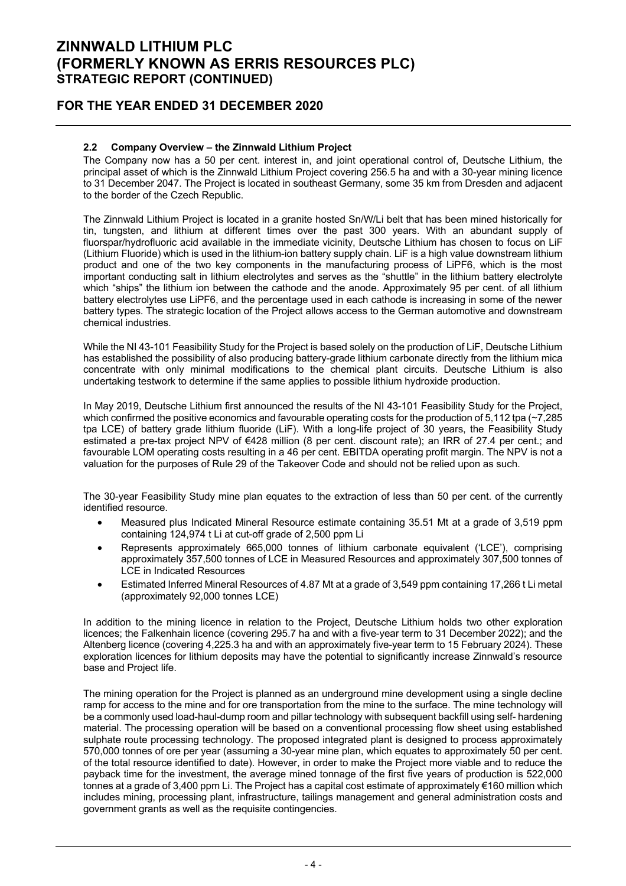### 2.2 Company Overview – the Zinnwald Lithium Project

The Company now has a 50 per cent. interest in, and joint operational control of, Deutsche Lithium, the principal asset of which is the Zinnwald Lithium Project covering 256.5 ha and with a 30-year mining licence to 31 December 2047. The Project is located in southeast Germany, some 35 km from Dresden and adjacent to the border of the Czech Republic.

The Zinnwald Lithium Project is located in a granite hosted Sn/W/Li belt that has been mined historically for tin, tungsten, and lithium at different times over the past 300 years. With an abundant supply of fluorspar/hydrofluoric acid available in the immediate vicinity, Deutsche Lithium has chosen to focus on LiF (Lithium Fluoride) which is used in the lithium-ion battery supply chain. LiF is a high value downstream lithium product and one of the two key components in the manufacturing process of LiPF6, which is the most important conducting salt in lithium electrolytes and serves as the "shuttle" in the lithium battery electrolyte which "ships" the lithium ion between the cathode and the anode. Approximately 95 per cent. of all lithium battery electrolytes use LiPF6, and the percentage used in each cathode is increasing in some of the newer battery types. The strategic location of the Project allows access to the German automotive and downstream chemical industries.

While the NI 43-101 Feasibility Study for the Project is based solely on the production of LiF, Deutsche Lithium has established the possibility of also producing battery-grade lithium carbonate directly from the lithium mica concentrate with only minimal modifications to the chemical plant circuits. Deutsche Lithium is also undertaking testwork to determine if the same applies to possible lithium hydroxide production.

In May 2019, Deutsche Lithium first announced the results of the NI 43-101 Feasibility Study for the Project, which confirmed the positive economics and favourable operating costs for the production of 5,112 tpa (~7,285 tpa LCE) of battery grade lithium fluoride (LiF). With a long-life project of 30 years, the Feasibility Study estimated a pre-tax project NPV of €428 million (8 per cent. discount rate); an IRR of 27.4 per cent.; and favourable LOM operating costs resulting in a 46 per cent. EBITDA operating profit margin. The NPV is not a valuation for the purposes of Rule 29 of the Takeover Code and should not be relied upon as such.

The 30-year Feasibility Study mine plan equates to the extraction of less than 50 per cent. of the currently identified resource.

- Measured plus Indicated Mineral Resource estimate containing 35.51 Mt at a grade of 3,519 ppm containing 124,974 t Li at cut-off grade of 2,500 ppm Li
- Represents approximately 665,000 tonnes of lithium carbonate equivalent ('LCE'), comprising approximately 357,500 tonnes of LCE in Measured Resources and approximately 307,500 tonnes of LCE in Indicated Resources
- Estimated Inferred Mineral Resources of 4.87 Mt at a grade of 3,549 ppm containing 17,266 t Li metal (approximately 92,000 tonnes LCE)

In addition to the mining licence in relation to the Project, Deutsche Lithium holds two other exploration licences; the Falkenhain licence (covering 295.7 ha and with a five-year term to 31 December 2022); and the Altenberg licence (covering 4,225.3 ha and with an approximately five-year term to 15 February 2024). These exploration licences for lithium deposits may have the potential to significantly increase Zinnwald's resource base and Project life.

The mining operation for the Project is planned as an underground mine development using a single decline ramp for access to the mine and for ore transportation from the mine to the surface. The mine technology will be a commonly used load-haul-dump room and pillar technology with subsequent backfill using self- hardening material. The processing operation will be based on a conventional processing flow sheet using established sulphate route processing technology. The proposed integrated plant is designed to process approximately 570,000 tonnes of ore per year (assuming a 30-year mine plan, which equates to approximately 50 per cent. of the total resource identified to date). However, in order to make the Project more viable and to reduce the payback time for the investment, the average mined tonnage of the first five years of production is 522,000 tonnes at a grade of 3,400 ppm Li. The Project has a capital cost estimate of approximately €160 million which includes mining, processing plant, infrastructure, tailings management and general administration costs and government grants as well as the requisite contingencies.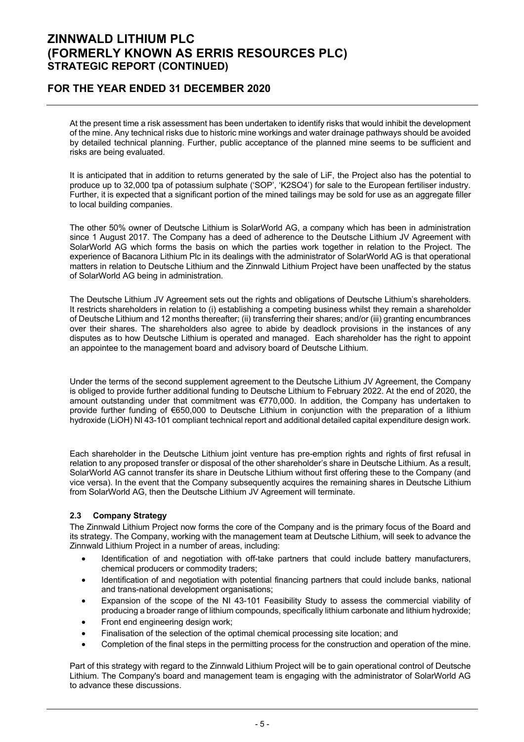At the present time a risk assessment has been undertaken to identify risks that would inhibit the development of the mine. Any technical risks due to historic mine workings and water drainage pathways should be avoided by detailed technical planning. Further, public acceptance of the planned mine seems to be sufficient and risks are being evaluated.

It is anticipated that in addition to returns generated by the sale of LiF, the Project also has the potential to produce up to 32,000 tpa of potassium sulphate ('SOP', '$K_2SO_4$') for sale to the European fertiliser industry. Further, it is expected that a significant portion of the mined tailings may be sold for use as an aggregate filler to local building companies.

The other 50% owner of Deutsche Lithium is SolarWorld AG, a company which has been in administration since 1 August 2017. The Company has a deed of adherence to the Deutsche Lithium JV Agreement with SolarWorld AG which forms the basis on which the parties work together in relation to the Project. The experience of Bacanora Lithium Plc in its dealings with the administrator of SolarWorld AG is that operational matters in relation to Deutsche Lithium and the Zinnwald Lithium Project have been unaffected by the status of SolarWorld AG being in administration.

The Deutsche Lithium JV Agreement sets out the rights and obligations of Deutsche Lithium's shareholders. It restricts shareholders in relation to (i) establishing a competing business whilst they remain a shareholder of Deutsche Lithium and 12 months thereafter; (ii) transferring their shares; and/or (iii) granting encumbrances over their shares. The shareholders also agree to abide by deadlock provisions in the instances of any disputes as to how Deutsche Lithium is operated and managed. Each shareholder has the right to appoint an appointee to the management board and advisory board of Deutsche Lithium.

Under the terms of the second supplement agreement to the Deutsche Lithium JV Agreement, the Company is obliged to provide further additional funding to Deutsche Lithium to February 2022. At the end of 2020, the amount outstanding under that commitment was €770,000. In addition, the Company has undertaken to provide further funding of €650,000 to Deutsche Lithium in conjunction with the preparation of a lithium hydroxide (LiOH) NI 43-101 compliant technical report and additional detailed capital expenditure design work.

Each shareholder in the Deutsche Lithium joint venture has pre-emption rights and rights of first refusal in relation to any proposed transfer or disposal of the other shareholder's share in Deutsche Lithium. As a result, SolarWorld AG cannot transfer its share in Deutsche Lithium without first offering these to the Company (and vice versa). In the event that the Company subsequently acquires the remaining shares in Deutsche Lithium from SolarWorld AG, then the Deutsche Lithium JV Agreement will terminate.

### 2.3 Company Strategy

The Zinnwald Lithium Project now forms the core of the Company and is the primary focus of the Board and its strategy. The Company, working with the management team at Deutsche Lithium, will seek to advance the Zinnwald Lithium Project in a number of areas, including:

- Identification of and negotiation with off-take partners that could include battery manufacturers, chemical producers or commodity traders;
- Identification of and negotiation with potential financing partners that could include banks, national and trans-national development organisations;
- Expansion of the scope of the NI 43-101 Feasibility Study to assess the commercial viability of producing a broader range of lithium compounds, specifically lithium carbonate and lithium hydroxide;
- Front end engineering design work;
- Finalisation of the selection of the optimal chemical processing site location; and
- Completion of the final steps in the permitting process for the construction and operation of the mine.

Part of this strategy with regard to the Zinnwald Lithium Project will be to gain operational control of Deutsche Lithium. The Company's board and management team is engaging with the administrator of SolarWorld AG to advance these discussions.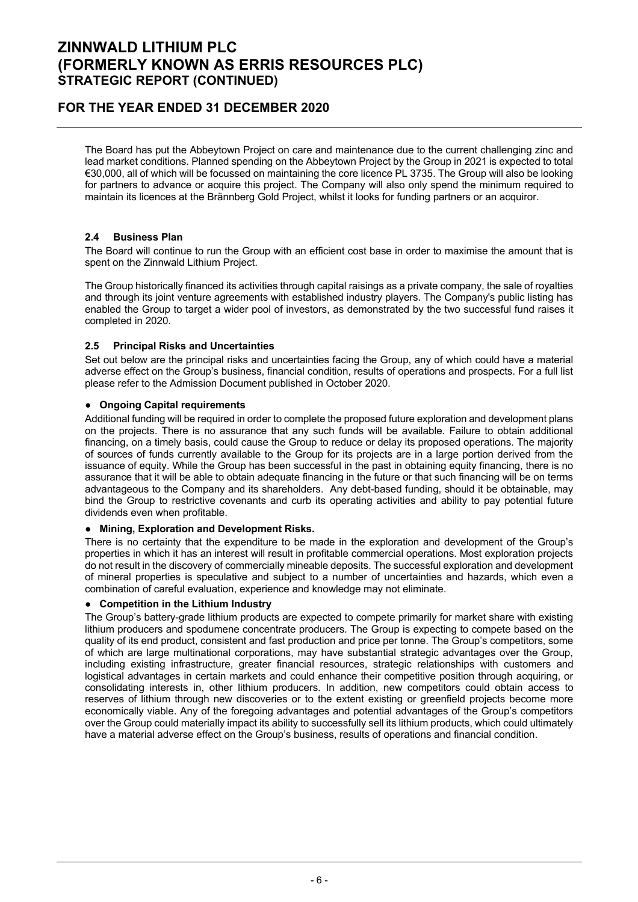The Board has put the Abbeytown Project on care and maintenance due to the current challenging zinc and lead market conditions. Planned spending on the Abbeytown Project by the Group in 2021 is expected to total €30,000, all of which will be focussed on maintaining the core licence PL 3735. The Group will also be looking for partners to advance or acquire this project. The Company will also only spend the minimum required to maintain its licences at the Brännberg Gold Project, whilst it looks for funding partners or an acquiror.

### 2.4 Business Plan

The Board will continue to run the Group with an efficient cost base in order to maximise the amount that is spent on the Zinnwald Lithium Project.

The Group historically financed its activities through capital raisings as a private company, the sale of royalties and through its joint venture agreements with established industry players. The Company's public listing has enabled the Group to target a wider pool of investors, as demonstrated by the two successful fund raises it completed in 2020.

### 2.5 Principal Risks and Uncertainties

Set out below are the principal risks and uncertainties facing the Group, any of which could have a material adverse effect on the Group's business, financial condition, results of operations and prospects. For a full list please refer to the Admission Document published in October 2020.

- **Ongoing Capital requirements**

Additional funding will be required in order to complete the proposed future exploration and development plans on the projects. There is no assurance that any such funds will be available. Failure to obtain additional financing, on a timely basis, could cause the Group to reduce or delay its proposed operations. The majority of sources of funds currently available to the Group for its projects are in a large portion derived from the issuance of equity. While the Group has been successful in the past in obtaining equity financing, there is no assurance that it will be able to obtain adequate financing in the future or that such financing will be on terms advantageous to the Company and its shareholders. Any debt-based funding, should it be obtainable, may bind the Group to restrictive covenants and curb its operating activities and ability to pay potential future dividends even when profitable.

- **Mining, Exploration and Development Risks.**

There is no certainty that the expenditure to be made in the exploration and development of the Group's properties in which it has an interest will result in profitable commercial operations. Most exploration projects do not result in the discovery of commercially mineable deposits. The successful exploration and development of mineral properties is speculative and subject to a number of uncertainties and hazards, which even a combination of careful evaluation, experience and knowledge may not eliminate.

- **Competition in the Lithium Industry**

The Group's battery-grade lithium products are expected to compete primarily for market share with existing lithium producers and spodumene concentrate producers. The Group is expecting to compete based on the quality of its end product, consistent and fast production and price per tonne. The Group's competitors, some of which are large multinational corporations, may have substantial strategic advantages over the Group, including existing infrastructure, greater financial resources, strategic relationships with customers and logistical advantages in certain markets and could enhance their competitive position through acquiring, or consolidating interests in, other lithium producers. In addition, new competitors could obtain access to reserves of lithium through new discoveries or to the extent existing or greenfield projects become more economically viable. Any of the foregoing advantages and potential advantages of the Group's competitors over the Group could materially impact its ability to successfully sell its lithium products, which could ultimately have a material adverse effect on the Group's business, results of operations and financial condition.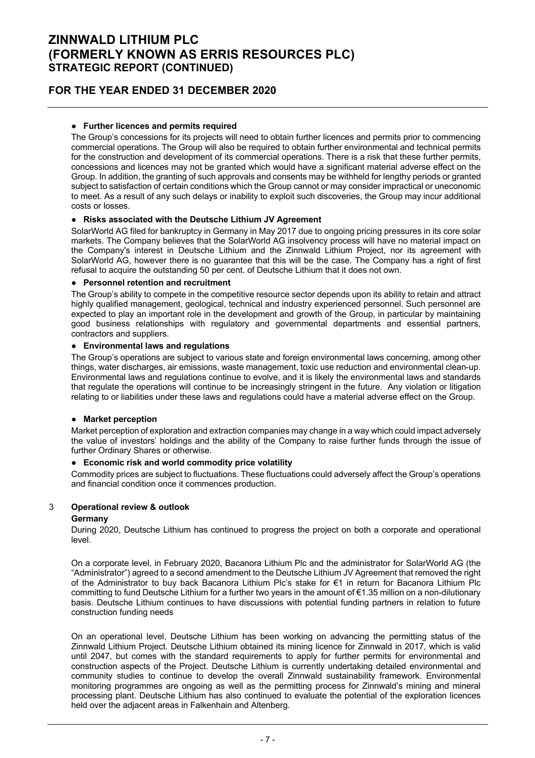- **Further licences and permits required**

  The Group's concessions for its projects will need to obtain further licences and permits prior to commencing commercial operations. The Group will also be required to obtain further environmental and technical permits for the construction and development of its commercial operations. There is a risk that these further permits, concessions and licences may not be granted which would have a significant material adverse effect on the Group. In addition, the granting of such approvals and consents may be withheld for lengthy periods or granted subject to satisfaction of certain conditions which the Group cannot or may consider impractical or uneconomic to meet. As a result of any such delays or inability to exploit such discoveries, the Group may incur additional costs or losses.

- **Risks associated with the Deutsche Lithium JV Agreement**

  SolarWorld AG filed for bankruptcy in Germany in May 2017 due to ongoing pricing pressures in its core solar markets. The Company believes that the SolarWorld AG insolvency process will have no material impact on the Company's interest in Deutsche Lithium and the Zinnwald Lithium Project, nor its agreement with SolarWorld AG, however there is no guarantee that this will be the case. The Company has a right of first refusal to acquire the outstanding 50 per cent. of Deutsche Lithium that it does not own.

- **Personnel retention and recruitment**

  The Group's ability to compete in the competitive resource sector depends upon its ability to retain and attract highly qualified management, geological, technical and industry experienced personnel. Such personnel are expected to play an important role in the development and growth of the Group, in particular by maintaining good business relationships with regulatory and governmental departments and essential partners, contractors and suppliers.

- **Environmental laws and regulations**

  The Group's operations are subject to various state and foreign environmental laws concerning, among other things, water discharges, air emissions, waste management, toxic use reduction and environmental clean-up. Environmental laws and regulations continue to evolve, and it is likely the environmental laws and standards that regulate the operations will continue to be increasingly stringent in the future. Any violation or litigation relating to or liabilities under these laws and regulations could have a material adverse effect on the Group.

- **Market perception**

  Market perception of exploration and extraction companies may change in a way which could impact adversely the value of investors' holdings and the ability of the Company to raise further funds through the issue of further Ordinary Shares or otherwise.

- **Economic risk and world commodity price volatility**

  Commodity prices are subject to fluctuations. These fluctuations could adversely affect the Group's operations and financial condition once it commences production.

## 3 Operational review & outlook

### Germany

During 2020, Deutsche Lithium has continued to progress the project on both a corporate and operational level.

On a corporate level, in February 2020, Bacanora Lithium Plc and the administrator for SolarWorld AG (the "Administrator") agreed to a second amendment to the Deutsche Lithium JV Agreement that removed the right of the Administrator to buy back Bacanora Lithium Plc's stake for €1 in return for Bacanora Lithium Plc committing to fund Deutsche Lithium for a further two years in the amount of €1.35 million on a non-dilutionary basis. Deutsche Lithium continues to have discussions with potential funding partners in relation to future construction funding needs

On an operational level, Deutsche Lithium has been working on advancing the permitting status of the Zinnwald Lithium Project. Deutsche Lithium obtained its mining licence for Zinnwald in 2017, which is valid until 2047, but comes with the standard requirements to apply for further permits for environmental and construction aspects of the Project. Deutsche Lithium is currently undertaking detailed environmental and community studies to continue to develop the overall Zinnwald sustainability framework. Environmental monitoring programmes are ongoing as well as the permitting process for Zinnwald's mining and mineral processing plant. Deutsche Lithium has also continued to evaluate the potential of the exploration licences held over the adjacent areas in Falkenhain and Altenberg.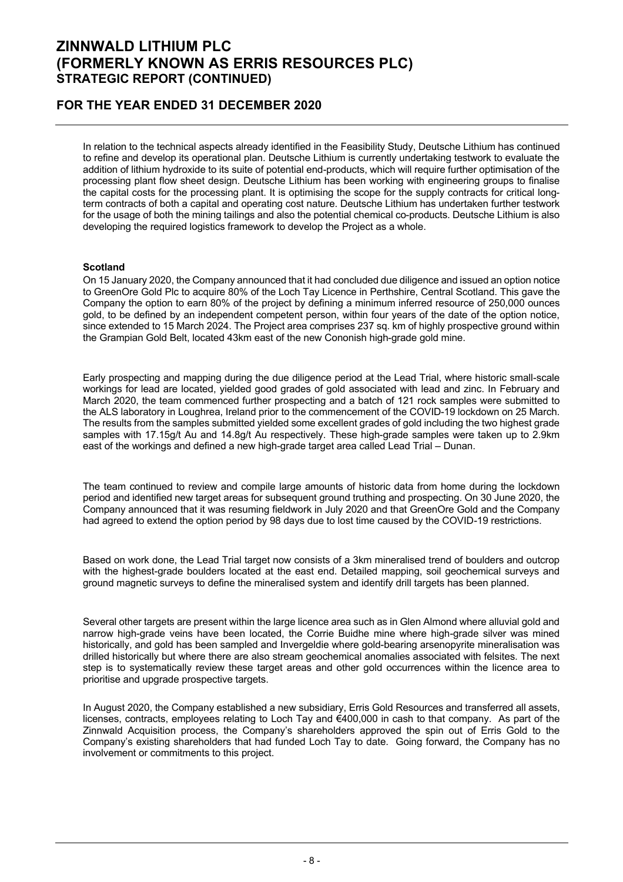In relation to the technical aspects already identified in the Feasibility Study, Deutsche Lithium has continued to refine and develop its operational plan. Deutsche Lithium is currently undertaking testwork to evaluate the addition of lithium hydroxide to its suite of potential end-products, which will require further optimisation of the processing plant flow sheet design. Deutsche Lithium has been working with engineering groups to finalise the capital costs for the processing plant. It is optimising the scope for the supply contracts for critical long-term contracts of both a capital and operating cost nature. Deutsche Lithium has undertaken further testwork for the usage of both the mining tailings and also the potential chemical co-products. Deutsche Lithium is also developing the required logistics framework to develop the Project as a whole.

**Scotland**

On 15 January 2020, the Company announced that it had concluded due diligence and issued an option notice to GreenOre Gold Plc to acquire 80% of the Loch Tay Licence in Perthshire, Central Scotland. This gave the Company the option to earn 80% of the project by defining a minimum inferred resource of 250,000 ounces gold, to be defined by an independent competent person, within four years of the date of the option notice, since extended to 15 March 2024. The Project area comprises 237 sq. km of highly prospective ground within the Grampian Gold Belt, located 43km east of the new Cononish high-grade gold mine.

Early prospecting and mapping during the due diligence period at the Lead Trial, where historic small-scale workings for lead are located, yielded good grades of gold associated with lead and zinc. In February and March 2020, the team commenced further prospecting and a batch of 121 rock samples were submitted to the ALS laboratory in Loughrea, Ireland prior to the commencement of the COVID-19 lockdown on 25 March. The results from the samples submitted yielded some excellent grades of gold including the two highest grade samples with 17.15g/t Au and 14.8g/t Au respectively. These high-grade samples were taken up to 2.9km east of the workings and defined a new high-grade target area called Lead Trial – Dunan.

The team continued to review and compile large amounts of historic data from home during the lockdown period and identified new target areas for subsequent ground truthing and prospecting. On 30 June 2020, the Company announced that it was resuming fieldwork in July 2020 and that GreenOre Gold and the Company had agreed to extend the option period by 98 days due to lost time caused by the COVID-19 restrictions.

Based on work done, the Lead Trial target now consists of a 3km mineralised trend of boulders and outcrop with the highest-grade boulders located at the east end. Detailed mapping, soil geochemical surveys and ground magnetic surveys to define the mineralised system and identify drill targets has been planned.

Several other targets are present within the large licence area such as in Glen Almond where alluvial gold and narrow high-grade veins have been located, the Corrie Buidhe mine where high-grade silver was mined historically, and gold has been sampled and Invergeldie where gold-bearing arsenopyrite mineralisation was drilled historically but where there are also stream geochemical anomalies associated with felsites. The next step is to systematically review these target areas and other gold occurrences within the licence area to prioritise and upgrade prospective targets.

In August 2020, the Company established a new subsidiary, Erris Gold Resources and transferred all assets, licenses, contracts, employees relating to Loch Tay and €400,000 in cash to that company. As part of the Zinnwald Acquisition process, the Company's shareholders approved the spin out of Erris Gold to the Company's existing shareholders that had funded Loch Tay to date. Going forward, the Company has no involvement or commitments to this project.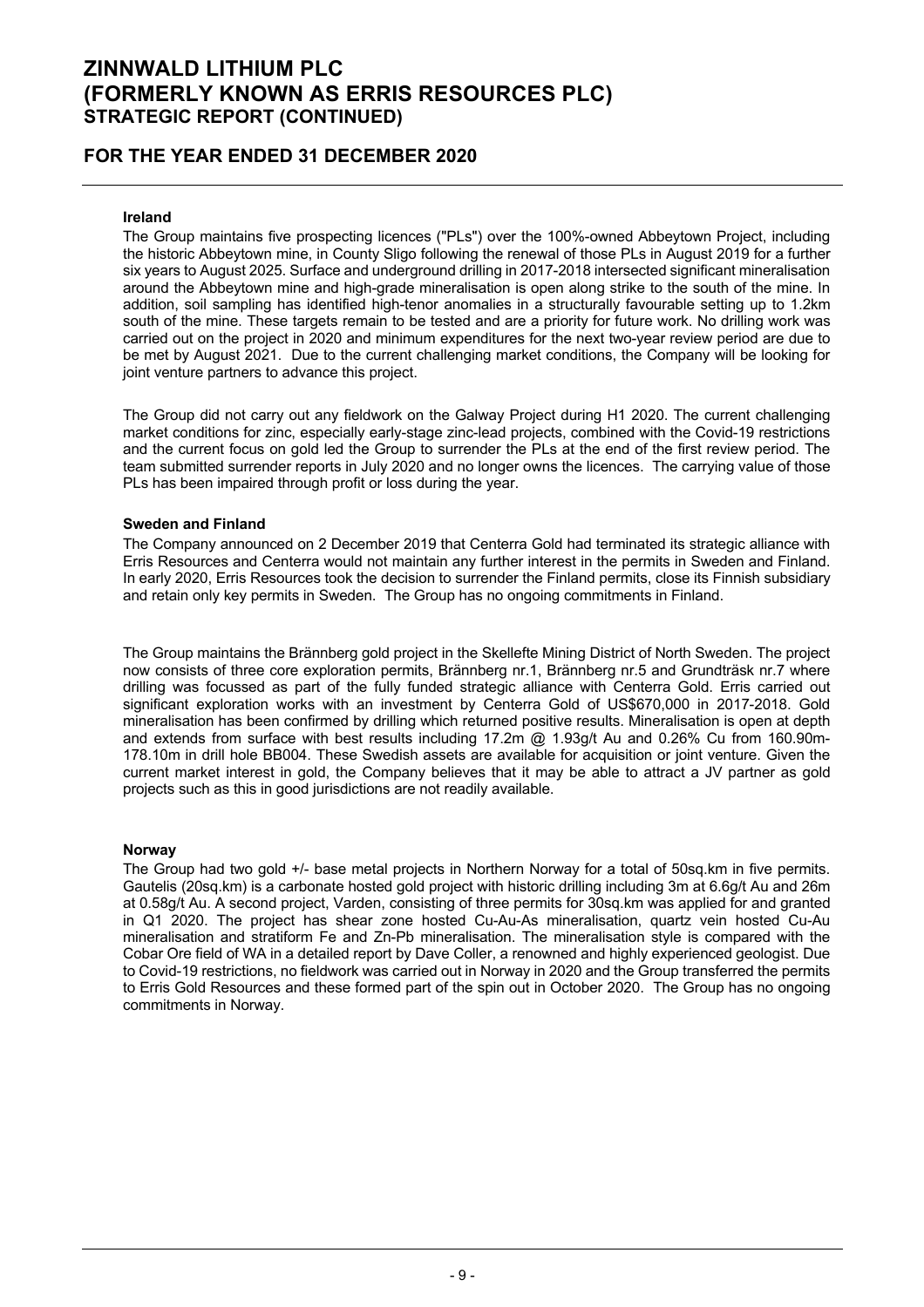#### Ireland

The Group maintains five prospecting licences ("PLs") over the 100%-owned Abbeytown Project, including the historic Abbeytown mine, in County Sligo following the renewal of those PLs in August 2019 for a further six years to August 2025. Surface and underground drilling in 2017-2018 intersected significant mineralisation around the Abbeytown mine and high-grade mineralisation is open along strike to the south of the mine. In addition, soil sampling has identified high-tenor anomalies in a structurally favourable setting up to 1.2km south of the mine. These targets remain to be tested and are a priority for future work. No drilling work was carried out on the project in 2020 and minimum expenditures for the next two-year review period are due to be met by August 2021. Due to the current challenging market conditions, the Company will be looking for joint venture partners to advance this project.

The Group did not carry out any fieldwork on the Galway Project during H1 2020. The current challenging market conditions for zinc, especially early-stage zinc-lead projects, combined with the Covid-19 restrictions and the current focus on gold led the Group to surrender the PLs at the end of the first review period. The team submitted surrender reports in July 2020 and no longer owns the licences. The carrying value of those PLs has been impaired through profit or loss during the year.

#### Sweden and Finland

The Company announced on 2 December 2019 that Centerra Gold had terminated its strategic alliance with Erris Resources and Centerra would not maintain any further interest in the permits in Sweden and Finland. In early 2020, Erris Resources took the decision to surrender the Finland permits, close its Finnish subsidiary and retain only key permits in Sweden. The Group has no ongoing commitments in Finland.

The Group maintains the Brännberg gold project in the Skellefte Mining District of North Sweden. The project now consists of three core exploration permits, Brännberg nr.1, Brännberg nr.5 and Grundträsk nr.7 where drilling was focussed as part of the fully funded strategic alliance with Centerra Gold. Erris carried out significant exploration works with an investment by Centerra Gold of US$670,000 in 2017-2018. Gold mineralisation has been confirmed by drilling which returned positive results. Mineralisation is open at depth and extends from surface with best results including 17.2m @ 1.93g/t Au and 0.26% Cu from 160.90m-178.10m in drill hole BB004. These Swedish assets are available for acquisition or joint venture. Given the current market interest in gold, the Company believes that it may be able to attract a JV partner as gold projects such as this in good jurisdictions are not readily available.

#### Norway

The Group had two gold +/- base metal projects in Northern Norway for a total of 50sq.km in five permits. Gautelis (20sq.km) is a carbonate hosted gold project with historic drilling including 3m at 6.6g/t Au and 26m at 0.58g/t Au. A second project, Varden, consisting of three permits for 30sq.km was applied for and granted in Q1 2020. The project has shear zone hosted Cu-Au-As mineralisation, quartz vein hosted Cu-Au mineralisation and stratiform Fe and Zn-Pb mineralisation. The mineralisation style is compared with the Cobar Ore field of WA in a detailed report by Dave Coller, a renowned and highly experienced geologist. Due to Covid-19 restrictions, no fieldwork was carried out in Norway in 2020 and the Group transferred the permits to Erris Gold Resources and these formed part of the spin out in October 2020. The Group has no ongoing commitments in Norway.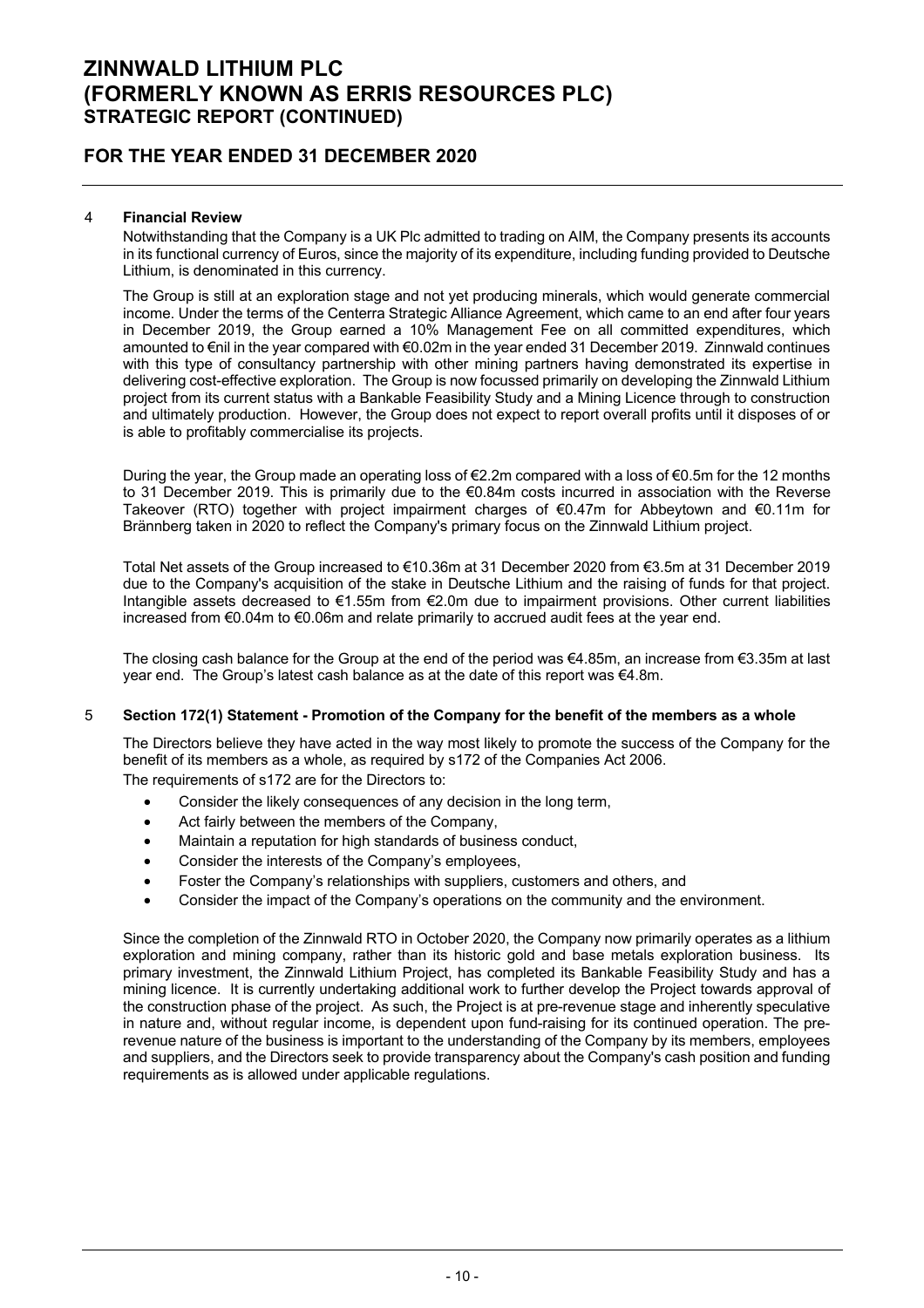# ZINNWALD LITHIUM PLC (FORMERLY KNOWN AS ERRIS RESOURCES PLC)
## STRATEGIC REPORT (CONTINUED)

## FOR THE YEAR ENDED 31 DECEMBER 2020

### 4 Financial Review

Notwithstanding that the Company is a UK Plc admitted to trading on AIM, the Company presents its accounts in its functional currency of Euros, since the majority of its expenditure, including funding provided to Deutsche Lithium, is denominated in this currency.

The Group is still at an exploration stage and not yet producing minerals, which would generate commercial income. Under the terms of the Centerra Strategic Alliance Agreement, which came to an end after four years in December 2019, the Group earned a 10% Management Fee on all committed expenditures, which amounted to €nil in the year compared with €0.02m in the year ended 31 December 2019. Zinnwald continues with this type of consultancy partnership with other mining partners having demonstrated its expertise in delivering cost-effective exploration. The Group is now focussed primarily on developing the Zinnwald Lithium project from its current status with a Bankable Feasibility Study and a Mining Licence through to construction and ultimately production. However, the Group does not expect to report overall profits until it disposes of or is able to profitably commercialise its projects.

During the year, the Group made an operating loss of €2.2m compared with a loss of €0.5m for the 12 months to 31 December 2019. This is primarily due to the €0.84m costs incurred in association with the Reverse Takeover (RTO) together with project impairment charges of €0.47m for Abbeytown and €0.11m for Brännberg taken in 2020 to reflect the Company's primary focus on the Zinnwald Lithium project.

Total Net assets of the Group increased to €10.36m at 31 December 2020 from €3.5m at 31 December 2019 due to the Company's acquisition of the stake in Deutsche Lithium and the raising of funds for that project. Intangible assets decreased to €1.55m from €2.0m due to impairment provisions. Other current liabilities increased from €0.04m to €0.06m and relate primarily to accrued audit fees at the year end.

The closing cash balance for the Group at the end of the period was €4.85m, an increase from €3.35m at last year end. The Group's latest cash balance as at the date of this report was €4.8m.

### 5 Section 172(1) Statement - Promotion of the Company for the benefit of the members as a whole

The Directors believe they have acted in the way most likely to promote the success of the Company for the benefit of its members as a whole, as required by s172 of the Companies Act 2006.

The requirements of s172 are for the Directors to:

- Consider the likely consequences of any decision in the long term,
- Act fairly between the members of the Company,
- Maintain a reputation for high standards of business conduct,
- Consider the interests of the Company's employees,
- Foster the Company's relationships with suppliers, customers and others, and
- Consider the impact of the Company's operations on the community and the environment.

Since the completion of the Zinnwald RTO in October 2020, the Company now primarily operates as a lithium exploration and mining company, rather than its historic gold and base metals exploration business. Its primary investment, the Zinnwald Lithium Project, has completed its Bankable Feasibility Study and has a mining licence. It is currently undertaking additional work to further develop the Project towards approval of the construction phase of the project. As such, the Project is at pre-revenue stage and inherently speculative in nature and, without regular income, is dependent upon fund-raising for its continued operation. The pre-revenue nature of the business is important to the understanding of the Company by its members, employees and suppliers, and the Directors seek to provide transparency about the Company's cash position and funding requirements as is allowed under applicable regulations.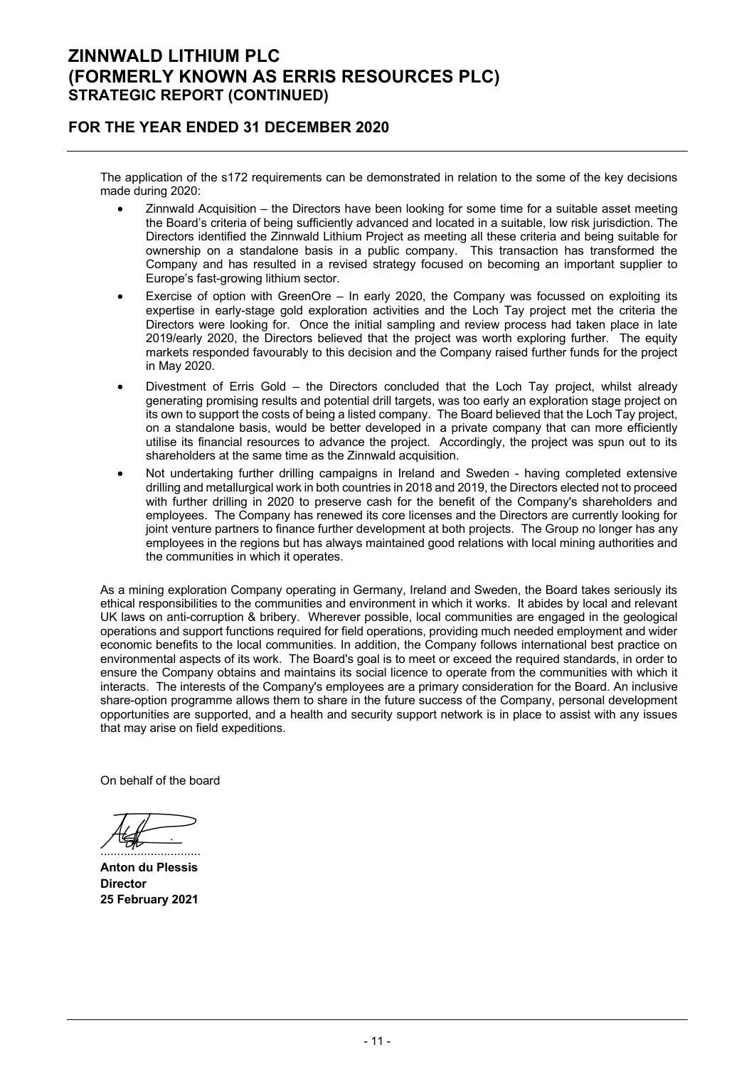The application of the s172 requirements can be demonstrated in relation to the some of the key decisions made during 2020:

- Zinnwald Acquisition – the Directors have been looking for some time for a suitable asset meeting the Board's criteria of being sufficiently advanced and located in a suitable, low risk jurisdiction. The Directors identified the Zinnwald Lithium Project as meeting all these criteria and being suitable for ownership on a standalone basis in a public company. This transaction has transformed the Company and has resulted in a revised strategy focused on becoming an important supplier to Europe's fast-growing lithium sector.
- Exercise of option with GreenOre – In early 2020, the Company was focussed on exploiting its expertise in early-stage gold exploration activities and the Loch Tay project met the criteria the Directors were looking for. Once the initial sampling and review process had taken place in late 2019/early 2020, the Directors believed that the project was worth exploring further. The equity markets responded favourably to this decision and the Company raised further funds for the project in May 2020.
- Divestment of Erris Gold – the Directors concluded that the Loch Tay project, whilst already generating promising results and potential drill targets, was too early an exploration stage project on its own to support the costs of being a listed company. The Board believed that the Loch Tay project, on a standalone basis, would be better developed in a private company that can more efficiently utilise its financial resources to advance the project. Accordingly, the project was spun out to its shareholders at the same time as the Zinnwald acquisition.
- Not undertaking further drilling campaigns in Ireland and Sweden - having completed extensive drilling and metallurgical work in both countries in 2018 and 2019, the Directors elected not to proceed with further drilling in 2020 to preserve cash for the benefit of the Company's shareholders and employees. The Company has renewed its core licenses and the Directors are currently looking for joint venture partners to finance further development at both projects. The Group no longer has any employees in the regions but has always maintained good relations with local mining authorities and the communities in which it operates.

As a mining exploration Company operating in Germany, Ireland and Sweden, the Board takes seriously its ethical responsibilities to the communities and environment in which it works. It abides by local and relevant UK laws on anti-corruption & bribery. Wherever possible, local communities are engaged in the geological operations and support functions required for field operations, providing much needed employment and wider economic benefits to the local communities. In addition, the Company follows international best practice on environmental aspects of its work. The Board's goal is to meet or exceed the required standards, in order to ensure the Company obtains and maintains its social licence to operate from the communities with which it interacts. The interests of the Company's employees are a primary consideration for the Board. An inclusive share-option programme allows them to share in the future success of the Company, personal development opportunities are supported, and a health and security support network is in place to assist with any issues that may arise on field expeditions.

On behalf of the board

..............................

**Anton du Plessis**
**Director**
**25 February 2021**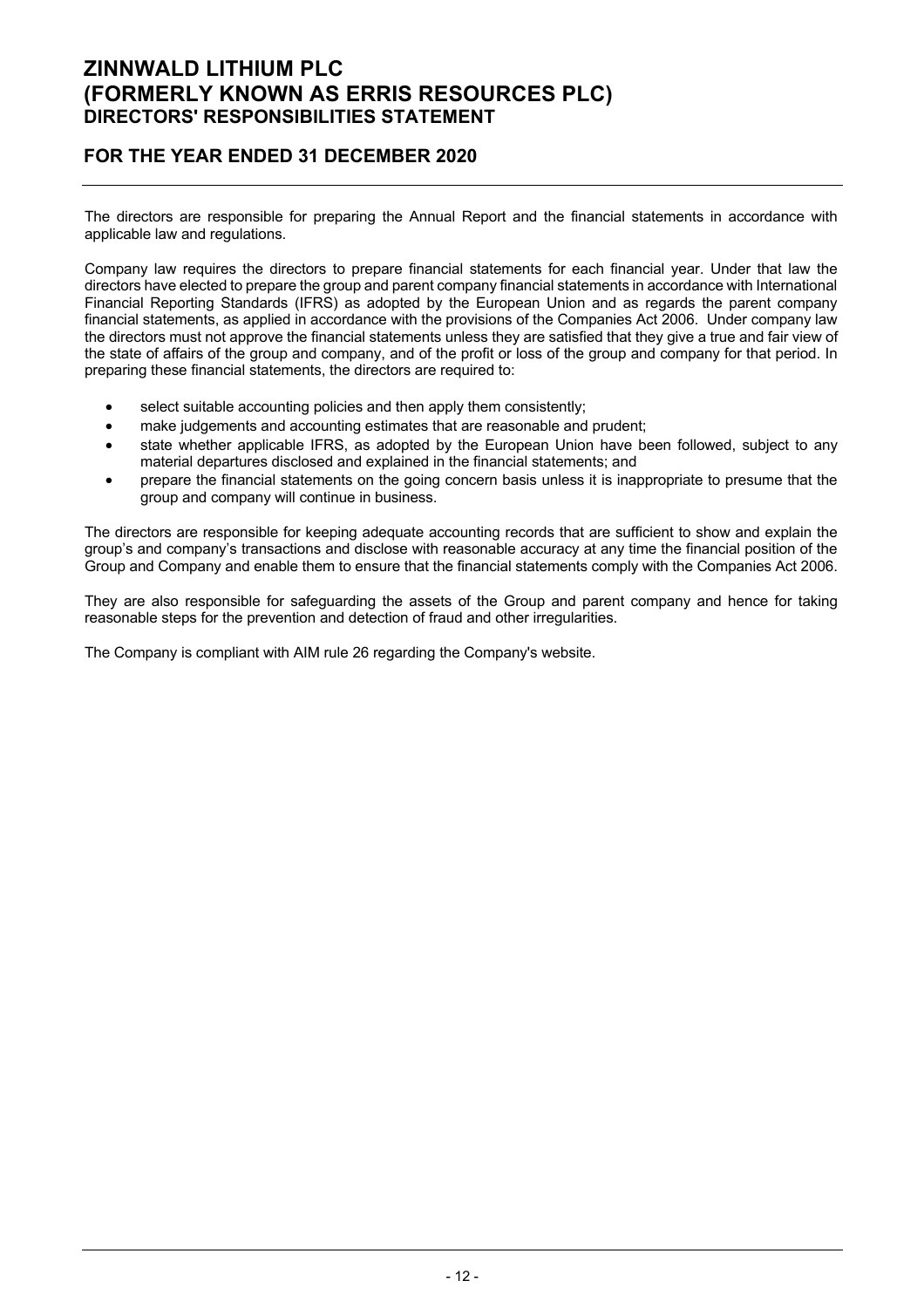# ZINNWALD LITHIUM PLC
# (FORMERLY KNOWN AS ERRIS RESOURCES PLC)
## DIRECTORS' RESPONSIBILITIES STATEMENT

## FOR THE YEAR ENDED 31 DECEMBER 2020

The directors are responsible for preparing the Annual Report and the financial statements in accordance with applicable law and regulations.

Company law requires the directors to prepare financial statements for each financial year. Under that law the directors have elected to prepare the group and parent company financial statements in accordance with International Financial Reporting Standards (IFRS) as adopted by the European Union and as regards the parent company financial statements, as applied in accordance with the provisions of the Companies Act 2006. Under company law the directors must not approve the financial statements unless they are satisfied that they give a true and fair view of the state of affairs of the group and company, and of the profit or loss of the group and company for that period. In preparing these financial statements, the directors are required to:

- select suitable accounting policies and then apply them consistently;
- make judgements and accounting estimates that are reasonable and prudent;
- state whether applicable IFRS, as adopted by the European Union have been followed, subject to any material departures disclosed and explained in the financial statements; and
- prepare the financial statements on the going concern basis unless it is inappropriate to presume that the group and company will continue in business.

The directors are responsible for keeping adequate accounting records that are sufficient to show and explain the group's and company's transactions and disclose with reasonable accuracy at any time the financial position of the Group and Company and enable them to ensure that the financial statements comply with the Companies Act 2006.

They are also responsible for safeguarding the assets of the Group and parent company and hence for taking reasonable steps for the prevention and detection of fraud and other irregularities.

The Company is compliant with AIM rule 26 regarding the Company's website.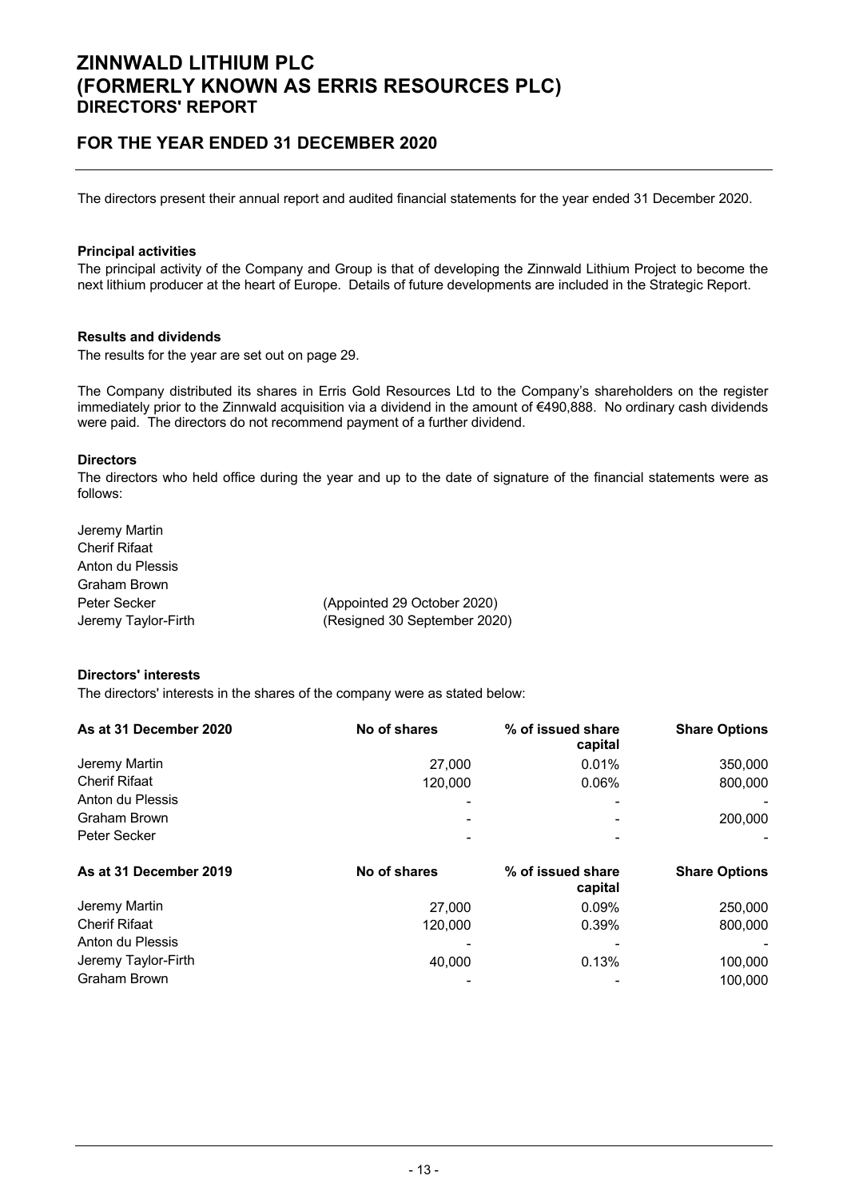# ZINNWALD LITHIUM PLC
# (FORMERLY KNOWN AS ERRIS RESOURCES PLC)
## DIRECTORS' REPORT

## FOR THE YEAR ENDED 31 DECEMBER 2020

The directors present their annual report and audited financial statements for the year ended 31 December 2020.

**Principal activities**

The principal activity of the Company and Group is that of developing the Zinnwald Lithium Project to become the next lithium producer at the heart of Europe. Details of future developments are included in the Strategic Report.

**Results and dividends**

The results for the year are set out on page 29.

The Company distributed its shares in Erris Gold Resources Ltd to the Company's shareholders on the register immediately prior to the Zinnwald acquisition via a dividend in the amount of €490,888. No ordinary cash dividends were paid. The directors do not recommend payment of a further dividend.

**Directors**

The directors who held office during the year and up to the date of signature of the financial statements were as follows:

Jeremy Martin
Cherif Rifaat
Anton du Plessis
Graham Brown
Peter Secker (Appointed 29 October 2020)
Jeremy Taylor-Firth (Resigned 30 September 2020)

**Directors' interests**

The directors' interests in the shares of the company were as stated below:

| As at 31 December 2020 | No of shares | % of issued share capital | Share Options |
|---|---|---|---|
| Jeremy Martin | 27,000 | 0.01% | 350,000 |
| Cherif Rifaat | 120,000 | 0.06% | 800,000 |
| Anton du Plessis | - | - | - |
| Graham Brown | - | - | 200,000 |
| Peter Secker | - | - | - |

| As at 31 December 2019 | No of shares | % of issued share capital | Share Options |
|---|---|---|---|
| Jeremy Martin | 27,000 | 0.09% | 250,000 |
| Cherif Rifaat | 120,000 | 0.39% | 800,000 |
| Anton du Plessis | - | - | - |
| Jeremy Taylor-Firth | 40,000 | 0.13% | 100,000 |
| Graham Brown | - | - | 100,000 |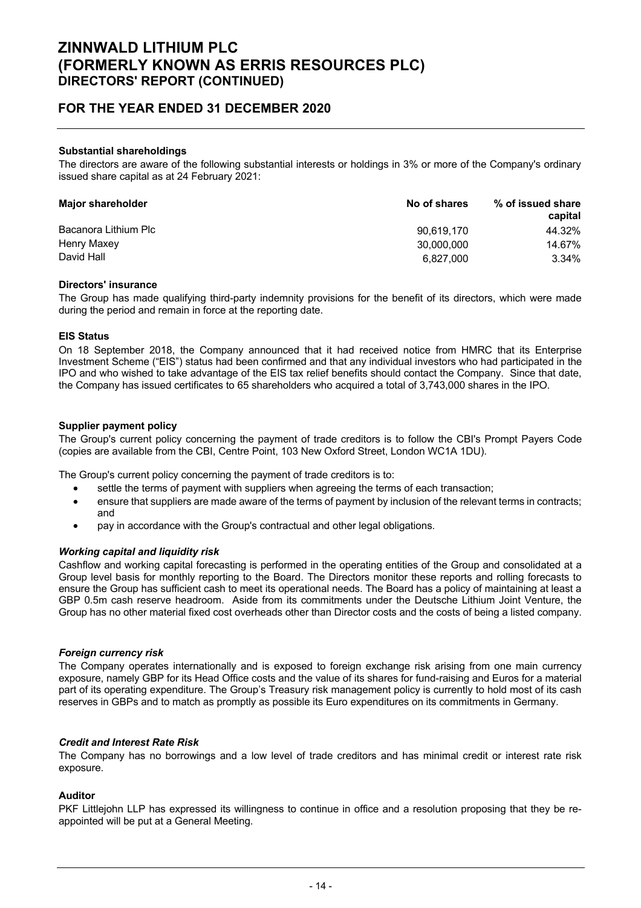# ZINNWALD LITHIUM PLC
# (FORMERLY KNOWN AS ERRIS RESOURCES PLC)
## DIRECTORS' REPORT (CONTINUED)

## FOR THE YEAR ENDED 31 DECEMBER 2020

**Substantial shareholdings**

The directors are aware of the following substantial interests or holdings in 3% or more of the Company's ordinary issued share capital as at 24 February 2021:

| Major shareholder | No of shares | % of issued share capital |
|---|---|---|
| Bacanora Lithium Plc | 90,619,170 | 44.32% |
| Henry Maxey | 30,000,000 | 14.67% |
| David Hall | 6,827,000 | 3.34% |

**Directors' insurance**

The Group has made qualifying third-party indemnity provisions for the benefit of its directors, which were made during the period and remain in force at the reporting date.

**EIS Status**

On 18 September 2018, the Company announced that it had received notice from HMRC that its Enterprise Investment Scheme ("EIS") status had been confirmed and that any individual investors who had participated in the IPO and who wished to take advantage of the EIS tax relief benefits should contact the Company. Since that date, the Company has issued certificates to 65 shareholders who acquired a total of 3,743,000 shares in the IPO.

**Supplier payment policy**

The Group's current policy concerning the payment of trade creditors is to follow the CBI's Prompt Payers Code (copies are available from the CBI, Centre Point, 103 New Oxford Street, London WC1A 1DU).

The Group's current policy concerning the payment of trade creditors is to:

- settle the terms of payment with suppliers when agreeing the terms of each transaction;
- ensure that suppliers are made aware of the terms of payment by inclusion of the relevant terms in contracts; and
- pay in accordance with the Group's contractual and other legal obligations.

***Working capital and liquidity risk***

Cashflow and working capital forecasting is performed in the operating entities of the Group and consolidated at a Group level basis for monthly reporting to the Board. The Directors monitor these reports and rolling forecasts to ensure the Group has sufficient cash to meet its operational needs. The Board has a policy of maintaining at least a GBP 0.5m cash reserve headroom. Aside from its commitments under the Deutsche Lithium Joint Venture, the Group has no other material fixed cost overheads other than Director costs and the costs of being a listed company.

***Foreign currency risk***

The Company operates internationally and is exposed to foreign exchange risk arising from one main currency exposure, namely GBP for its Head Office costs and the value of its shares for fund-raising and Euros for a material part of its operating expenditure. The Group's Treasury risk management policy is currently to hold most of its cash reserves in GBPs and to match as promptly as possible its Euro expenditures on its commitments in Germany.

***Credit and Interest Rate Risk***

The Company has no borrowings and a low level of trade creditors and has minimal credit or interest rate risk exposure.

**Auditor**

PKF Littlejohn LLP has expressed its willingness to continue in office and a resolution proposing that they be re-appointed will be put at a General Meeting.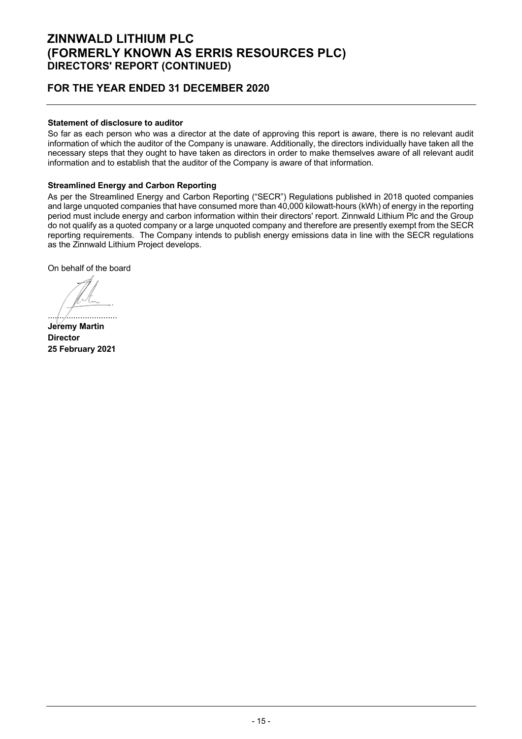#### Statement of disclosure to auditor

So far as each person who was a director at the date of approving this report is aware, there is no relevant audit information of which the auditor of the Company is unaware. Additionally, the directors individually have taken all the necessary steps that they ought to have taken as directors in order to make themselves aware of all relevant audit information and to establish that the auditor of the Company is aware of that information.

#### Streamlined Energy and Carbon Reporting

As per the Streamlined Energy and Carbon Reporting ("SECR") Regulations published in 2018 quoted companies and large unquoted companies that have consumed more than 40,000 kilowatt-hours (kWh) of energy in the reporting period must include energy and carbon information within their directors' report. Zinnwald Lithium Plc and the Group do not qualify as a quoted company or a large unquoted company and therefore are presently exempt from the SECR reporting requirements. The Company intends to publish energy emissions data in line with the SECR regulations as the Zinnwald Lithium Project develops.

On behalf of the board

..............................

**Jeremy Martin**
**Director**
**25 February 2021**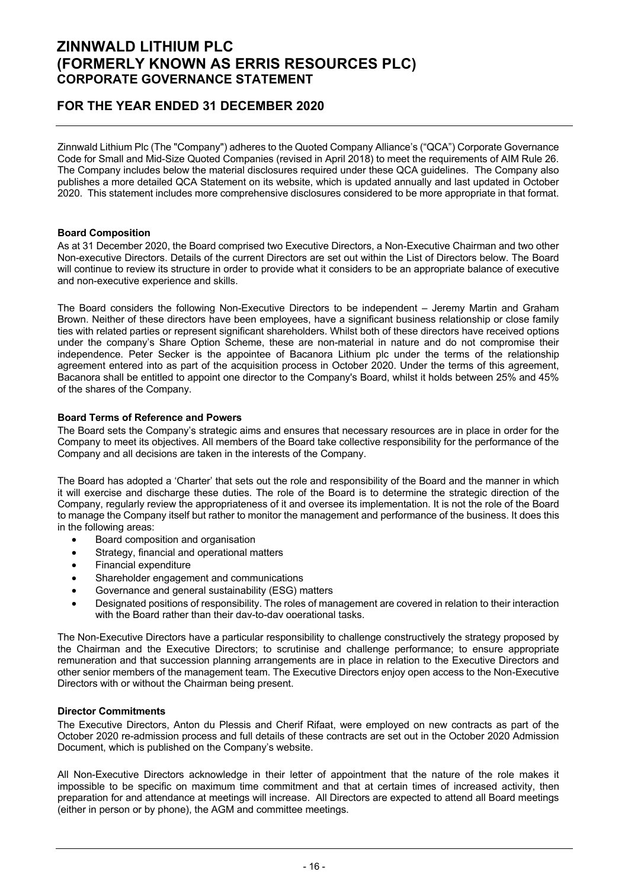# ZINNWALD LITHIUM PLC (FORMERLY KNOWN AS ERRIS RESOURCES PLC)
## CORPORATE GOVERNANCE STATEMENT

## FOR THE YEAR ENDED 31 DECEMBER 2020

Zinnwald Lithium Plc (The "Company") adheres to the Quoted Company Alliance's ("QCA") Corporate Governance Code for Small and Mid-Size Quoted Companies (revised in April 2018) to meet the requirements of AIM Rule 26. The Company includes below the material disclosures required under these QCA guidelines. The Company also publishes a more detailed QCA Statement on its website, which is updated annually and last updated in October 2020. This statement includes more comprehensive disclosures considered to be more appropriate in that format.

**Board Composition**

As at 31 December 2020, the Board comprised two Executive Directors, a Non-Executive Chairman and two other Non-executive Directors. Details of the current Directors are set out within the List of Directors below. The Board will continue to review its structure in order to provide what it considers to be an appropriate balance of executive and non-executive experience and skills.

The Board considers the following Non-Executive Directors to be independent – Jeremy Martin and Graham Brown. Neither of these directors have been employees, have a significant business relationship or close family ties with related parties or represent significant shareholders. Whilst both of these directors have received options under the company's Share Option Scheme, these are non-material in nature and do not compromise their independence. Peter Secker is the appointee of Bacanora Lithium plc under the terms of the relationship agreement entered into as part of the acquisition process in October 2020. Under the terms of this agreement, Bacanora shall be entitled to appoint one director to the Company's Board, whilst it holds between 25% and 45% of the shares of the Company.

**Board Terms of Reference and Powers**

The Board sets the Company's strategic aims and ensures that necessary resources are in place in order for the Company to meet its objectives. All members of the Board take collective responsibility for the performance of the Company and all decisions are taken in the interests of the Company.

The Board has adopted a 'Charter' that sets out the role and responsibility of the Board and the manner in which it will exercise and discharge these duties. The role of the Board is to determine the strategic direction of the Company, regularly review the appropriateness of it and oversee its implementation. It is not the role of the Board to manage the Company itself but rather to monitor the management and performance of the business. It does this in the following areas:

- Board composition and organisation
- Strategy, financial and operational matters
- Financial expenditure
- Shareholder engagement and communications
- Governance and general sustainability (ESG) matters
- Designated positions of responsibility. The roles of management are covered in relation to their interaction with the Board rather than their day-to-day operational tasks.

The Non-Executive Directors have a particular responsibility to challenge constructively the strategy proposed by the Chairman and the Executive Directors; to scrutinise and challenge performance; to ensure appropriate remuneration and that succession planning arrangements are in place in relation to the Executive Directors and other senior members of the management team. The Executive Directors enjoy open access to the Non-Executive Directors with or without the Chairman being present.

**Director Commitments**

The Executive Directors, Anton du Plessis and Cherif Rifaat, were employed on new contracts as part of the October 2020 re-admission process and full details of these contracts are set out in the October 2020 Admission Document, which is published on the Company's website.

All Non-Executive Directors acknowledge in their letter of appointment that the nature of the role makes it impossible to be specific on maximum time commitment and that at certain times of increased activity, then preparation for and attendance at meetings will increase. All Directors are expected to attend all Board meetings (either in person or by phone), the AGM and committee meetings.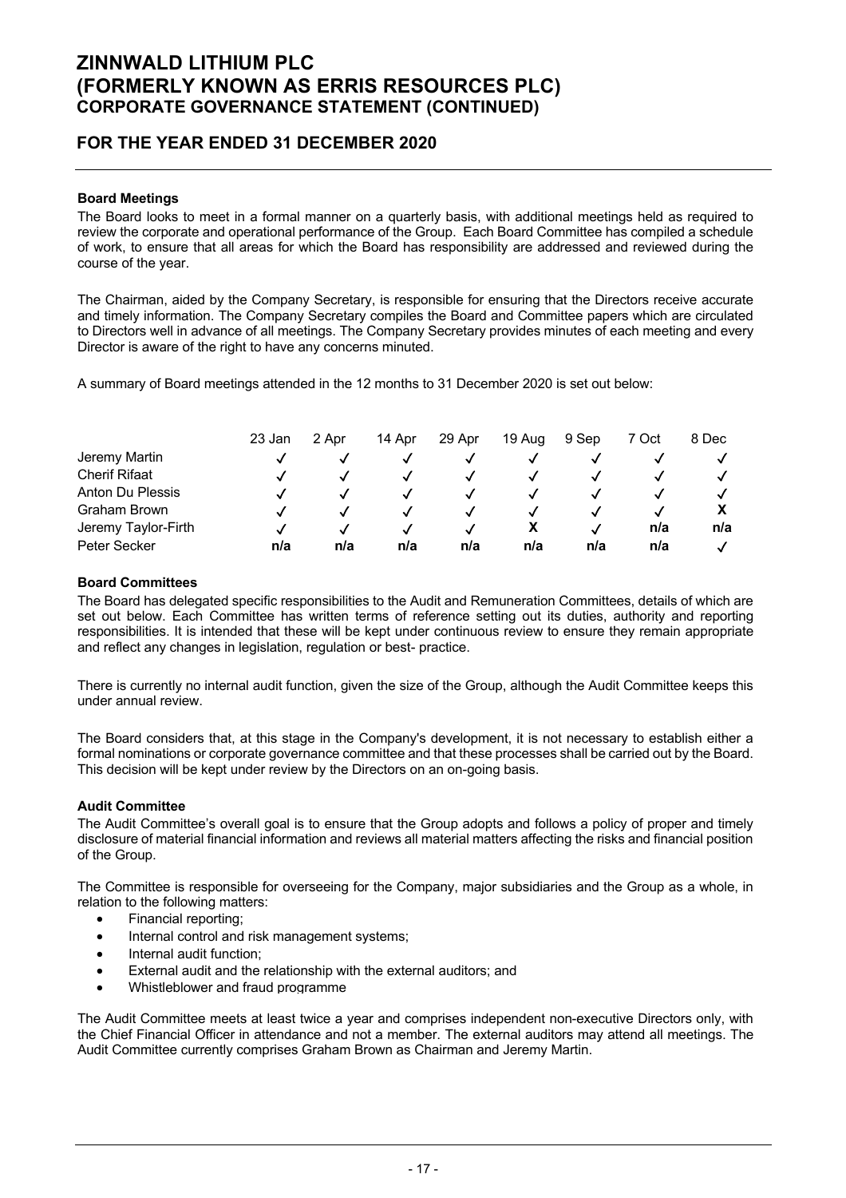### Board Meetings

The Board looks to meet in a formal manner on a quarterly basis, with additional meetings held as required to review the corporate and operational performance of the Group. Each Board Committee has compiled a schedule of work, to ensure that all areas for which the Board has responsibility are addressed and reviewed during the course of the year.

The Chairman, aided by the Company Secretary, is responsible for ensuring that the Directors receive accurate and timely information. The Company Secretary compiles the Board and Committee papers which are circulated to Directors well in advance of all meetings. The Company Secretary provides minutes of each meeting and every Director is aware of the right to have any concerns minuted.

A summary of Board meetings attended in the 12 months to 31 December 2020 is set out below:

| | 23 Jan | 2 Apr | 14 Apr | 29 Apr | 19 Aug | 9 Sep | 7 Oct | 8 Dec |
|---|---|---|---|---|---|---|---|---|
| Jeremy Martin | ✓ | ✓ | ✓ | ✓ | ✓ | ✓ | ✓ | ✓ |
| Cherif Rifaat | ✓ | ✓ | ✓ | ✓ | ✓ | ✓ | ✓ | ✓ |
| Anton Du Plessis | ✓ | ✓ | ✓ | ✓ | ✓ | ✓ | ✓ | ✓ |
| Graham Brown | ✓ | ✓ | ✓ | ✓ | ✓ | ✓ | ✓ | X |
| Jeremy Taylor-Firth | ✓ | ✓ | ✓ | ✓ | X | ✓ | n/a | n/a |
| Peter Secker | n/a | n/a | n/a | n/a | n/a | n/a | n/a | ✓ |

### Board Committees

The Board has delegated specific responsibilities to the Audit and Remuneration Committees, details of which are set out below. Each Committee has written terms of reference setting out its duties, authority and reporting responsibilities. It is intended that these will be kept under continuous review to ensure they remain appropriate and reflect any changes in legislation, regulation or best- practice.

There is currently no internal audit function, given the size of the Group, although the Audit Committee keeps this under annual review.

The Board considers that, at this stage in the Company's development, it is not necessary to establish either a formal nominations or corporate governance committee and that these processes shall be carried out by the Board. This decision will be kept under review by the Directors on an on-going basis.

### Audit Committee

The Audit Committee's overall goal is to ensure that the Group adopts and follows a policy of proper and timely disclosure of material financial information and reviews all material matters affecting the risks and financial position of the Group.

The Committee is responsible for overseeing for the Company, major subsidiaries and the Group as a whole, in relation to the following matters:

- Financial reporting;
- Internal control and risk management systems;
- Internal audit function;
- External audit and the relationship with the external auditors; and
- Whistleblower and fraud programme

The Audit Committee meets at least twice a year and comprises independent non-executive Directors only, with the Chief Financial Officer in attendance and not a member. The external auditors may attend all meetings. The Audit Committee currently comprises Graham Brown as Chairman and Jeremy Martin.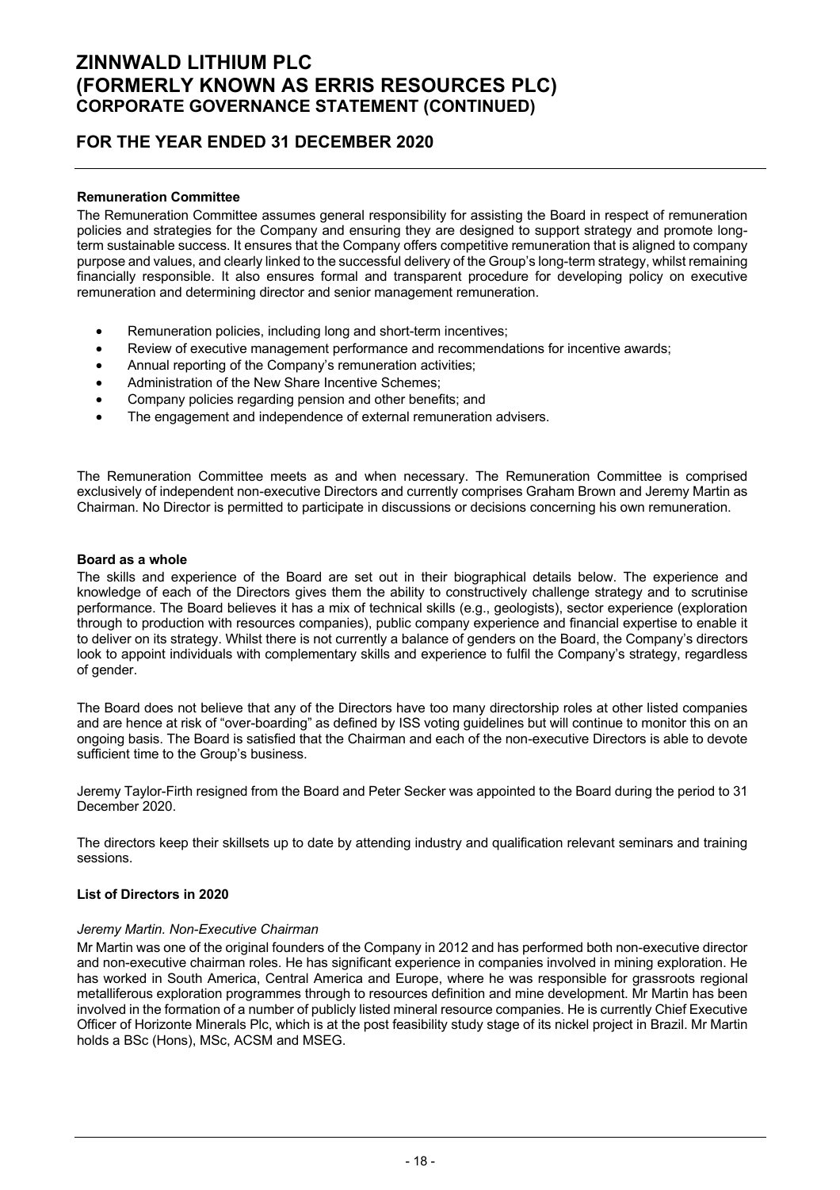**Remuneration Committee**

The Remuneration Committee assumes general responsibility for assisting the Board in respect of remuneration policies and strategies for the Company and ensuring they are designed to support strategy and promote long-term sustainable success. It ensures that the Company offers competitive remuneration that is aligned to company purpose and values, and clearly linked to the successful delivery of the Group's long-term strategy, whilst remaining financially responsible. It also ensures formal and transparent procedure for developing policy on executive remuneration and determining director and senior management remuneration.

- Remuneration policies, including long and short-term incentives;
- Review of executive management performance and recommendations for incentive awards;
- Annual reporting of the Company's remuneration activities;
- Administration of the New Share Incentive Schemes;
- Company policies regarding pension and other benefits; and
- The engagement and independence of external remuneration advisers.

The Remuneration Committee meets as and when necessary. The Remuneration Committee is comprised exclusively of independent non-executive Directors and currently comprises Graham Brown and Jeremy Martin as Chairman. No Director is permitted to participate in discussions or decisions concerning his own remuneration.

**Board as a whole**

The skills and experience of the Board are set out in their biographical details below. The experience and knowledge of each of the Directors gives them the ability to constructively challenge strategy and to scrutinise performance. The Board believes it has a mix of technical skills (e.g., geologists), sector experience (exploration through to production with resources companies), public company experience and financial expertise to enable it to deliver on its strategy. Whilst there is not currently a balance of genders on the Board, the Company's directors look to appoint individuals with complementary skills and experience to fulfil the Company's strategy, regardless of gender.

The Board does not believe that any of the Directors have too many directorship roles at other listed companies and are hence at risk of "over-boarding" as defined by ISS voting guidelines but will continue to monitor this on an ongoing basis. The Board is satisfied that the Chairman and each of the non-executive Directors is able to devote sufficient time to the Group's business.

Jeremy Taylor-Firth resigned from the Board and Peter Secker was appointed to the Board during the period to 31 December 2020.

The directors keep their skillsets up to date by attending industry and qualification relevant seminars and training sessions.

**List of Directors in 2020**

*Jeremy Martin. Non-Executive Chairman*

Mr Martin was one of the original founders of the Company in 2012 and has performed both non-executive director and non-executive chairman roles. He has significant experience in companies involved in mining exploration. He has worked in South America, Central America and Europe, where he was responsible for grassroots regional metalliferous exploration programmes through to resources definition and mine development. Mr Martin has been involved in the formation of a number of publicly listed mineral resource companies. He is currently Chief Executive Officer of Horizonte Minerals Plc, which is at the post feasibility study stage of its nickel project in Brazil. Mr Martin holds a BSc (Hons), MSc, ACSM and MSEG.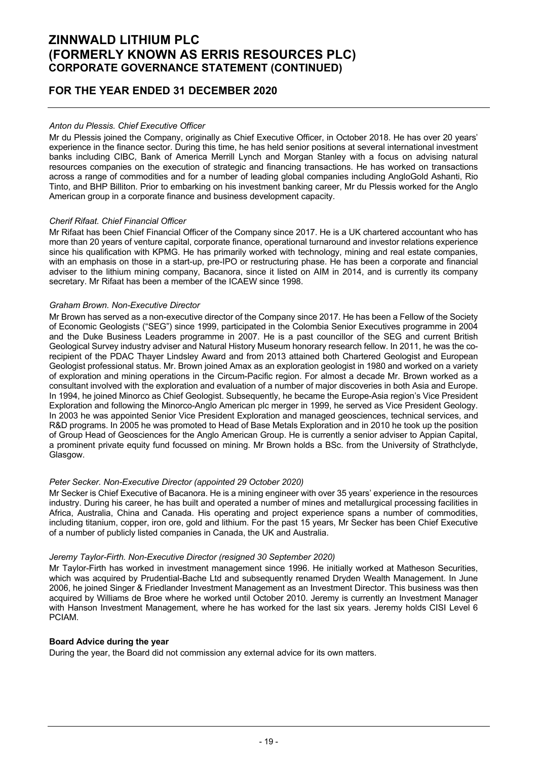*Anton du Plessis. Chief Executive Officer*

Mr du Plessis joined the Company, originally as Chief Executive Officer, in October 2018. He has over 20 years' experience in the finance sector. During this time, he has held senior positions at several international investment banks including CIBC, Bank of America Merrill Lynch and Morgan Stanley with a focus on advising natural resources companies on the execution of strategic and financing transactions. He has worked on transactions across a range of commodities and for a number of leading global companies including AngloGold Ashanti, Rio Tinto, and BHP Billiton. Prior to embarking on his investment banking career, Mr du Plessis worked for the Anglo American group in a corporate finance and business development capacity.

*Cherif Rifaat. Chief Financial Officer*

Mr Rifaat has been Chief Financial Officer of the Company since 2017. He is a UK chartered accountant who has more than 20 years of venture capital, corporate finance, operational turnaround and investor relations experience since his qualification with KPMG. He has primarily worked with technology, mining and real estate companies, with an emphasis on those in a start-up, pre-IPO or restructuring phase. He has been a corporate and financial adviser to the lithium mining company, Bacanora, since it listed on AIM in 2014, and is currently its company secretary. Mr Rifaat has been a member of the ICAEW since 1998.

*Graham Brown. Non-Executive Director*

Mr Brown has served as a non-executive director of the Company since 2017. He has been a Fellow of the Society of Economic Geologists ("SEG") since 1999, participated in the Colombia Senior Executives programme in 2004 and the Duke Business Leaders programme in 2007. He is a past councillor of the SEG and current British Geological Survey industry adviser and Natural History Museum honorary research fellow. In 2011, he was the co-recipient of the PDAC Thayer Lindsley Award and from 2013 attained both Chartered Geologist and European Geologist professional status. Mr. Brown joined Amax as an exploration geologist in 1980 and worked on a variety of exploration and mining operations in the Circum-Pacific region. For almost a decade Mr. Brown worked as a consultant involved with the exploration and evaluation of a number of major discoveries in both Asia and Europe. In 1994, he joined Minorco as Chief Geologist. Subsequently, he became the Europe-Asia region's Vice President Exploration and following the Minorco-Anglo American plc merger in 1999, he served as Vice President Geology. In 2003 he was appointed Senior Vice President Exploration and managed geosciences, technical services, and R&D programs. In 2005 he was promoted to Head of Base Metals Exploration and in 2010 he took up the position of Group Head of Geosciences for the Anglo American Group. He is currently a senior adviser to Appian Capital, a prominent private equity fund focussed on mining. Mr Brown holds a BSc. from the University of Strathclyde, Glasgow.

*Peter Secker. Non-Executive Director (appointed 29 October 2020)*

Mr Secker is Chief Executive of Bacanora. He is a mining engineer with over 35 years' experience in the resources industry. During his career, he has built and operated a number of mines and metallurgical processing facilities in Africa, Australia, China and Canada. His operating and project experience spans a number of commodities, including titanium, copper, iron ore, gold and lithium. For the past 15 years, Mr Secker has been Chief Executive of a number of publicly listed companies in Canada, the UK and Australia.

*Jeremy Taylor-Firth. Non-Executive Director (resigned 30 September 2020)*

Mr Taylor-Firth has worked in investment management since 1996. He initially worked at Matheson Securities, which was acquired by Prudential-Bache Ltd and subsequently renamed Dryden Wealth Management. In June 2006, he joined Singer & Friedlander Investment Management as an Investment Director. This business was then acquired by Williams de Broe where he worked until October 2010. Jeremy is currently an Investment Manager with Hanson Investment Management, where he has worked for the last six years. Jeremy holds CISI Level 6 PCIAM.

**Board Advice during the year**

During the year, the Board did not commission any external advice for its own matters.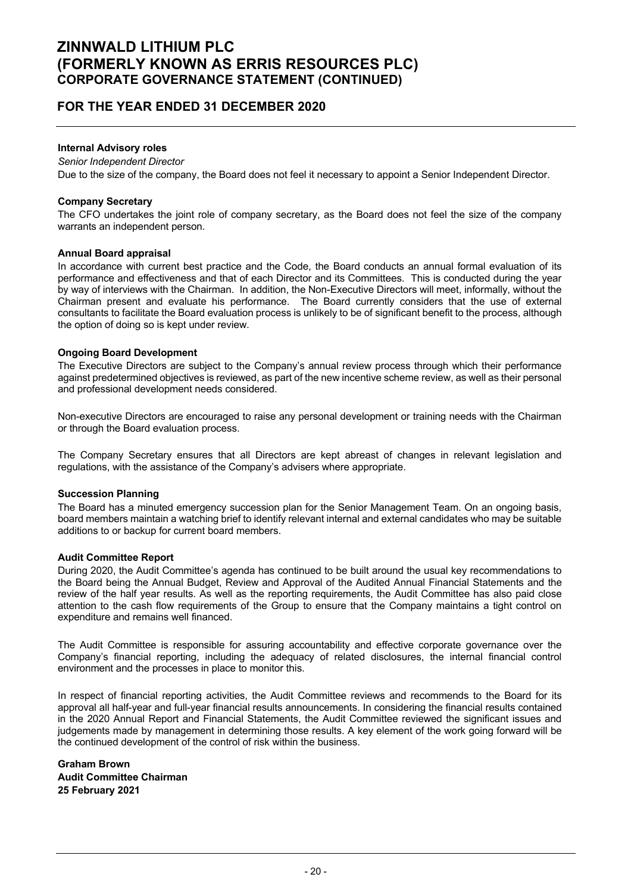# ZINNWALD LITHIUM PLC
# (FORMERLY KNOWN AS ERRIS RESOURCES PLC)
## CORPORATE GOVERNANCE STATEMENT (CONTINUED)

## FOR THE YEAR ENDED 31 DECEMBER 2020

**Internal Advisory roles**

*Senior Independent Director*

Due to the size of the company, the Board does not feel it necessary to appoint a Senior Independent Director.

**Company Secretary**

The CFO undertakes the joint role of company secretary, as the Board does not feel the size of the company warrants an independent person.

**Annual Board appraisal**

In accordance with current best practice and the Code, the Board conducts an annual formal evaluation of its performance and effectiveness and that of each Director and its Committees. This is conducted during the year by way of interviews with the Chairman. In addition, the Non-Executive Directors will meet, informally, without the Chairman present and evaluate his performance. The Board currently considers that the use of external consultants to facilitate the Board evaluation process is unlikely to be of significant benefit to the process, although the option of doing so is kept under review.

**Ongoing Board Development**

The Executive Directors are subject to the Company's annual review process through which their performance against predetermined objectives is reviewed, as part of the new incentive scheme review, as well as their personal and professional development needs considered.

Non-executive Directors are encouraged to raise any personal development or training needs with the Chairman or through the Board evaluation process.

The Company Secretary ensures that all Directors are kept abreast of changes in relevant legislation and regulations, with the assistance of the Company's advisers where appropriate.

**Succession Planning**

The Board has a minuted emergency succession plan for the Senior Management Team. On an ongoing basis, board members maintain a watching brief to identify relevant internal and external candidates who may be suitable additions to or backup for current board members.

**Audit Committee Report**

During 2020, the Audit Committee's agenda has continued to be built around the usual key recommendations to the Board being the Annual Budget, Review and Approval of the Audited Annual Financial Statements and the review of the half year results. As well as the reporting requirements, the Audit Committee has also paid close attention to the cash flow requirements of the Group to ensure that the Company maintains a tight control on expenditure and remains well financed.

The Audit Committee is responsible for assuring accountability and effective corporate governance over the Company's financial reporting, including the adequacy of related disclosures, the internal financial control environment and the processes in place to monitor this.

In respect of financial reporting activities, the Audit Committee reviews and recommends to the Board for its approval all half-year and full-year financial results announcements. In considering the financial results contained in the 2020 Annual Report and Financial Statements, the Audit Committee reviewed the significant issues and judgements made by management in determining those results. A key element of the work going forward will be the continued development of the control of risk within the business.

**Graham Brown**
**Audit Committee Chairman**
**25 February 2021**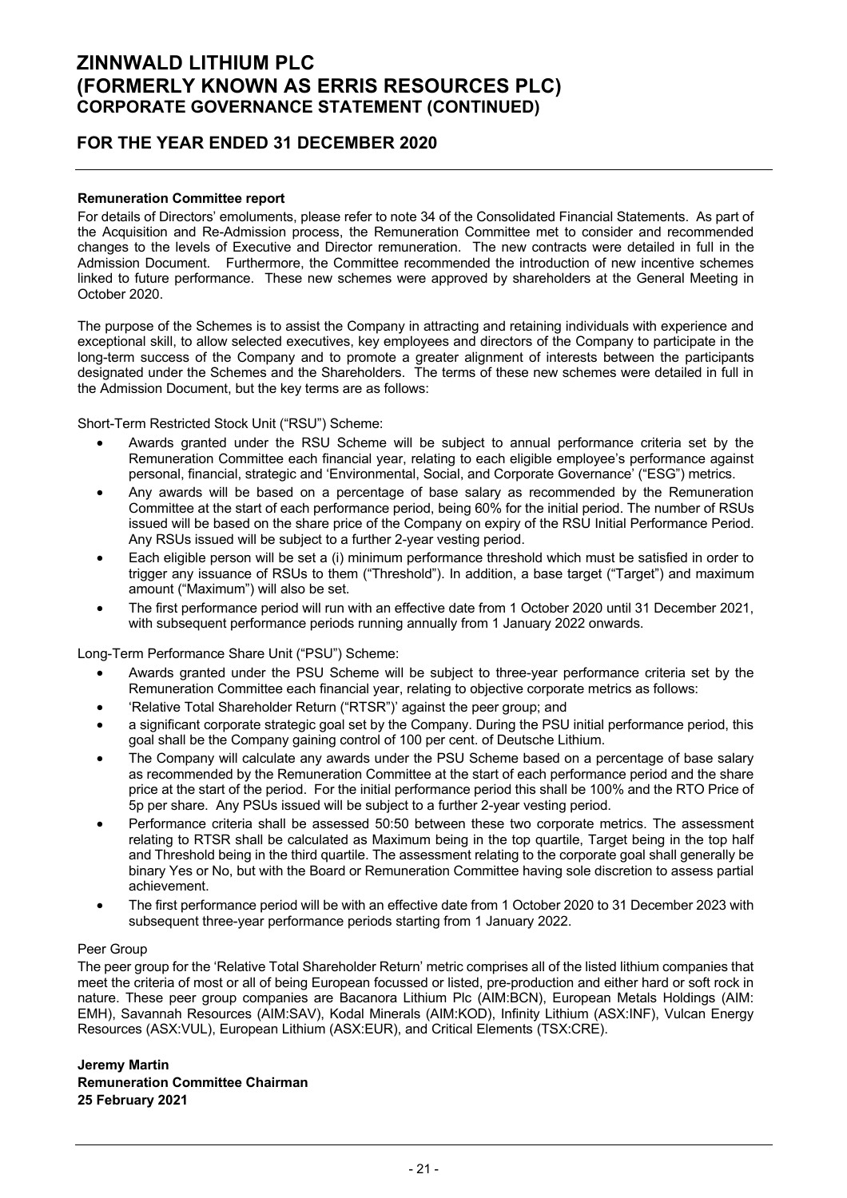**Remuneration Committee report**

For details of Directors' emoluments, please refer to note 34 of the Consolidated Financial Statements. As part of the Acquisition and Re-Admission process, the Remuneration Committee met to consider and recommended changes to the levels of Executive and Director remuneration. The new contracts were detailed in full in the Admission Document. Furthermore, the Committee recommended the introduction of new incentive schemes linked to future performance. These new schemes were approved by shareholders at the General Meeting in October 2020.

The purpose of the Schemes is to assist the Company in attracting and retaining individuals with experience and exceptional skill, to allow selected executives, key employees and directors of the Company to participate in the long-term success of the Company and to promote a greater alignment of interests between the participants designated under the Schemes and the Shareholders. The terms of these new schemes were detailed in full in the Admission Document, but the key terms are as follows:

Short-Term Restricted Stock Unit ("RSU") Scheme:

- Awards granted under the RSU Scheme will be subject to annual performance criteria set by the Remuneration Committee each financial year, relating to each eligible employee's performance against personal, financial, strategic and 'Environmental, Social, and Corporate Governance' ("ESG") metrics.
- Any awards will be based on a percentage of base salary as recommended by the Remuneration Committee at the start of each performance period, being 60% for the initial period. The number of RSUs issued will be based on the share price of the Company on expiry of the RSU Initial Performance Period. Any RSUs issued will be subject to a further 2-year vesting period.
- Each eligible person will be set a (i) minimum performance threshold which must be satisfied in order to trigger any issuance of RSUs to them ("Threshold"). In addition, a base target ("Target") and maximum amount ("Maximum") will also be set.
- The first performance period will run with an effective date from 1 October 2020 until 31 December 2021, with subsequent performance periods running annually from 1 January 2022 onwards.

Long-Term Performance Share Unit ("PSU") Scheme:

- Awards granted under the PSU Scheme will be subject to three-year performance criteria set by the Remuneration Committee each financial year, relating to objective corporate metrics as follows:
- 'Relative Total Shareholder Return ("RTSR")' against the peer group; and
- a significant corporate strategic goal set by the Company. During the PSU initial performance period, this goal shall be the Company gaining control of 100 per cent. of Deutsche Lithium.
- The Company will calculate any awards under the PSU Scheme based on a percentage of base salary as recommended by the Remuneration Committee at the start of each performance period and the share price at the start of the period. For the initial performance period this shall be 100% and the RTO Price of 5p per share. Any PSUs issued will be subject to a further 2-year vesting period.
- Performance criteria shall be assessed 50:50 between these two corporate metrics. The assessment relating to RTSR shall be calculated as Maximum being in the top quartile, Target being in the top half and Threshold being in the third quartile. The assessment relating to the corporate goal shall generally be binary Yes or No, but with the Board or Remuneration Committee having sole discretion to assess partial achievement.
- The first performance period will be with an effective date from 1 October 2020 to 31 December 2023 with subsequent three-year performance periods starting from 1 January 2022.

Peer Group

The peer group for the 'Relative Total Shareholder Return' metric comprises all of the listed lithium companies that meet the criteria of most or all of being European focussed or listed, pre-production and either hard or soft rock in nature. These peer group companies are Bacanora Lithium Plc (AIM:BCN), European Metals Holdings (AIM: EMH), Savannah Resources (AIM:SAV), Kodal Minerals (AIM:KOD), Infinity Lithium (ASX:INF), Vulcan Energy Resources (ASX:VUL), European Lithium (ASX:EUR), and Critical Elements (TSX:CRE).

**Jeremy Martin**
**Remuneration Committee Chairman**
**25 February 2021**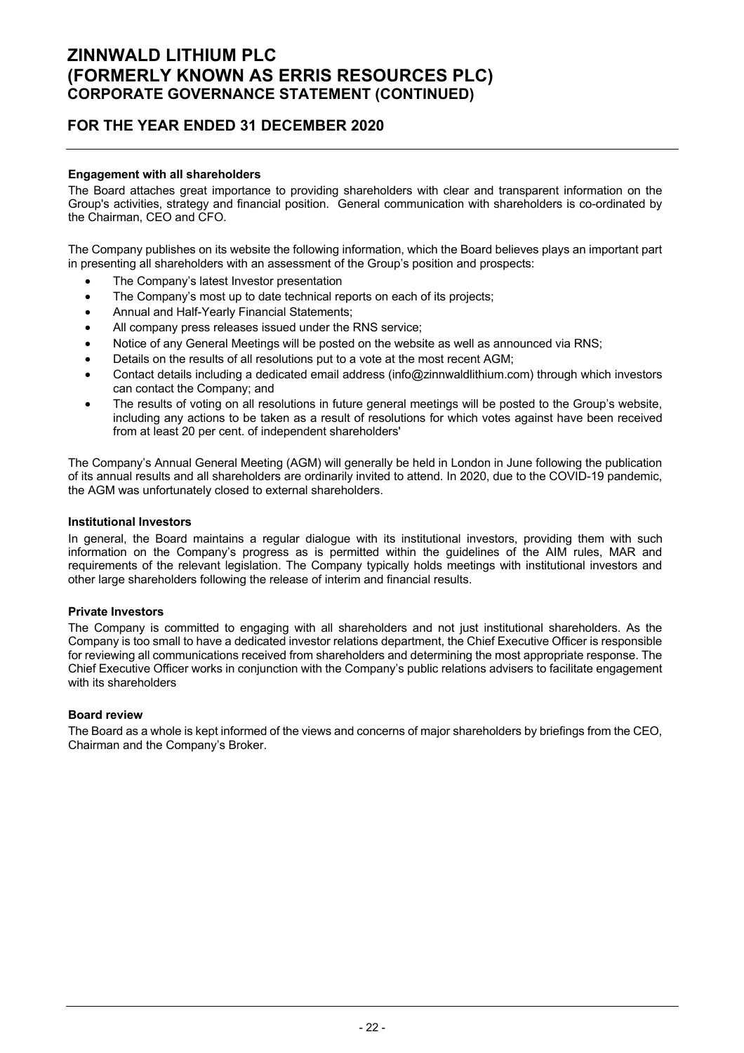# ZINNWALD LITHIUM PLC
# (FORMERLY KNOWN AS ERRIS RESOURCES PLC)
## CORPORATE GOVERNANCE STATEMENT (CONTINUED)

## FOR THE YEAR ENDED 31 DECEMBER 2020

**Engagement with all shareholders**

The Board attaches great importance to providing shareholders with clear and transparent information on the Group's activities, strategy and financial position. General communication with shareholders is co-ordinated by the Chairman, CEO and CFO.

The Company publishes on its website the following information, which the Board believes plays an important part in presenting all shareholders with an assessment of the Group's position and prospects:

- The Company's latest Investor presentation
- The Company's most up to date technical reports on each of its projects;
- Annual and Half-Yearly Financial Statements;
- All company press releases issued under the RNS service;
- Notice of any General Meetings will be posted on the website as well as announced via RNS;
- Details on the results of all resolutions put to a vote at the most recent AGM;
- Contact details including a dedicated email address (info@zinnwaldlithium.com) through which investors can contact the Company; and
- The results of voting on all resolutions in future general meetings will be posted to the Group's website, including any actions to be taken as a result of resolutions for which votes against have been received from at least 20 per cent. of independent shareholders'

The Company's Annual General Meeting (AGM) will generally be held in London in June following the publication of its annual results and all shareholders are ordinarily invited to attend. In 2020, due to the COVID-19 pandemic, the AGM was unfortunately closed to external shareholders.

**Institutional Investors**

In general, the Board maintains a regular dialogue with its institutional investors, providing them with such information on the Company's progress as is permitted within the guidelines of the AIM rules, MAR and requirements of the relevant legislation. The Company typically holds meetings with institutional investors and other large shareholders following the release of interim and financial results.

**Private Investors**

The Company is committed to engaging with all shareholders and not just institutional shareholders. As the Company is too small to have a dedicated investor relations department, the Chief Executive Officer is responsible for reviewing all communications received from shareholders and determining the most appropriate response. The Chief Executive Officer works in conjunction with the Company's public relations advisers to facilitate engagement with its shareholders

**Board review**

The Board as a whole is kept informed of the views and concerns of major shareholders by briefings from the CEO, Chairman and the Company's Broker.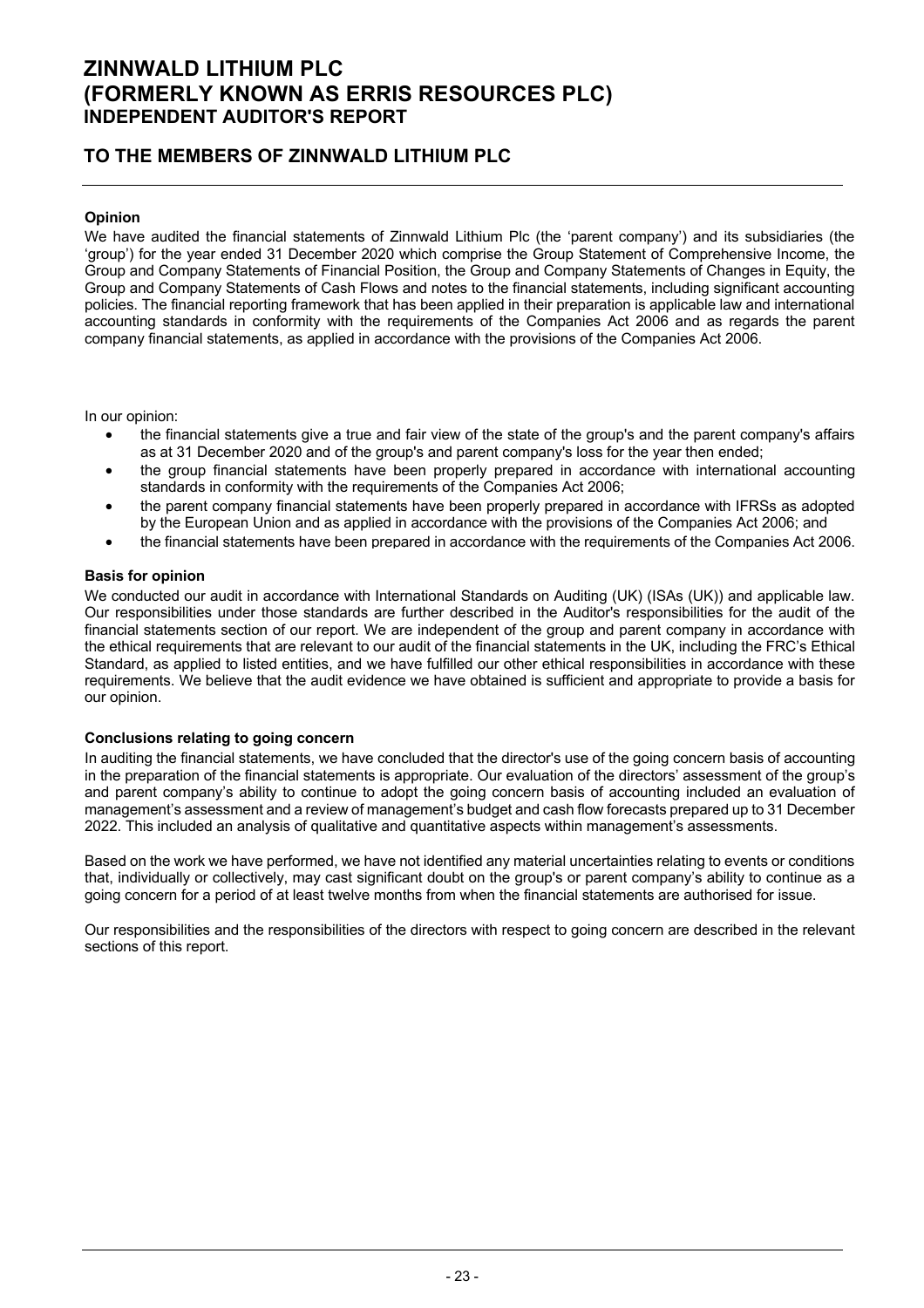# ZINNWALD LITHIUM PLC
# (FORMERLY KNOWN AS ERRIS RESOURCES PLC)
## INDEPENDENT AUDITOR'S REPORT

## TO THE MEMBERS OF ZINNWALD LITHIUM PLC

**Opinion**

We have audited the financial statements of Zinnwald Lithium Plc (the 'parent company') and its subsidiaries (the 'group') for the year ended 31 December 2020 which comprise the Group Statement of Comprehensive Income, the Group and Company Statements of Financial Position, the Group and Company Statements of Changes in Equity, the Group and Company Statements of Cash Flows and notes to the financial statements, including significant accounting policies. The financial reporting framework that has been applied in their preparation is applicable law and international accounting standards in conformity with the requirements of the Companies Act 2006 and as regards the parent company financial statements, as applied in accordance with the provisions of the Companies Act 2006.

In our opinion:

- the financial statements give a true and fair view of the state of the group's and the parent company's affairs as at 31 December 2020 and of the group's and parent company's loss for the year then ended;
- the group financial statements have been properly prepared in accordance with international accounting standards in conformity with the requirements of the Companies Act 2006;
- the parent company financial statements have been properly prepared in accordance with IFRSs as adopted by the European Union and as applied in accordance with the provisions of the Companies Act 2006; and
- the financial statements have been prepared in accordance with the requirements of the Companies Act 2006.

**Basis for opinion**

We conducted our audit in accordance with International Standards on Auditing (UK) (ISAs (UK)) and applicable law. Our responsibilities under those standards are further described in the Auditor's responsibilities for the audit of the financial statements section of our report. We are independent of the group and parent company in accordance with the ethical requirements that are relevant to our audit of the financial statements in the UK, including the FRC's Ethical Standard, as applied to listed entities, and we have fulfilled our other ethical responsibilities in accordance with these requirements. We believe that the audit evidence we have obtained is sufficient and appropriate to provide a basis for our opinion.

**Conclusions relating to going concern**

In auditing the financial statements, we have concluded that the director's use of the going concern basis of accounting in the preparation of the financial statements is appropriate. Our evaluation of the directors' assessment of the group's and parent company's ability to continue to adopt the going concern basis of accounting included an evaluation of management's assessment and a review of management's budget and cash flow forecasts prepared up to 31 December 2022. This included an analysis of qualitative and quantitative aspects within management's assessments.

Based on the work we have performed, we have not identified any material uncertainties relating to events or conditions that, individually or collectively, may cast significant doubt on the group's or parent company's ability to continue as a going concern for a period of at least twelve months from when the financial statements are authorised for issue.

Our responsibilities and the responsibilities of the directors with respect to going concern are described in the relevant sections of this report.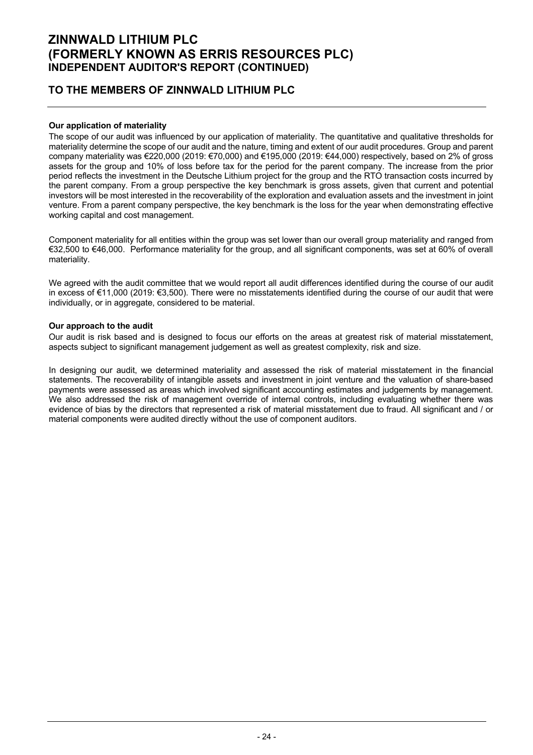# ZINNWALD LITHIUM PLC
# (FORMERLY KNOWN AS ERRIS RESOURCES PLC)
## INDEPENDENT AUDITOR'S REPORT (CONTINUED)

## TO THE MEMBERS OF ZINNWALD LITHIUM PLC

**Our application of materiality**

The scope of our audit was influenced by our application of materiality. The quantitative and qualitative thresholds for materiality determine the scope of our audit and the nature, timing and extent of our audit procedures. Group and parent company materiality was €220,000 (2019: €70,000) and €195,000 (2019: €44,000) respectively, based on 2% of gross assets for the group and 10% of loss before tax for the period for the parent company. The increase from the prior period reflects the investment in the Deutsche Lithium project for the group and the RTO transaction costs incurred by the parent company. From a group perspective the key benchmark is gross assets, given that current and potential investors will be most interested in the recoverability of the exploration and evaluation assets and the investment in joint venture. From a parent company perspective, the key benchmark is the loss for the year when demonstrating effective working capital and cost management.

Component materiality for all entities within the group was set lower than our overall group materiality and ranged from €32,500 to €46,000. Performance materiality for the group, and all significant components, was set at 60% of overall materiality.

We agreed with the audit committee that we would report all audit differences identified during the course of our audit in excess of €11,000 (2019: €3,500). There were no misstatements identified during the course of our audit that were individually, or in aggregate, considered to be material.

**Our approach to the audit**

Our audit is risk based and is designed to focus our efforts on the areas at greatest risk of material misstatement, aspects subject to significant management judgement as well as greatest complexity, risk and size.

In designing our audit, we determined materiality and assessed the risk of material misstatement in the financial statements. The recoverability of intangible assets and investment in joint venture and the valuation of share-based payments were assessed as areas which involved significant accounting estimates and judgements by management. We also addressed the risk of management override of internal controls, including evaluating whether there was evidence of bias by the directors that represented a risk of material misstatement due to fraud. All significant and / or material components were audited directly without the use of component auditors.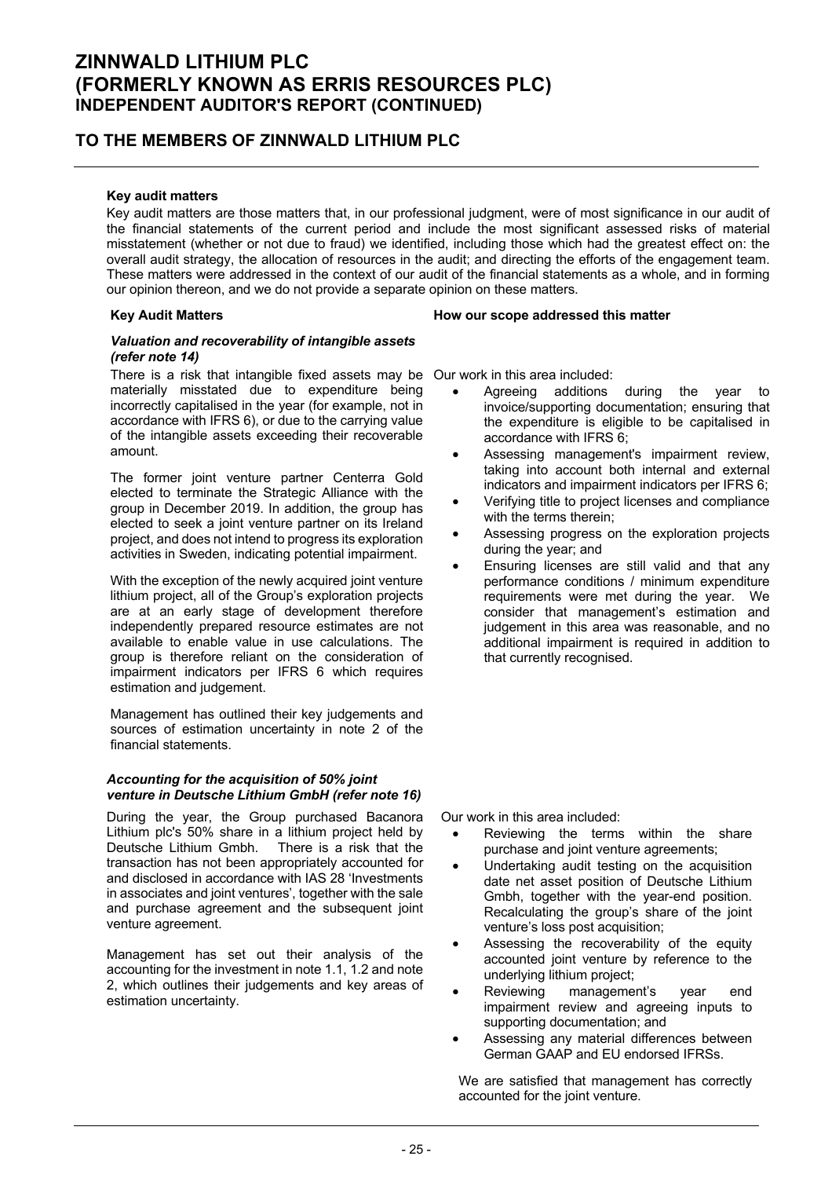# ZINNWALD LITHIUM PLC
# (FORMERLY KNOWN AS ERRIS RESOURCES PLC)
## INDEPENDENT AUDITOR'S REPORT (CONTINUED)

## TO THE MEMBERS OF ZINNWALD LITHIUM PLC

**Key audit matters**

Key audit matters are those matters that, in our professional judgment, were of most significance in our audit of the financial statements of the current period and include the most significant assessed risks of material misstatement (whether or not due to fraud) we identified, including those which had the greatest effect on: the overall audit strategy, the allocation of resources in the audit; and directing the efforts of the engagement team. These matters were addressed in the context of our audit of the financial statements as a whole, and in forming our opinion thereon, and we do not provide a separate opinion on these matters.

| Key Audit Matters | How our scope addressed this matter |
|---|---|
| ***Valuation and recoverability of intangible assets (refer note 14)***<br><br>There is a risk that intangible fixed assets may be materially misstated due to expenditure being incorrectly capitalised in the year (for example, not in accordance with IFRS 6), or due to the carrying value of the intangible assets exceeding their recoverable amount.<br><br>The former joint venture partner Centerra Gold elected to terminate the Strategic Alliance with the group in December 2019. In addition, the group has elected to seek a joint venture partner on its Ireland project, and does not intend to progress its exploration activities in Sweden, indicating potential impairment.<br><br>With the exception of the newly acquired joint venture lithium project, all of the Group's exploration projects are at an early stage of development therefore independently prepared resource estimates are not available to enable value in use calculations. The group is therefore reliant on the consideration of impairment indicators per IFRS 6 which requires estimation and judgement.<br><br>Management has outlined their key judgements and sources of estimation uncertainty in note 2 of the financial statements. | Our work in this area included:<br><br>• Agreeing additions during the year to invoice/supporting documentation; ensuring that the expenditure is eligible to be capitalised in accordance with IFRS 6;<br>• Assessing management's impairment review, taking into account both internal and external indicators and impairment indicators per IFRS 6;<br>• Verifying title to project licenses and compliance with the terms therein;<br>• Assessing progress on the exploration projects during the year; and<br>• Ensuring licenses are still valid and that any performance conditions / minimum expenditure requirements were met during the year. We consider that management's estimation and judgement in this area was reasonable, and no additional impairment is required in addition to that currently recognised. |
| ***Accounting for the acquisition of 50% joint venture in Deutsche Lithium GmbH (refer note 16)***<br><br>During the year, the Group purchased Bacanora Lithium plc's 50% share in a lithium project held by Deutsche Lithium Gmbh. There is a risk that the transaction has not been appropriately accounted for and disclosed in accordance with IAS 28 'Investments in associates and joint ventures', together with the sale and purchase agreement and the subsequent joint venture agreement.<br><br>Management has set out their analysis of the accounting for the investment in note 1.1, 1.2 and note 2, which outlines their judgements and key areas of estimation uncertainty. | Our work in this area included:<br><br>• Reviewing the terms within the share purchase and joint venture agreements;<br>• Undertaking audit testing on the acquisition date net asset position of Deutsche Lithium Gmbh, together with the year-end position. Recalculating the group's share of the joint venture's loss post acquisition;<br>• Assessing the recoverability of the equity accounted joint venture by reference to the underlying lithium project;<br>• Reviewing management's year end impairment review and agreeing inputs to supporting documentation; and<br>• Assessing any material differences between German GAAP and EU endorsed IFRSs.<br><br>We are satisfied that management has correctly accounted for the joint venture. |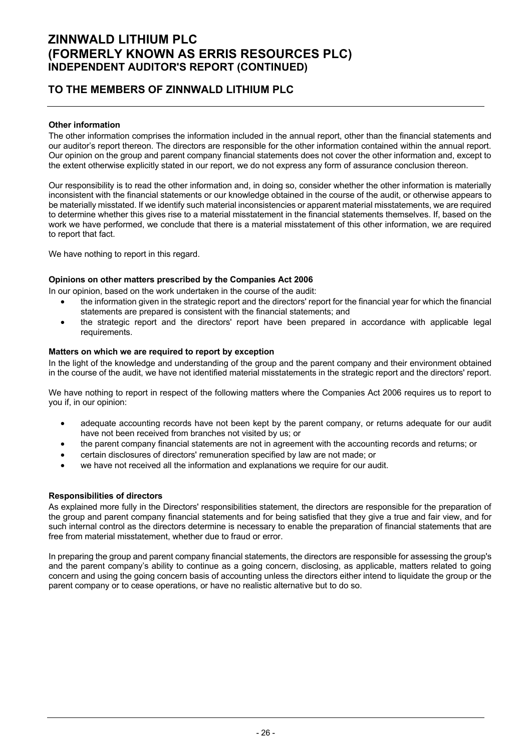**Other information**

The other information comprises the information included in the annual report, other than the financial statements and our auditor's report thereon. The directors are responsible for the other information contained within the annual report. Our opinion on the group and parent company financial statements does not cover the other information and, except to the extent otherwise explicitly stated in our report, we do not express any form of assurance conclusion thereon.

Our responsibility is to read the other information and, in doing so, consider whether the other information is materially inconsistent with the financial statements or our knowledge obtained in the course of the audit, or otherwise appears to be materially misstated. If we identify such material inconsistencies or apparent material misstatements, we are required to determine whether this gives rise to a material misstatement in the financial statements themselves. If, based on the work we have performed, we conclude that there is a material misstatement of this other information, we are required to report that fact.

We have nothing to report in this regard.

**Opinions on other matters prescribed by the Companies Act 2006**

In our opinion, based on the work undertaken in the course of the audit:

- the information given in the strategic report and the directors' report for the financial year for which the financial statements are prepared is consistent with the financial statements; and
- the strategic report and the directors' report have been prepared in accordance with applicable legal requirements.

**Matters on which we are required to report by exception**

In the light of the knowledge and understanding of the group and the parent company and their environment obtained in the course of the audit, we have not identified material misstatements in the strategic report and the directors' report.

We have nothing to report in respect of the following matters where the Companies Act 2006 requires us to report to you if, in our opinion:

- adequate accounting records have not been kept by the parent company, or returns adequate for our audit have not been received from branches not visited by us; or
- the parent company financial statements are not in agreement with the accounting records and returns; or
- certain disclosures of directors' remuneration specified by law are not made; or
- we have not received all the information and explanations we require for our audit.

**Responsibilities of directors**

As explained more fully in the Directors' responsibilities statement, the directors are responsible for the preparation of the group and parent company financial statements and for being satisfied that they give a true and fair view, and for such internal control as the directors determine is necessary to enable the preparation of financial statements that are free from material misstatement, whether due to fraud or error.

In preparing the group and parent company financial statements, the directors are responsible for assessing the group's and the parent company's ability to continue as a going concern, disclosing, as applicable, matters related to going concern and using the going concern basis of accounting unless the directors either intend to liquidate the group or the parent company or to cease operations, or have no realistic alternative but to do so.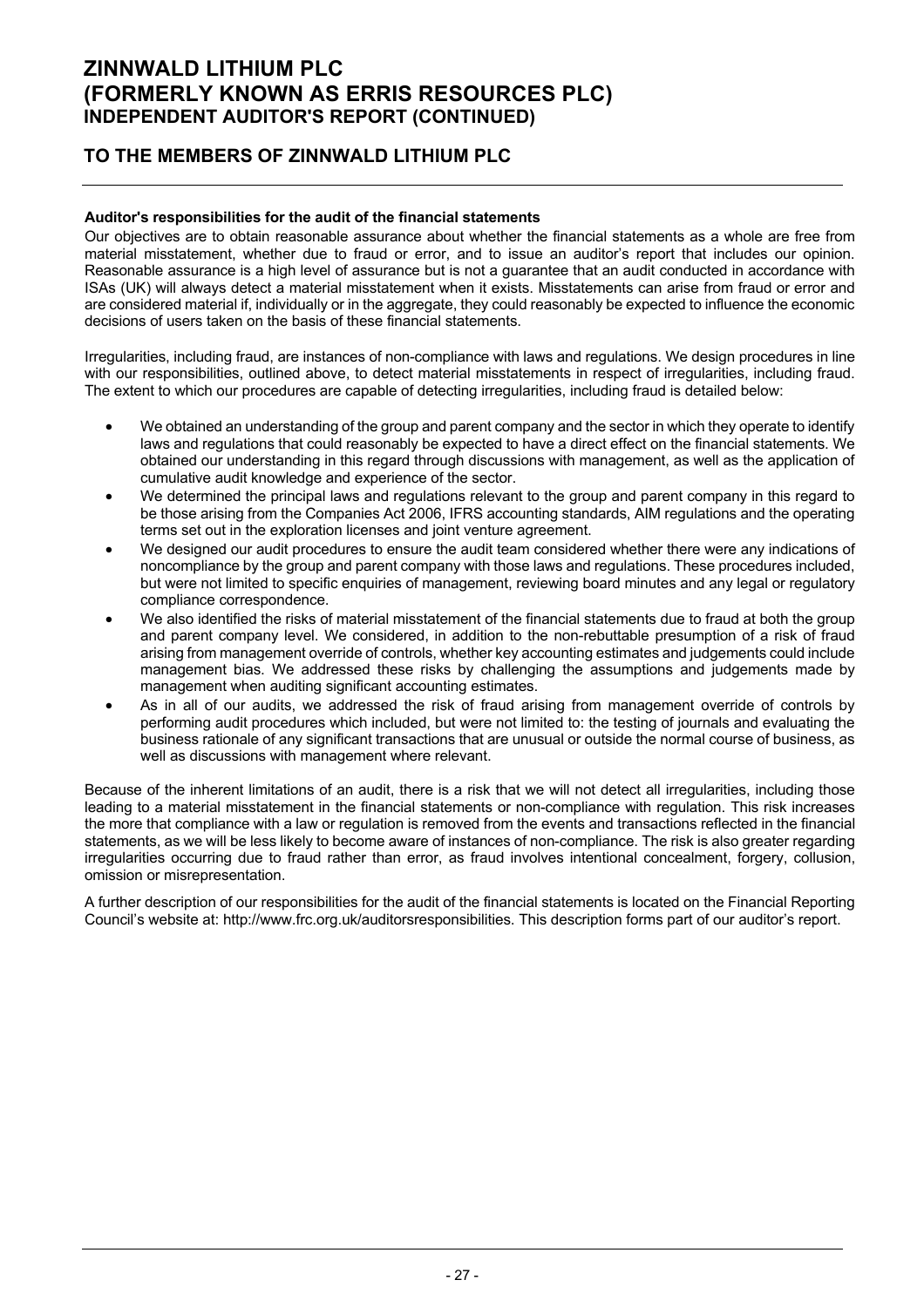**Auditor's responsibilities for the audit of the financial statements**

Our objectives are to obtain reasonable assurance about whether the financial statements as a whole are free from material misstatement, whether due to fraud or error, and to issue an auditor's report that includes our opinion. Reasonable assurance is a high level of assurance but is not a guarantee that an audit conducted in accordance with ISAs (UK) will always detect a material misstatement when it exists. Misstatements can arise from fraud or error and are considered material if, individually or in the aggregate, they could reasonably be expected to influence the economic decisions of users taken on the basis of these financial statements.

Irregularities, including fraud, are instances of non-compliance with laws and regulations. We design procedures in line with our responsibilities, outlined above, to detect material misstatements in respect of irregularities, including fraud. The extent to which our procedures are capable of detecting irregularities, including fraud is detailed below:

- We obtained an understanding of the group and parent company and the sector in which they operate to identify laws and regulations that could reasonably be expected to have a direct effect on the financial statements. We obtained our understanding in this regard through discussions with management, as well as the application of cumulative audit knowledge and experience of the sector.
- We determined the principal laws and regulations relevant to the group and parent company in this regard to be those arising from the Companies Act 2006, IFRS accounting standards, AIM regulations and the operating terms set out in the exploration licenses and joint venture agreement.
- We designed our audit procedures to ensure the audit team considered whether there were any indications of noncompliance by the group and parent company with those laws and regulations. These procedures included, but were not limited to specific enquiries of management, reviewing board minutes and any legal or regulatory compliance correspondence.
- We also identified the risks of material misstatement of the financial statements due to fraud at both the group and parent company level. We considered, in addition to the non-rebuttable presumption of a risk of fraud arising from management override of controls, whether key accounting estimates and judgements could include management bias. We addressed these risks by challenging the assumptions and judgements made by management when auditing significant accounting estimates.
- As in all of our audits, we addressed the risk of fraud arising from management override of controls by performing audit procedures which included, but were not limited to: the testing of journals and evaluating the business rationale of any significant transactions that are unusual or outside the normal course of business, as well as discussions with management where relevant.

Because of the inherent limitations of an audit, there is a risk that we will not detect all irregularities, including those leading to a material misstatement in the financial statements or non-compliance with regulation. This risk increases the more that compliance with a law or regulation is removed from the events and transactions reflected in the financial statements, as we will be less likely to become aware of instances of non-compliance. The risk is also greater regarding irregularities occurring due to fraud rather than error, as fraud involves intentional concealment, forgery, collusion, omission or misrepresentation.

A further description of our responsibilities for the audit of the financial statements is located on the Financial Reporting Council's website at: http://www.frc.org.uk/auditorsresponsibilities. This description forms part of our auditor's report.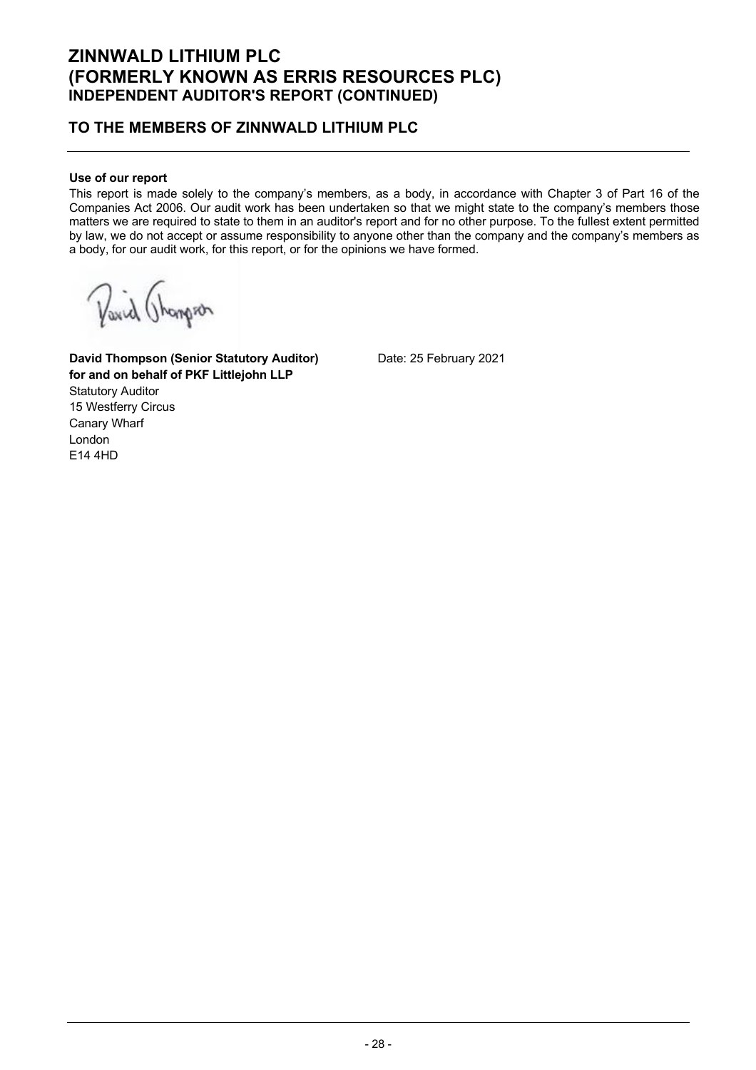# ZINNWALD LITHIUM PLC
# (FORMERLY KNOWN AS ERRIS RESOURCES PLC)
## INDEPENDENT AUDITOR'S REPORT (CONTINUED)

## TO THE MEMBERS OF ZINNWALD LITHIUM PLC

**Use of our report**

This report is made solely to the company's members, as a body, in accordance with Chapter 3 of Part 16 of the Companies Act 2006. Our audit work has been undertaken so that we might state to the company's members those matters we are required to state to them in an auditor's report and for no other purpose. To the fullest extent permitted by law, we do not accept or assume responsibility to anyone other than the company and the company's members as a body, for our audit work, for this report, or for the opinions we have formed.

David Thompson

**David Thompson (Senior Statutory Auditor)**
**for and on behalf of PKF Littlejohn LLP**
Statutory Auditor
15 Westferry Circus
Canary Wharf
London
E14 4HD

Date: 25 February 2021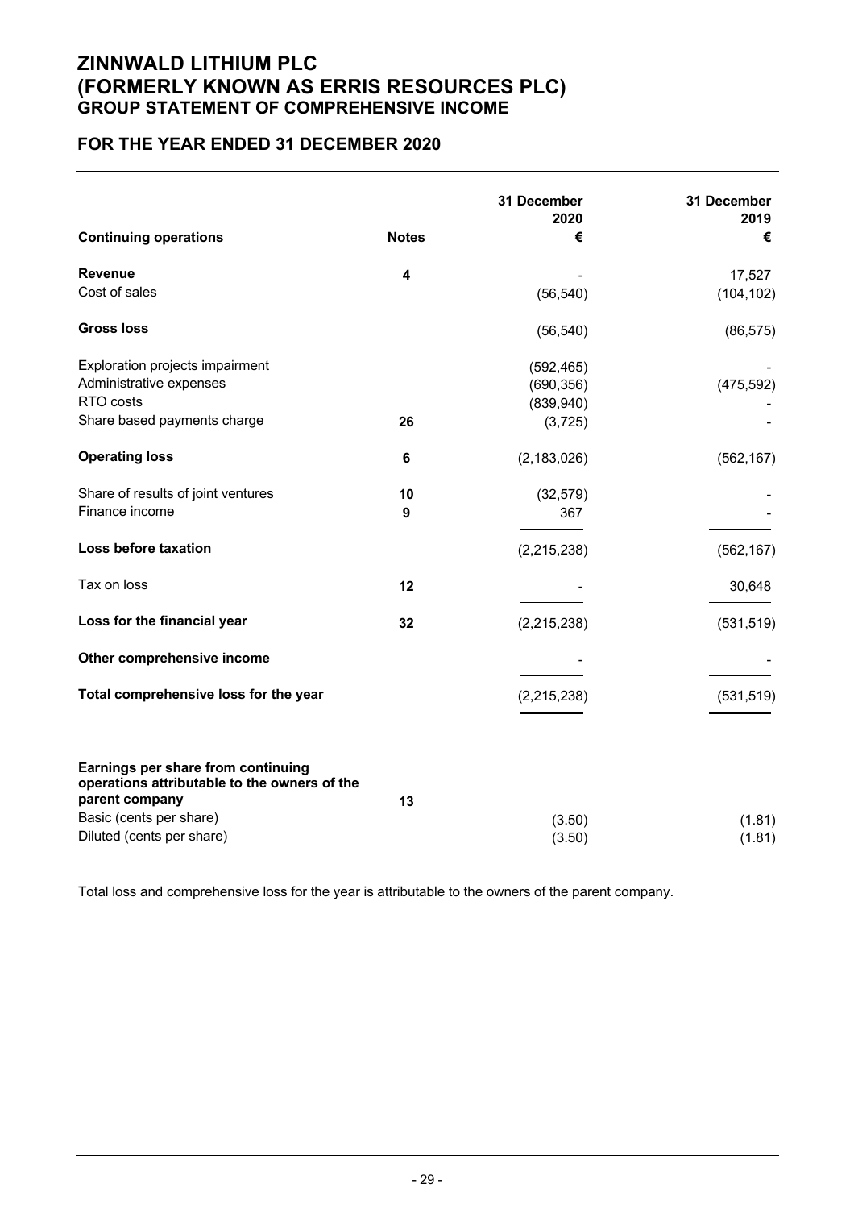# ZINNWALD LITHIUM PLC
# (FORMERLY KNOWN AS ERRIS RESOURCES PLC)
## GROUP STATEMENT OF COMPREHENSIVE INCOME

## FOR THE YEAR ENDED 31 DECEMBER 2020

| Continuing operations | Notes | 31 December 2020 € | 31 December 2019 € |
|---|---|---|---|
| **Revenue** | 4 | - | 17,527 |
| Cost of sales | | (56,540) | (104,102) |
| **Gross loss** | | (56,540) | (86,575) |
| Exploration projects impairment | | (592,465) | - |
| Administrative expenses | | (690,356) | (475,592) |
| RTO costs | | (839,940) | - |
| Share based payments charge | 26 | (3,725) | - |
| **Operating loss** | 6 | (2,183,026) | (562,167) |
| Share of results of joint ventures | 10 | (32,579) | - |
| Finance income | 9 | 367 | - |
| **Loss before taxation** | | (2,215,238) | (562,167) |
| Tax on loss | 12 | - | 30,648 |
| **Loss for the financial year** | 32 | (2,215,238) | (531,519) |
| **Other comprehensive income** | | - | - |
| **Total comprehensive loss for the year** | | (2,215,238) | (531,519) |
| | | | |
| **Earnings per share from continuing operations attributable to the owners of the parent company** | 13 | | |
| Basic (cents per share) | | (3.50) | (1.81) |
| Diluted (cents per share) | | (3.50) | (1.81) |

Total loss and comprehensive loss for the year is attributable to the owners of the parent company.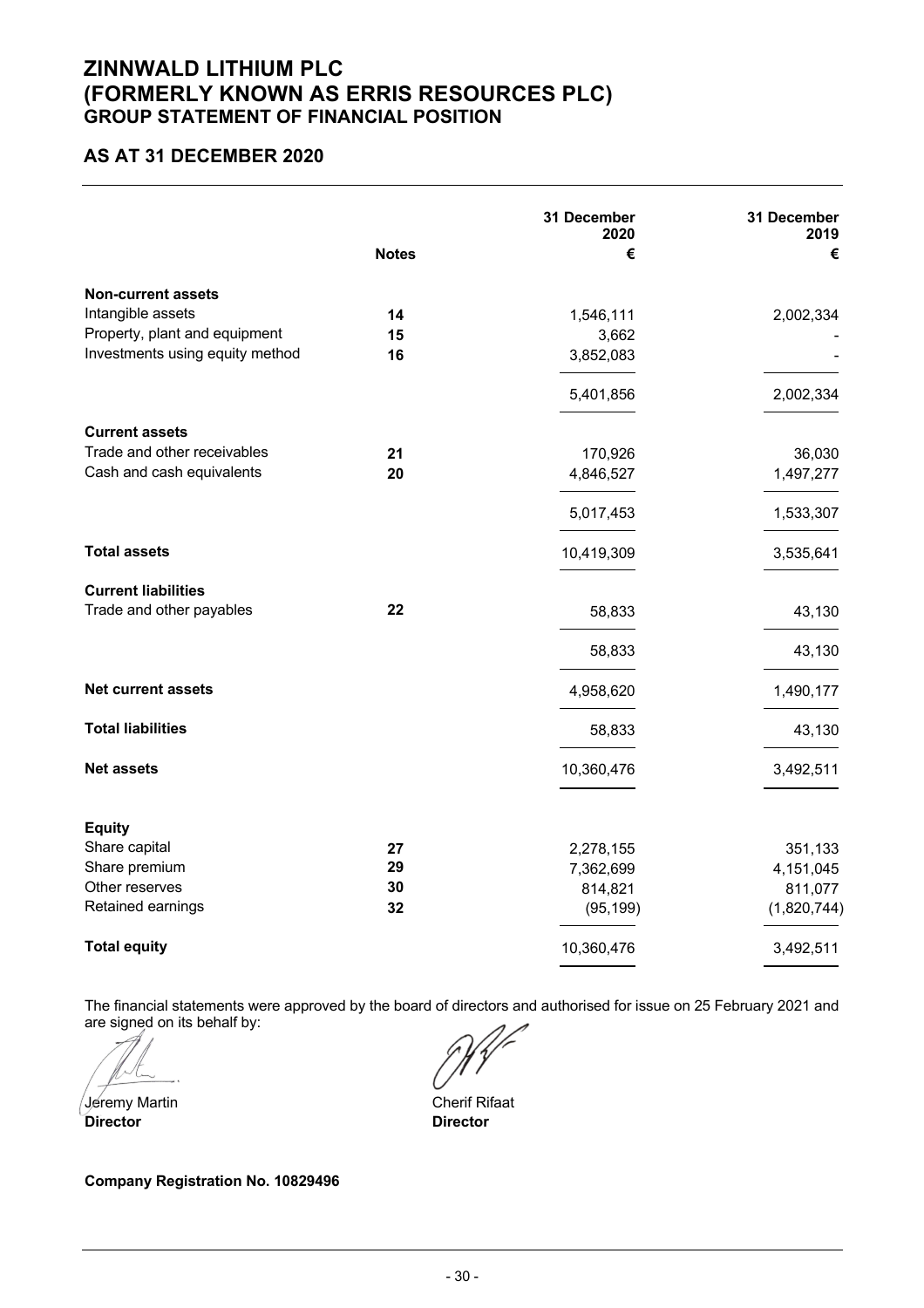# ZINNWALD LITHIUM PLC (FORMERLY KNOWN AS ERRIS RESOURCES PLC)
## GROUP STATEMENT OF FINANCIAL POSITION

### AS AT 31 DECEMBER 2020

| | Notes | 31 December 2020 € | 31 December 2019 € |
|---|---|---|---|
| **Non-current assets** | | | |
| Intangible assets | 14 | 1,546,111 | 2,002,334 |
| Property, plant and equipment | 15 | 3,662 | - |
| Investments using equity method | 16 | 3,852,083 | - |
| | | 5,401,856 | 2,002,334 |
| **Current assets** | | | |
| Trade and other receivables | 21 | 170,926 | 36,030 |
| Cash and cash equivalents | 20 | 4,846,527 | 1,497,277 |
| | | 5,017,453 | 1,533,307 |
| **Total assets** | | 10,419,309 | 3,535,641 |
| **Current liabilities** | | | |
| Trade and other payables | 22 | 58,833 | 43,130 |
| | | 58,833 | 43,130 |
| **Net current assets** | | 4,958,620 | 1,490,177 |
| **Total liabilities** | | 58,833 | 43,130 |
| **Net assets** | | 10,360,476 | 3,492,511 |
| **Equity** | | | |
| Share capital | 27 | 2,278,155 | 351,133 |
| Share premium | 29 | 7,362,699 | 4,151,045 |
| Other reserves | 30 | 814,821 | 811,077 |
| Retained earnings | 32 | (95,199) | (1,820,744) |
| **Total equity** | | 10,360,476 | 3,492,511 |

The financial statements were approved by the board of directors and authorised for issue on 25 February 2021 and are signed on its behalf by:

Jeremy Martin
**Director**

Cherif Rifaat
**Director**

**Company Registration No. 10829496**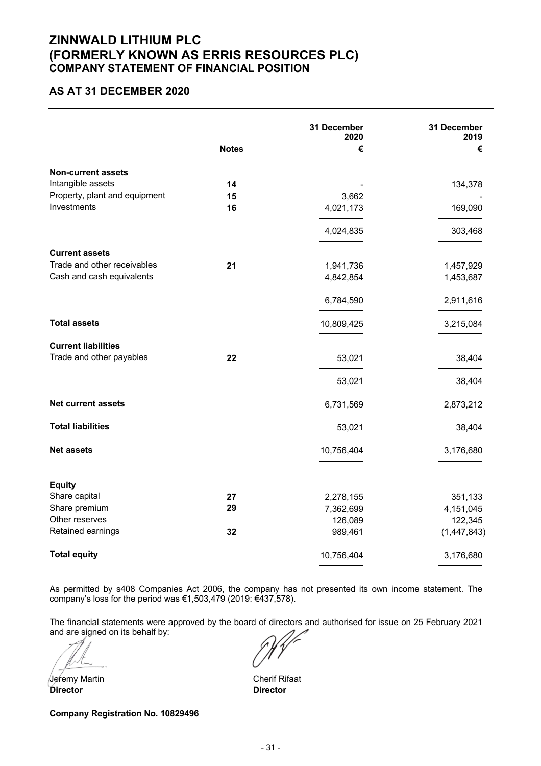# ZINNWALD LITHIUM PLC
# (FORMERLY KNOWN AS ERRIS RESOURCES PLC)
## COMPANY STATEMENT OF FINANCIAL POSITION

## AS AT 31 DECEMBER 2020

| | Notes | 31 December 2020 € | 31 December 2019 € |
|---|---|---|---|
| **Non-current assets** | | | |
| Intangible assets | 14 | - | 134,378 |
| Property, plant and equipment | 15 | 3,662 | - |
| Investments | 16 | 4,021,173 | 169,090 |
| | | 4,024,835 | 303,468 |
| **Current assets** | | | |
| Trade and other receivables | 21 | 1,941,736 | 1,457,929 |
| Cash and cash equivalents | | 4,842,854 | 1,453,687 |
| | | 6,784,590 | 2,911,616 |
| **Total assets** | | 10,809,425 | 3,215,084 |
| **Current liabilities** | | | |
| Trade and other payables | 22 | 53,021 | 38,404 |
| | | 53,021 | 38,404 |
| **Net current assets** | | 6,731,569 | 2,873,212 |
| **Total liabilities** | | 53,021 | 38,404 |
| **Net assets** | | 10,756,404 | 3,176,680 |
| **Equity** | | | |
| Share capital | 27 | 2,278,155 | 351,133 |
| Share premium | 29 | 7,362,699 | 4,151,045 |
| Other reserves | | 126,089 | 122,345 |
| Retained earnings | 32 | 989,461 | (1,447,843) |
| **Total equity** | | 10,756,404 | 3,176,680 |

As permitted by s408 Companies Act 2006, the company has not presented its own income statement. The company's loss for the period was €1,503,479 (2019: €437,578).

The financial statements were approved by the board of directors and authorised for issue on 25 February 2021 and are signed on its behalf by:

Jeremy Martin
**Director**

Cherif Rifaat
**Director**

**Company Registration No. 10829496**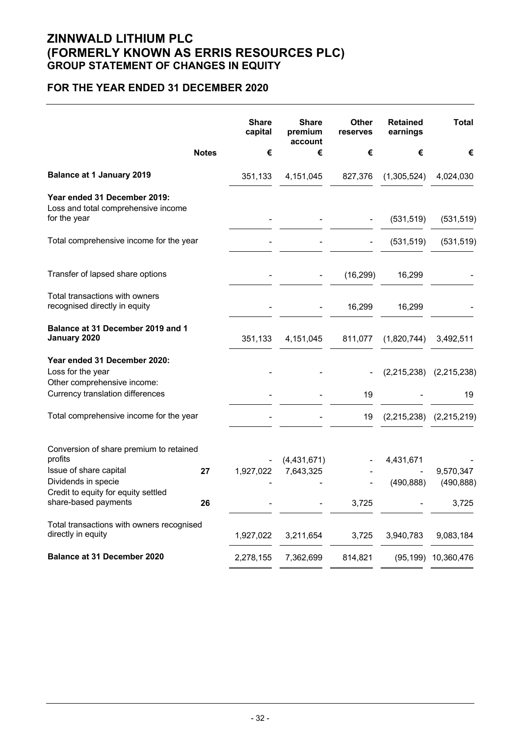# ZINNWALD LITHIUM PLC
# (FORMERLY KNOWN AS ERRIS RESOURCES PLC)
## GROUP STATEMENT OF CHANGES IN EQUITY

## FOR THE YEAR ENDED 31 DECEMBER 2020

| | Notes | Share capital | Share premium account | Other reserves | Retained earnings | Total |
|---|---|---|---|---|---|---|
| | | € | € | € | € | € |
| **Balance at 1 January 2019** | | 351,133 | 4,151,045 | 827,376 | (1,305,524) | 4,024,030 |
| **Year ended 31 December 2019:** | | | | | | |
| Loss and total comprehensive income for the year | | - | - | - | (531,519) | (531,519) |
| Total comprehensive income for the year | | - | - | - | (531,519) | (531,519) |
| Transfer of lapsed share options | | - | - | (16,299) | 16,299 | - |
| Total transactions with owners recognised directly in equity | | - | - | 16,299 | 16,299 | - |
| **Balance at 31 December 2019 and 1 January 2020** | | 351,133 | 4,151,045 | 811,077 | (1,820,744) | 3,492,511 |
| **Year ended 31 December 2020:** | | | | | | |
| Loss for the year | | - | - | - | (2,215,238) | (2,215,238) |
| Other comprehensive income: | | | | | | |
| Currency translation differences | | - | - | 19 | - | 19 |
| Total comprehensive income for the year | | - | - | 19 | (2,215,238) | (2,215,219) |
| Conversion of share premium to retained profits | | - | (4,431,671) | - | 4,431,671 | - |
| Issue of share capital | 27 | 1,927,022 | 7,643,325 | - | - | 9,570,347 |
| Dividends in specie | | - | - | - | (490,888) | (490,888) |
| Credit to equity for equity settled share-based payments | 26 | - | - | 3,725 | - | 3,725 |
| Total transactions with owners recognised directly in equity | | 1,927,022 | 3,211,654 | 3,725 | 3,940,783 | 9,083,184 |
| **Balance at 31 December 2020** | | 2,278,155 | 7,362,699 | 814,821 | (95,199) | 10,360,476 |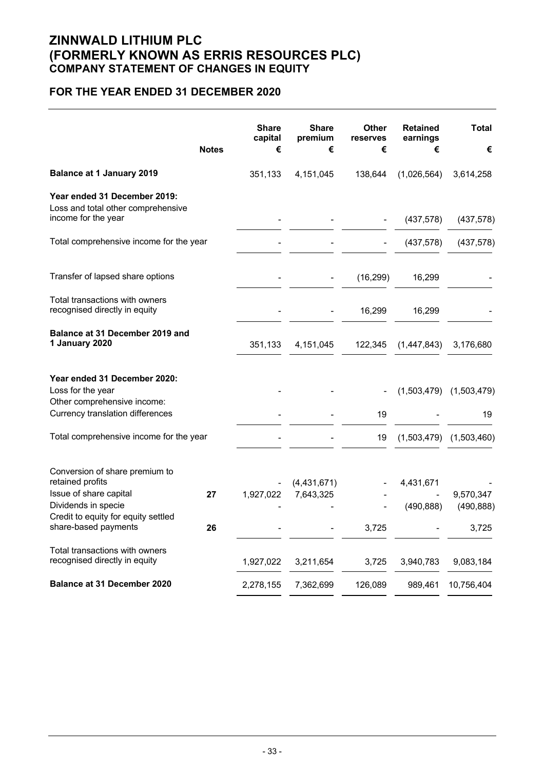# ZINNWALD LITHIUM PLC
# (FORMERLY KNOWN AS ERRIS RESOURCES PLC)
## COMPANY STATEMENT OF CHANGES IN EQUITY

## FOR THE YEAR ENDED 31 DECEMBER 2020

| | Notes | Share capital € | Share premium € | Other reserves € | Retained earnings € | Total € |
|---|---|---|---|---|---|---|
| **Balance at 1 January 2019** | | 351,133 | 4,151,045 | 138,644 | (1,026,564) | 3,614,258 |
| **Year ended 31 December 2019:** | | | | | | |
| Loss and total other comprehensive income for the year | | - | - | - | (437,578) | (437,578) |
| Total comprehensive income for the year | | - | - | - | (437,578) | (437,578) |
| Transfer of lapsed share options | | - | - | (16,299) | 16,299 | - |
| Total transactions with owners recognised directly in equity | | - | - | 16,299 | 16,299 | - |
| **Balance at 31 December 2019 and 1 January 2020** | | 351,133 | 4,151,045 | 122,345 | (1,447,843) | 3,176,680 |
| **Year ended 31 December 2020:** | | | | | | |
| Loss for the year | | - | - | - | (1,503,479) | (1,503,479) |
| Other comprehensive income: | | | | | | |
| Currency translation differences | | - | - | 19 | - | 19 |
| Total comprehensive income for the year | | - | - | 19 | (1,503,479) | (1,503,460) |
| Conversion of share premium to retained profits | | - | (4,431,671) | - | 4,431,671 | - |
| Issue of share capital | 27 | 1,927,022 | 7,643,325 | - | - | 9,570,347 |
| Dividends in specie | | - | - | - | (490,888) | (490,888) |
| Credit to equity for equity settled share-based payments | 26 | - | - | 3,725 | - | 3,725 |
| Total transactions with owners recognised directly in equity | | 1,927,022 | 3,211,654 | 3,725 | 3,940,783 | 9,083,184 |
| **Balance at 31 December 2020** | | 2,278,155 | 7,362,699 | 126,089 | 989,461 | 10,756,404 |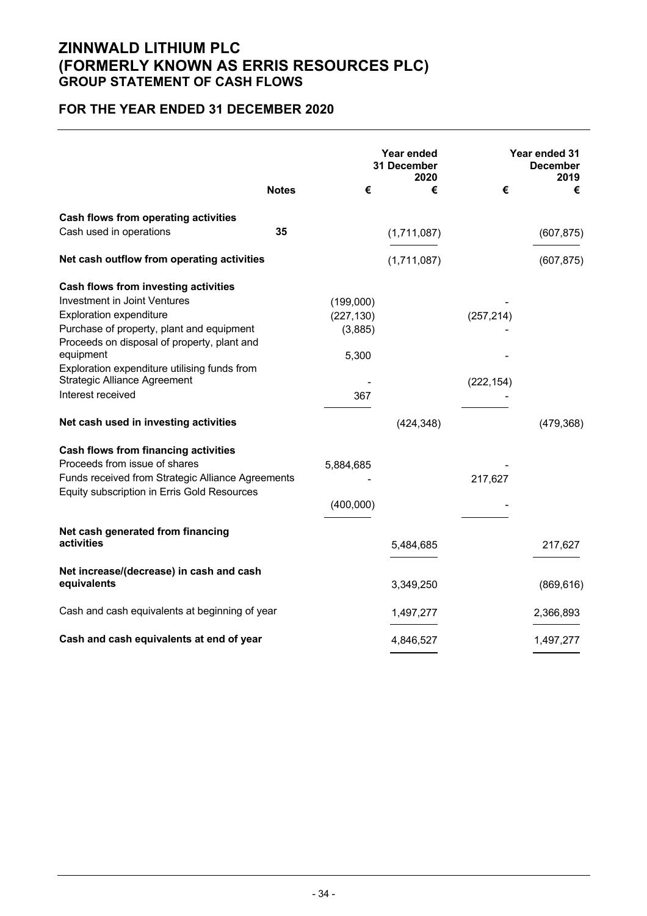# ZINNWALD LITHIUM PLC
# (FORMERLY KNOWN AS ERRIS RESOURCES PLC)
## GROUP STATEMENT OF CASH FLOWS

## FOR THE YEAR ENDED 31 DECEMBER 2020

| | Notes | | Year ended 31 December 2020 | | Year ended 31 December 2019 |
|---|---|---|---|---|---|
| | | € | € | € | € |
| **Cash flows from operating activities** | | | | | |
| Cash used in operations | **35** | | (1,711,087) | | (607,875) |
| **Net cash outflow from operating activities** | | | (1,711,087) | | (607,875) |
| **Cash flows from investing activities** | | | | | |
| Investment in Joint Ventures | | (199,000) | | - | |
| Exploration expenditure | | (227,130) | | (257,214) | |
| Purchase of property, plant and equipment | | (3,885) | | - | |
| Proceeds on disposal of property, plant and equipment | | 5,300 | | - | |
| Exploration expenditure utilising funds from Strategic Alliance Agreement | | - | | (222,154) | |
| Interest received | | 367 | | - | |
| **Net cash used in investing activities** | | | (424,348) | | (479,368) |
| **Cash flows from financing activities** | | | | | |
| Proceeds from issue of shares | | 5,884,685 | | - | |
| Funds received from Strategic Alliance Agreements | | - | | 217,627 | |
| Equity subscription in Erris Gold Resources | | (400,000) | | - | |
| **Net cash generated from financing activities** | | | 5,484,685 | | 217,627 |
| **Net increase/(decrease) in cash and cash equivalents** | | | 3,349,250 | | (869,616) |
| Cash and cash equivalents at beginning of year | | | 1,497,277 | | 2,366,893 |
| **Cash and cash equivalents at end of year** | | | 4,846,527 | | 1,497,277 |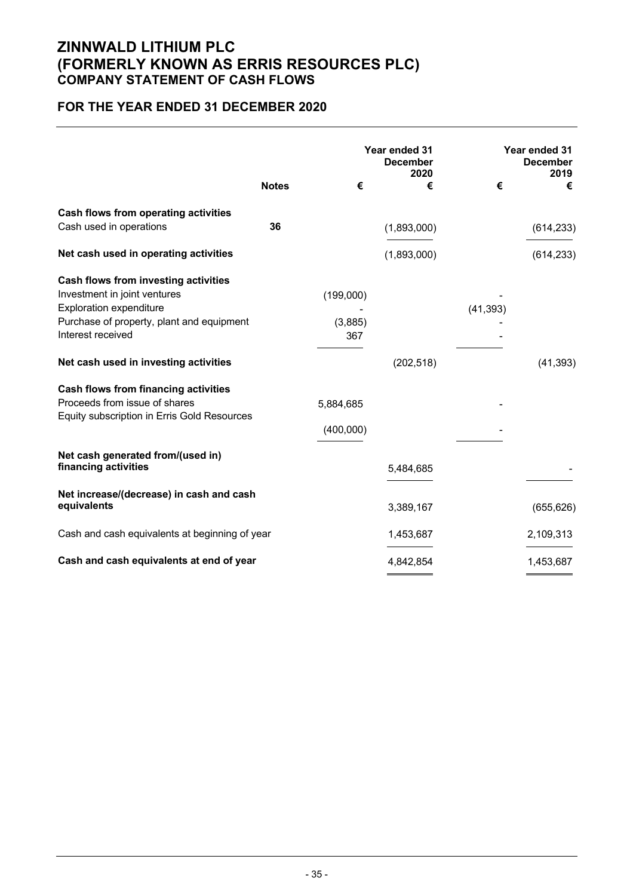# ZINNWALD LITHIUM PLC
# (FORMERLY KNOWN AS ERRIS RESOURCES PLC)
## COMPANY STATEMENT OF CASH FLOWS

## FOR THE YEAR ENDED 31 DECEMBER 2020

| | Notes | Year ended 31 December 2020 € | € | Year ended 31 December 2019 € | € |
|---|---|---|---|---|---|
| **Cash flows from operating activities** | | | | | |
| Cash used in operations | **36** | | (1,893,000) | | (614,233) |
| **Net cash used in operating activities** | | | (1,893,000) | | (614,233) |
| **Cash flows from investing activities** | | | | | |
| Investment in joint ventures | | (199,000) | | - | |
| Exploration expenditure | | - | | (41,393) | |
| Purchase of property, plant and equipment | | (3,885) | | - | |
| Interest received | | 367 | | - | |
| **Net cash used in investing activities** | | | (202,518) | | (41,393) |
| **Cash flows from financing activities** | | | | | |
| Proceeds from issue of shares | | 5,884,685 | | - | |
| Equity subscription in Erris Gold Resources | | (400,000) | | - | |
| **Net cash generated from/(used in) financing activities** | | | 5,484,685 | | - |
| **Net increase/(decrease) in cash and cash equivalents** | | | 3,389,167 | | (655,626) |
| Cash and cash equivalents at beginning of year | | | 1,453,687 | | 2,109,313 |
| **Cash and cash equivalents at end of year** | | | 4,842,854 | | 1,453,687 |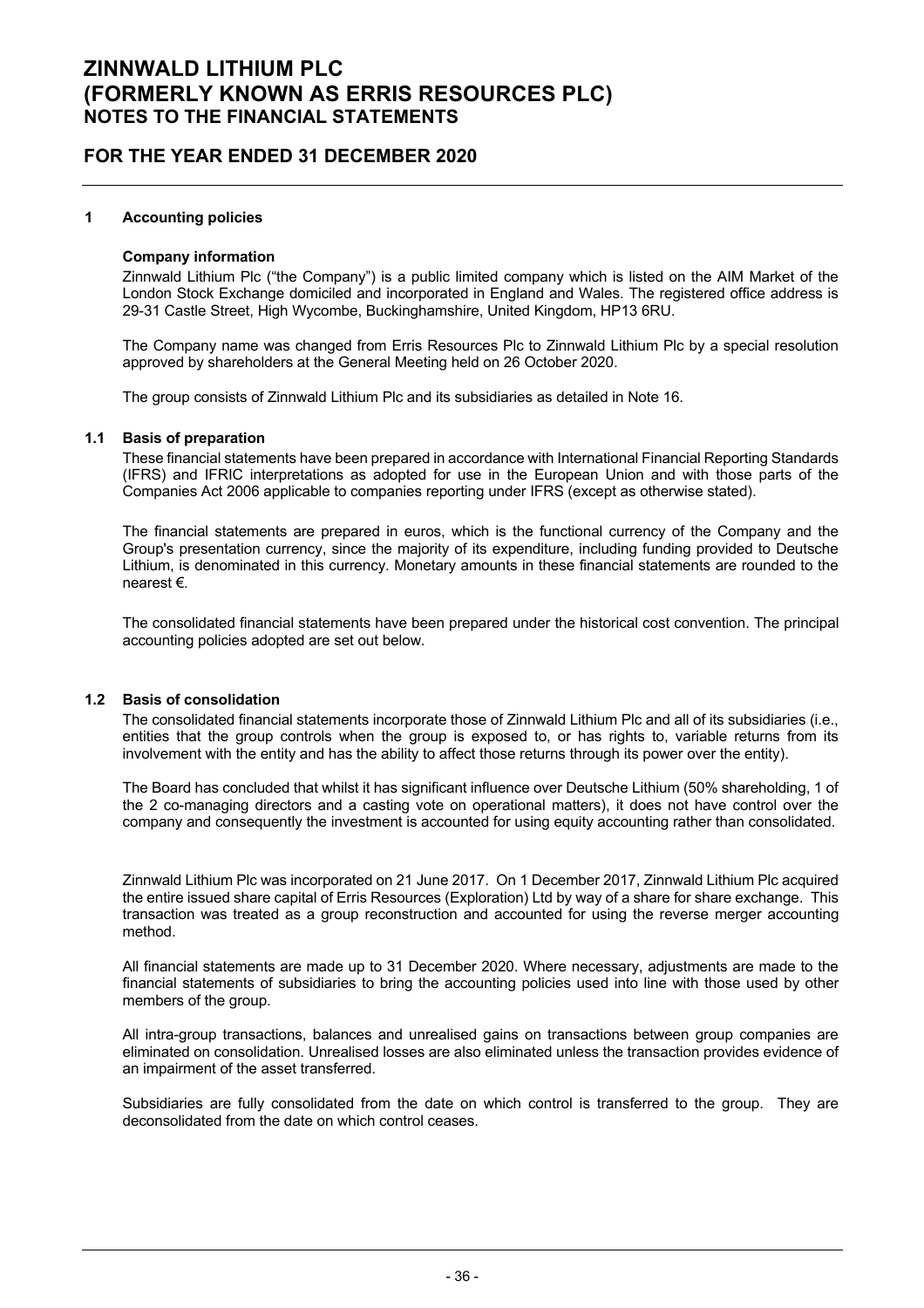# ZINNWALD LITHIUM PLC
# (FORMERLY KNOWN AS ERRIS RESOURCES PLC)
## NOTES TO THE FINANCIAL STATEMENTS

## FOR THE YEAR ENDED 31 DECEMBER 2020

### 1 Accounting policies

**Company information**

Zinnwald Lithium Plc ("the Company") is a public limited company which is listed on the AIM Market of the London Stock Exchange domiciled and incorporated in England and Wales. The registered office address is 29-31 Castle Street, High Wycombe, Buckinghamshire, United Kingdom, HP13 6RU.

The Company name was changed from Erris Resources Plc to Zinnwald Lithium Plc by a special resolution approved by shareholders at the General Meeting held on 26 October 2020.

The group consists of Zinnwald Lithium Plc and its subsidiaries as detailed in Note 16.

### 1.1 Basis of preparation

These financial statements have been prepared in accordance with International Financial Reporting Standards (IFRS) and IFRIC interpretations as adopted for use in the European Union and with those parts of the Companies Act 2006 applicable to companies reporting under IFRS (except as otherwise stated).

The financial statements are prepared in euros, which is the functional currency of the Company and the Group's presentation currency, since the majority of its expenditure, including funding provided to Deutsche Lithium, is denominated in this currency. Monetary amounts in these financial statements are rounded to the nearest €.

The consolidated financial statements have been prepared under the historical cost convention. The principal accounting policies adopted are set out below.

### 1.2 Basis of consolidation

The consolidated financial statements incorporate those of Zinnwald Lithium Plc and all of its subsidiaries (i.e., entities that the group controls when the group is exposed to, or has rights to, variable returns from its involvement with the entity and has the ability to affect those returns through its power over the entity).

The Board has concluded that whilst it has significant influence over Deutsche Lithium (50% shareholding, 1 of the 2 co-managing directors and a casting vote on operational matters), it does not have control over the company and consequently the investment is accounted for using equity accounting rather than consolidated.

Zinnwald Lithium Plc was incorporated on 21 June 2017. On 1 December 2017, Zinnwald Lithium Plc acquired the entire issued share capital of Erris Resources (Exploration) Ltd by way of a share for share exchange. This transaction was treated as a group reconstruction and accounted for using the reverse merger accounting method.

All financial statements are made up to 31 December 2020. Where necessary, adjustments are made to the financial statements of subsidiaries to bring the accounting policies used into line with those used by other members of the group.

All intra-group transactions, balances and unrealised gains on transactions between group companies are eliminated on consolidation. Unrealised losses are also eliminated unless the transaction provides evidence of an impairment of the asset transferred.

Subsidiaries are fully consolidated from the date on which control is transferred to the group. They are deconsolidated from the date on which control ceases.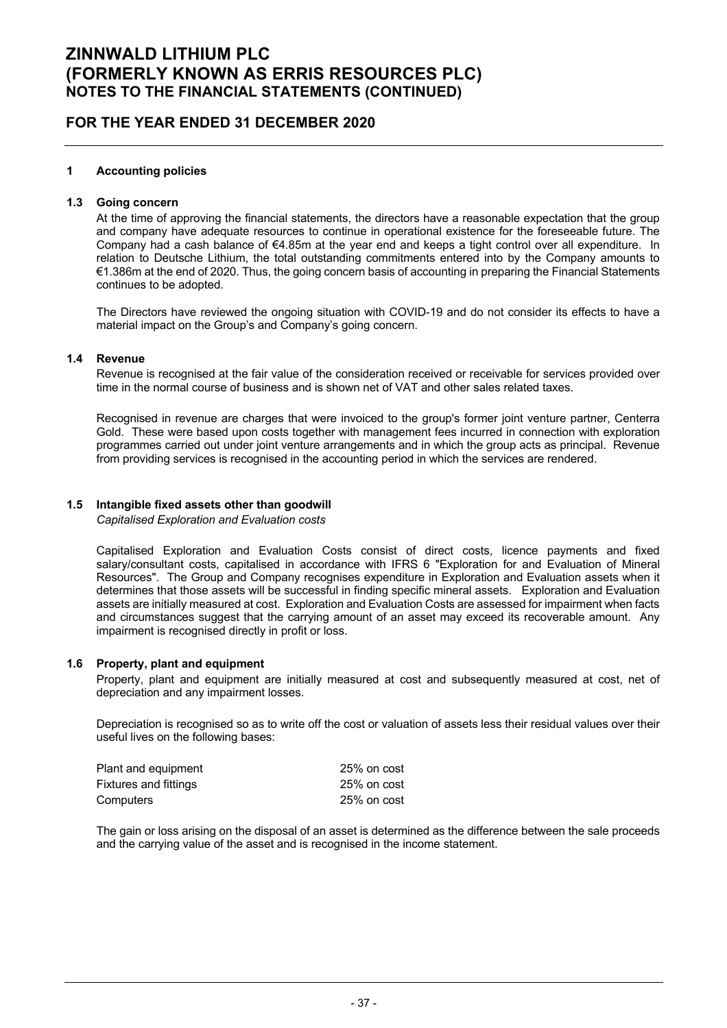# ZINNWALD LITHIUM PLC
# (FORMERLY KNOWN AS ERRIS RESOURCES PLC)
## NOTES TO THE FINANCIAL STATEMENTS (CONTINUED)

## FOR THE YEAR ENDED 31 DECEMBER 2020

### 1 Accounting policies

#### 1.3 Going concern

At the time of approving the financial statements, the directors have a reasonable expectation that the group and company have adequate resources to continue in operational existence for the foreseeable future. The Company had a cash balance of €4.85m at the year end and keeps a tight control over all expenditure. In relation to Deutsche Lithium, the total outstanding commitments entered into by the Company amounts to €1.386m at the end of 2020. Thus, the going concern basis of accounting in preparing the Financial Statements continues to be adopted.

The Directors have reviewed the ongoing situation with COVID-19 and do not consider its effects to have a material impact on the Group's and Company's going concern.

#### 1.4 Revenue

Revenue is recognised at the fair value of the consideration received or receivable for services provided over time in the normal course of business and is shown net of VAT and other sales related taxes.

Recognised in revenue are charges that were invoiced to the group's former joint venture partner, Centerra Gold. These were based upon costs together with management fees incurred in connection with exploration programmes carried out under joint venture arrangements and in which the group acts as principal. Revenue from providing services is recognised in the accounting period in which the services are rendered.

#### 1.5 Intangible fixed assets other than goodwill

*Capitalised Exploration and Evaluation costs*

Capitalised Exploration and Evaluation Costs consist of direct costs, licence payments and fixed salary/consultant costs, capitalised in accordance with IFRS 6 "Exploration for and Evaluation of Mineral Resources". The Group and Company recognises expenditure in Exploration and Evaluation assets when it determines that those assets will be successful in finding specific mineral assets. Exploration and Evaluation assets are initially measured at cost. Exploration and Evaluation Costs are assessed for impairment when facts and circumstances suggest that the carrying amount of an asset may exceed its recoverable amount. Any impairment is recognised directly in profit or loss.

#### 1.6 Property, plant and equipment

Property, plant and equipment are initially measured at cost and subsequently measured at cost, net of depreciation and any impairment losses.

Depreciation is recognised so as to write off the cost or valuation of assets less their residual values over their useful lives on the following bases:

| | |
|---|---|
| Plant and equipment | 25% on cost |
| Fixtures and fittings | 25% on cost |
| Computers | 25% on cost |

The gain or loss arising on the disposal of an asset is determined as the difference between the sale proceeds and the carrying value of the asset and is recognised in the income statement.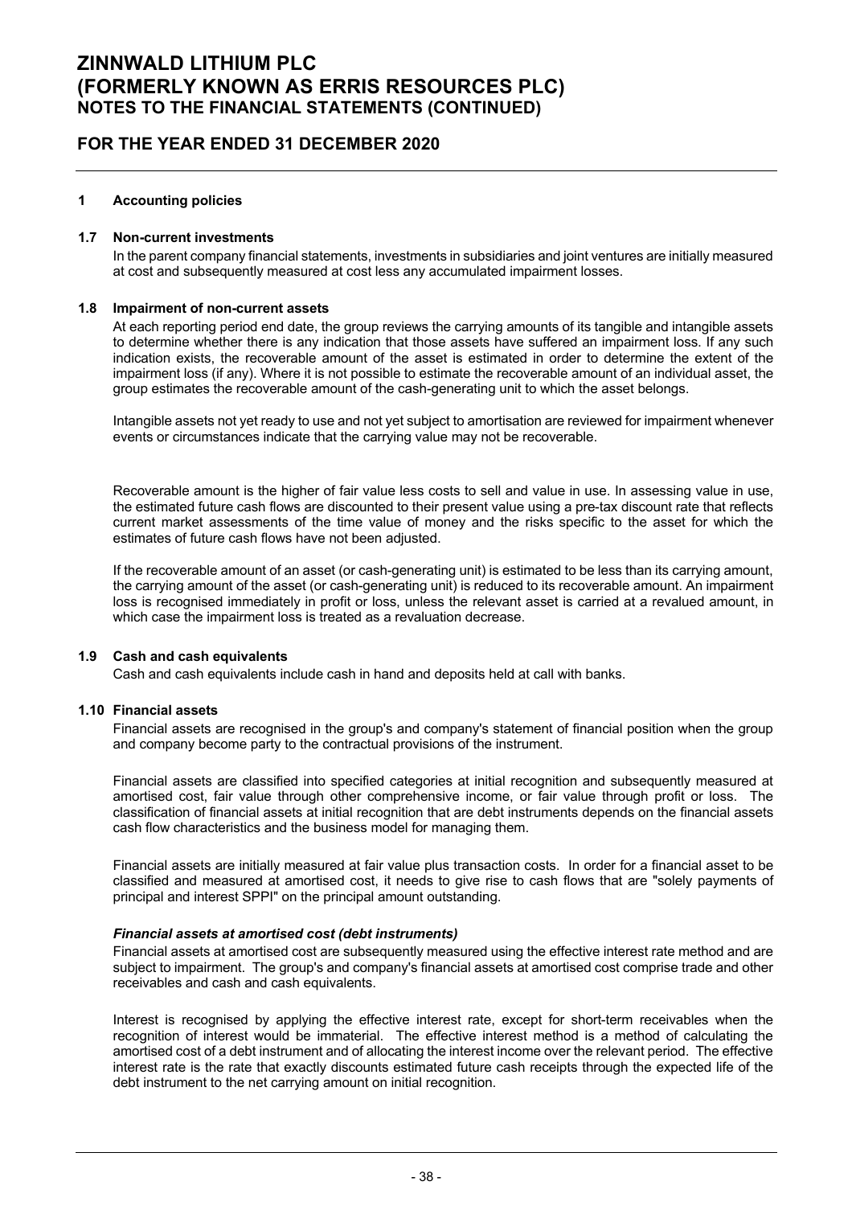# ZINNWALD LITHIUM PLC
# (FORMERLY KNOWN AS ERRIS RESOURCES PLC)
## NOTES TO THE FINANCIAL STATEMENTS (CONTINUED)

## FOR THE YEAR ENDED 31 DECEMBER 2020

### 1 Accounting policies

#### 1.7 Non-current investments

In the parent company financial statements, investments in subsidiaries and joint ventures are initially measured at cost and subsequently measured at cost less any accumulated impairment losses.

#### 1.8 Impairment of non-current assets

At each reporting period end date, the group reviews the carrying amounts of its tangible and intangible assets to determine whether there is any indication that those assets have suffered an impairment loss. If any such indication exists, the recoverable amount of the asset is estimated in order to determine the extent of the impairment loss (if any). Where it is not possible to estimate the recoverable amount of an individual asset, the group estimates the recoverable amount of the cash-generating unit to which the asset belongs.

Intangible assets not yet ready to use and not yet subject to amortisation are reviewed for impairment whenever events or circumstances indicate that the carrying value may not be recoverable.

Recoverable amount is the higher of fair value less costs to sell and value in use. In assessing value in use, the estimated future cash flows are discounted to their present value using a pre-tax discount rate that reflects current market assessments of the time value of money and the risks specific to the asset for which the estimates of future cash flows have not been adjusted.

If the recoverable amount of an asset (or cash-generating unit) is estimated to be less than its carrying amount, the carrying amount of the asset (or cash-generating unit) is reduced to its recoverable amount. An impairment loss is recognised immediately in profit or loss, unless the relevant asset is carried at a revalued amount, in which case the impairment loss is treated as a revaluation decrease.

#### 1.9 Cash and cash equivalents

Cash and cash equivalents include cash in hand and deposits held at call with banks.

#### 1.10 Financial assets

Financial assets are recognised in the group's and company's statement of financial position when the group and company become party to the contractual provisions of the instrument.

Financial assets are classified into specified categories at initial recognition and subsequently measured at amortised cost, fair value through other comprehensive income, or fair value through profit or loss. The classification of financial assets at initial recognition that are debt instruments depends on the financial assets cash flow characteristics and the business model for managing them.

Financial assets are initially measured at fair value plus transaction costs. In order for a financial asset to be classified and measured at amortised cost, it needs to give rise to cash flows that are "solely payments of principal and interest SPPI" on the principal amount outstanding.

***Financial assets at amortised cost (debt instruments)***

Financial assets at amortised cost are subsequently measured using the effective interest rate method and are subject to impairment. The group's and company's financial assets at amortised cost comprise trade and other receivables and cash and cash equivalents.

Interest is recognised by applying the effective interest rate, except for short-term receivables when the recognition of interest would be immaterial. The effective interest method is a method of calculating the amortised cost of a debt instrument and of allocating the interest income over the relevant period. The effective interest rate is the rate that exactly discounts estimated future cash receipts through the expected life of the debt instrument to the net carrying amount on initial recognition.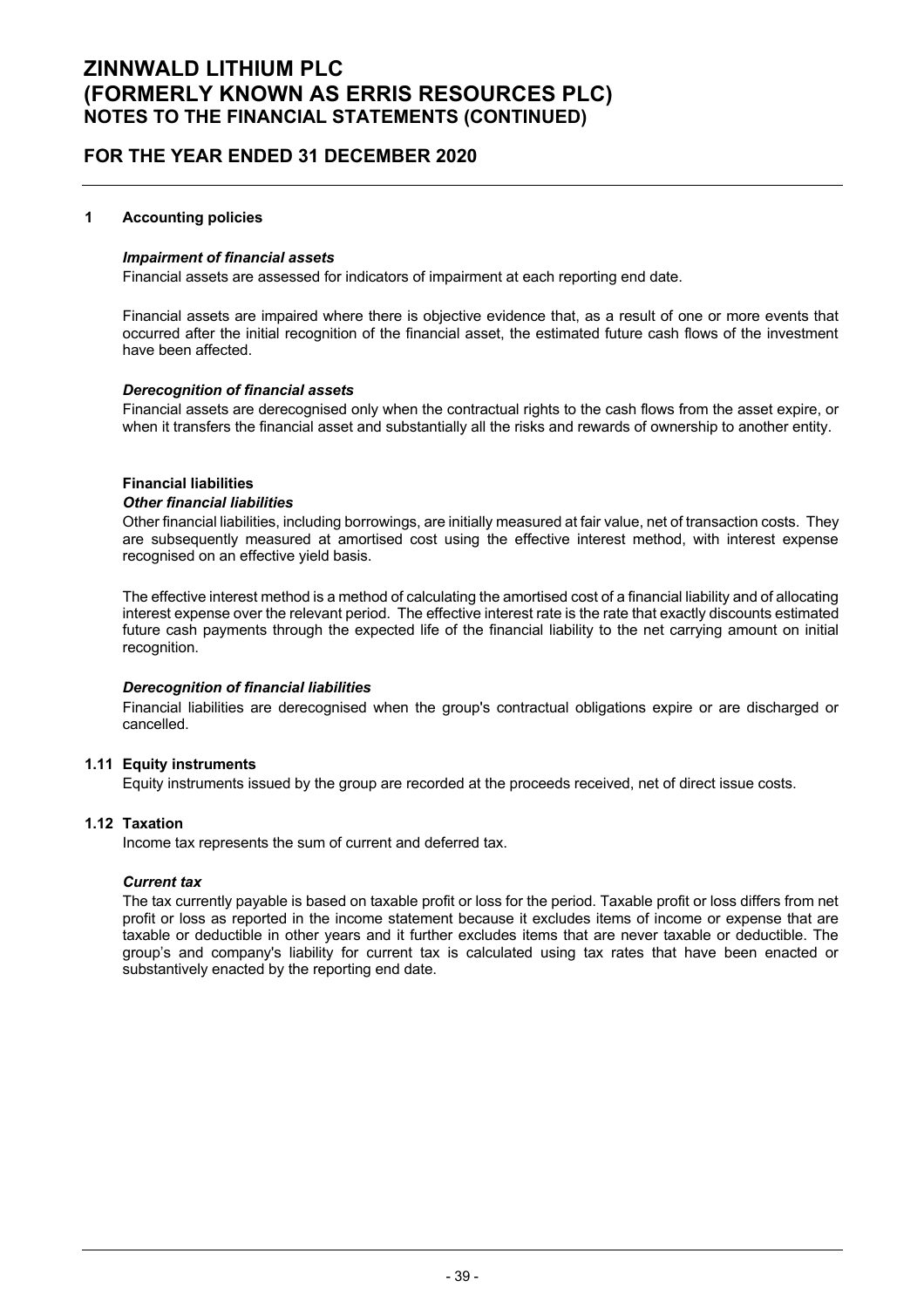## 1 Accounting policies

***Impairment of financial assets***

Financial assets are assessed for indicators of impairment at each reporting end date.

Financial assets are impaired where there is objective evidence that, as a result of one or more events that occurred after the initial recognition of the financial asset, the estimated future cash flows of the investment have been affected.

***Derecognition of financial assets***

Financial assets are derecognised only when the contractual rights to the cash flows from the asset expire, or when it transfers the financial asset and substantially all the risks and rewards of ownership to another entity.

**Financial liabilities**

***Other financial liabilities***

Other financial liabilities, including borrowings, are initially measured at fair value, net of transaction costs. They are subsequently measured at amortised cost using the effective interest method, with interest expense recognised on an effective yield basis.

The effective interest method is a method of calculating the amortised cost of a financial liability and of allocating interest expense over the relevant period. The effective interest rate is the rate that exactly discounts estimated future cash payments through the expected life of the financial liability to the net carrying amount on initial recognition.

***Derecognition of financial liabilities***

Financial liabilities are derecognised when the group's contractual obligations expire or are discharged or cancelled.

### 1.11 Equity instruments

Equity instruments issued by the group are recorded at the proceeds received, net of direct issue costs.

### 1.12 Taxation

Income tax represents the sum of current and deferred tax.

***Current tax***

The tax currently payable is based on taxable profit or loss for the period. Taxable profit or loss differs from net profit or loss as reported in the income statement because it excludes items of income or expense that are taxable or deductible in other years and it further excludes items that are never taxable or deductible. The group's and company's liability for current tax is calculated using tax rates that have been enacted or substantively enacted by the reporting end date.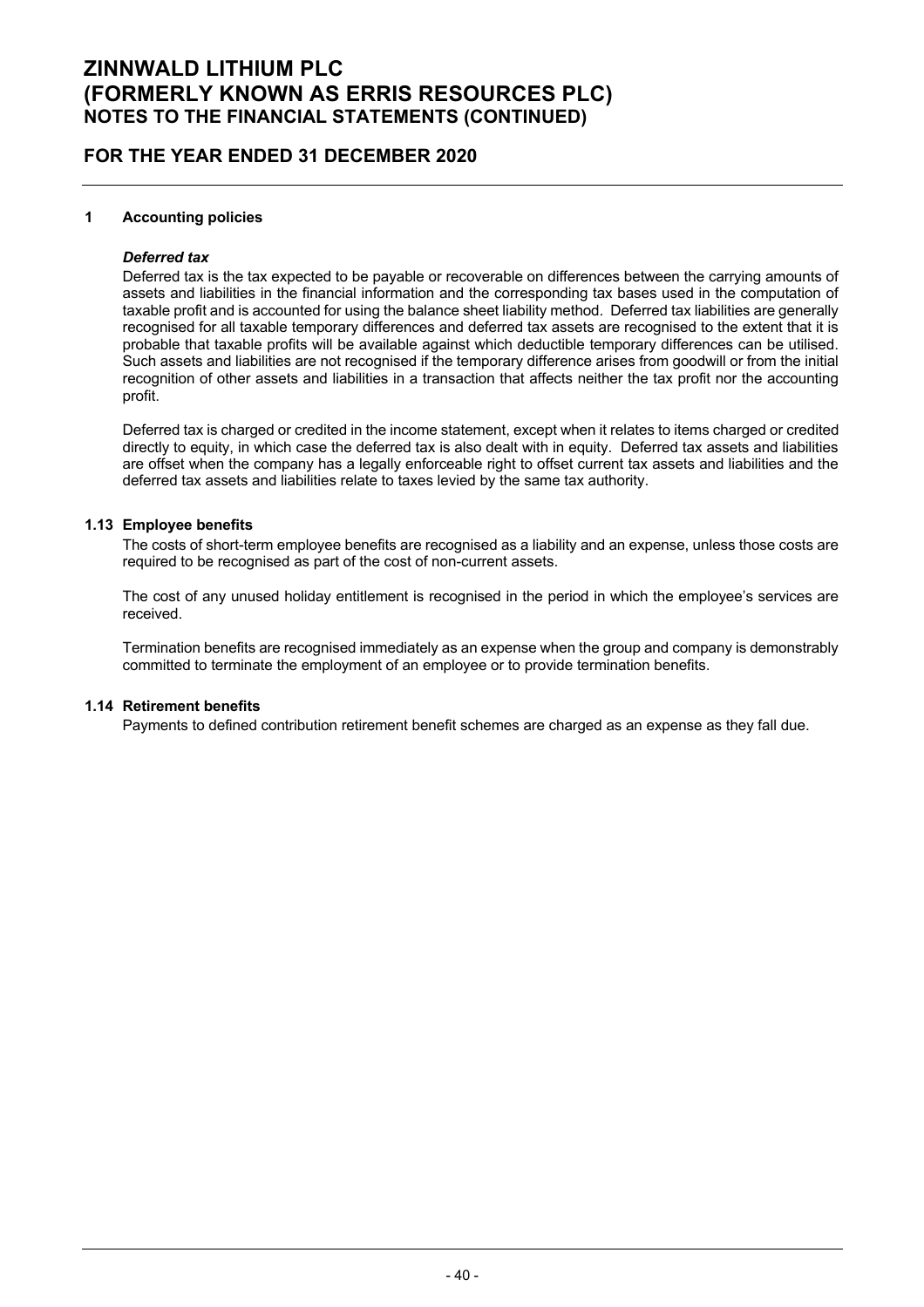## 1 Accounting policies

### *Deferred tax*

Deferred tax is the tax expected to be payable or recoverable on differences between the carrying amounts of assets and liabilities in the financial information and the corresponding tax bases used in the computation of taxable profit and is accounted for using the balance sheet liability method. Deferred tax liabilities are generally recognised for all taxable temporary differences and deferred tax assets are recognised to the extent that it is probable that taxable profits will be available against which deductible temporary differences can be utilised. Such assets and liabilities are not recognised if the temporary difference arises from goodwill or from the initial recognition of other assets and liabilities in a transaction that affects neither the tax profit nor the accounting profit.

Deferred tax is charged or credited in the income statement, except when it relates to items charged or credited directly to equity, in which case the deferred tax is also dealt with in equity. Deferred tax assets and liabilities are offset when the company has a legally enforceable right to offset current tax assets and liabilities and the deferred tax assets and liabilities relate to taxes levied by the same tax authority.

### 1.13 Employee benefits

The costs of short-term employee benefits are recognised as a liability and an expense, unless those costs are required to be recognised as part of the cost of non-current assets.

The cost of any unused holiday entitlement is recognised in the period in which the employee's services are received.

Termination benefits are recognised immediately as an expense when the group and company is demonstrably committed to terminate the employment of an employee or to provide termination benefits.

### 1.14 Retirement benefits

Payments to defined contribution retirement benefit schemes are charged as an expense as they fall due.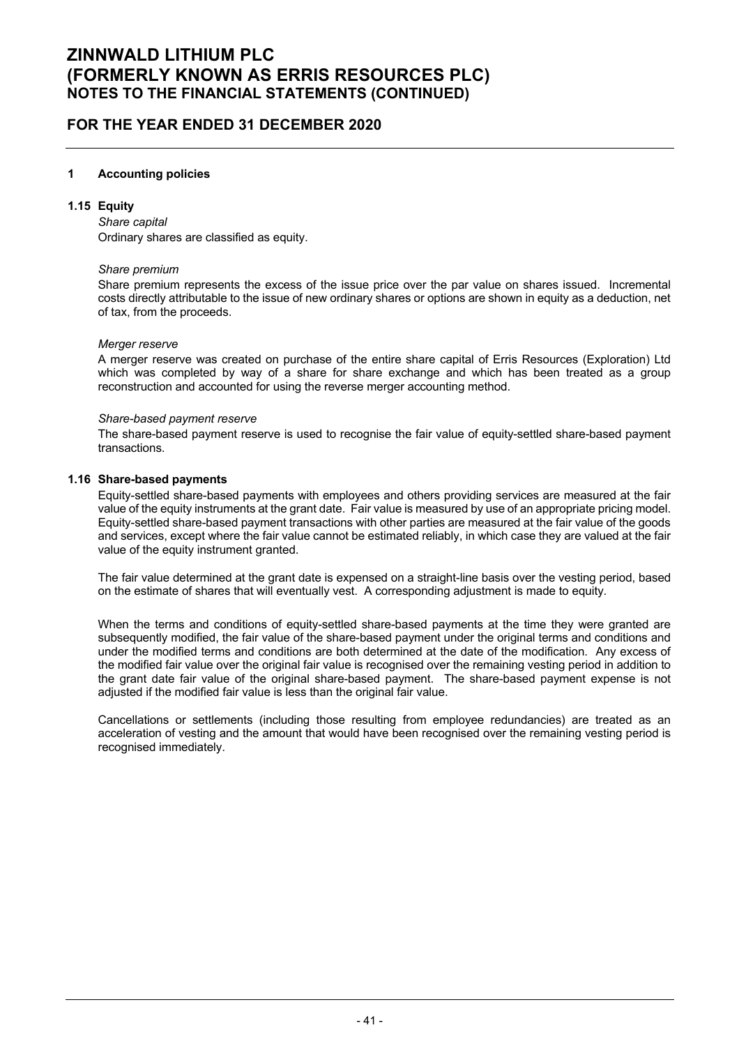## 1 Accounting policies

### 1.15 Equity

*Share capital*

Ordinary shares are classified as equity.

*Share premium*

Share premium represents the excess of the issue price over the par value on shares issued. Incremental costs directly attributable to the issue of new ordinary shares or options are shown in equity as a deduction, net of tax, from the proceeds.

*Merger reserve*

A merger reserve was created on purchase of the entire share capital of Erris Resources (Exploration) Ltd which was completed by way of a share for share exchange and which has been treated as a group reconstruction and accounted for using the reverse merger accounting method.

*Share-based payment reserve*

The share-based payment reserve is used to recognise the fair value of equity-settled share-based payment transactions.

### 1.16 Share-based payments

Equity-settled share-based payments with employees and others providing services are measured at the fair value of the equity instruments at the grant date. Fair value is measured by use of an appropriate pricing model. Equity-settled share-based payment transactions with other parties are measured at the fair value of the goods and services, except where the fair value cannot be estimated reliably, in which case they are valued at the fair value of the equity instrument granted.

The fair value determined at the grant date is expensed on a straight-line basis over the vesting period, based on the estimate of shares that will eventually vest. A corresponding adjustment is made to equity.

When the terms and conditions of equity-settled share-based payments at the time they were granted are subsequently modified, the fair value of the share-based payment under the original terms and conditions and under the modified terms and conditions are both determined at the date of the modification. Any excess of the modified fair value over the original fair value is recognised over the remaining vesting period in addition to the grant date fair value of the original share-based payment. The share-based payment expense is not adjusted if the modified fair value is less than the original fair value.

Cancellations or settlements (including those resulting from employee redundancies) are treated as an acceleration of vesting and the amount that would have been recognised over the remaining vesting period is recognised immediately.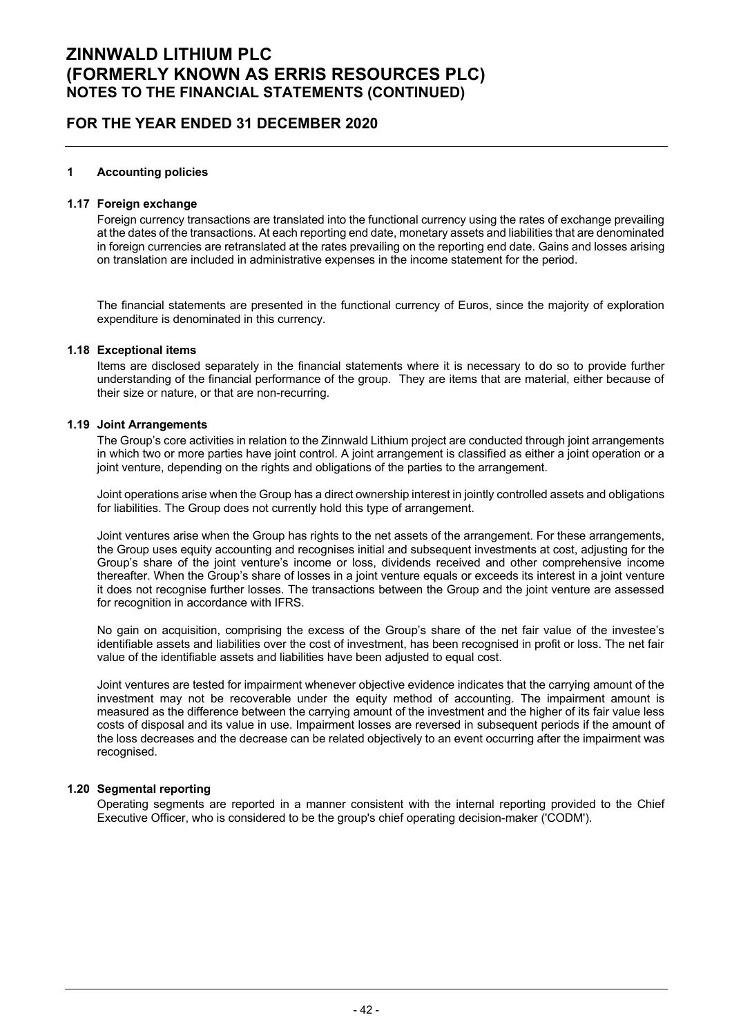## 1 Accounting policies

### 1.17 Foreign exchange

Foreign currency transactions are translated into the functional currency using the rates of exchange prevailing at the dates of the transactions. At each reporting end date, monetary assets and liabilities that are denominated in foreign currencies are retranslated at the rates prevailing on the reporting end date. Gains and losses arising on translation are included in administrative expenses in the income statement for the period.

The financial statements are presented in the functional currency of Euros, since the majority of exploration expenditure is denominated in this currency.

### 1.18 Exceptional items

Items are disclosed separately in the financial statements where it is necessary to do so to provide further understanding of the financial performance of the group. They are items that are material, either because of their size or nature, or that are non-recurring.

### 1.19 Joint Arrangements

The Group's core activities in relation to the Zinnwald Lithium project are conducted through joint arrangements in which two or more parties have joint control. A joint arrangement is classified as either a joint operation or a joint venture, depending on the rights and obligations of the parties to the arrangement.

Joint operations arise when the Group has a direct ownership interest in jointly controlled assets and obligations for liabilities. The Group does not currently hold this type of arrangement.

Joint ventures arise when the Group has rights to the net assets of the arrangement. For these arrangements, the Group uses equity accounting and recognises initial and subsequent investments at cost, adjusting for the Group's share of the joint venture's income or loss, dividends received and other comprehensive income thereafter. When the Group's share of losses in a joint venture equals or exceeds its interest in a joint venture it does not recognise further losses. The transactions between the Group and the joint venture are assessed for recognition in accordance with IFRS.

No gain on acquisition, comprising the excess of the Group's share of the net fair value of the investee's identifiable assets and liabilities over the cost of investment, has been recognised in profit or loss. The net fair value of the identifiable assets and liabilities have been adjusted to equal cost.

Joint ventures are tested for impairment whenever objective evidence indicates that the carrying amount of the investment may not be recoverable under the equity method of accounting. The impairment amount is measured as the difference between the carrying amount of the investment and the higher of its fair value less costs of disposal and its value in use. Impairment losses are reversed in subsequent periods if the amount of the loss decreases and the decrease can be related objectively to an event occurring after the impairment was recognised.

### 1.20 Segmental reporting

Operating segments are reported in a manner consistent with the internal reporting provided to the Chief Executive Officer, who is considered to be the group's chief operating decision-maker ('CODM').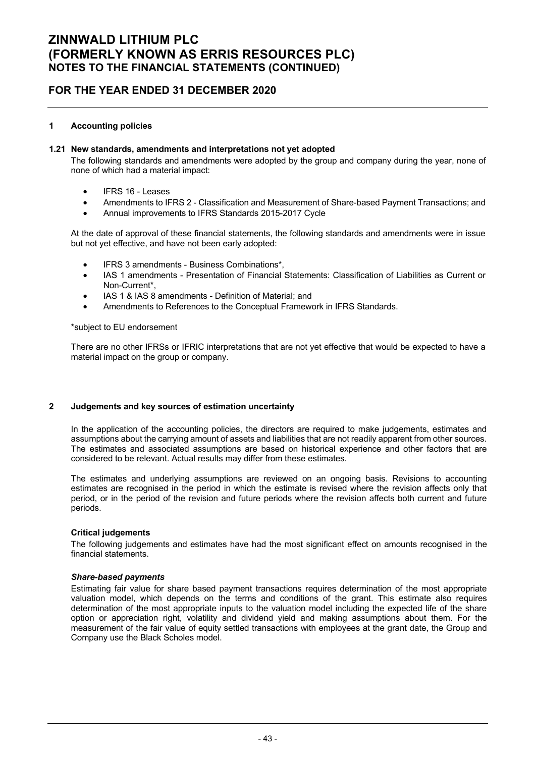# ZINNWALD LITHIUM PLC
# (FORMERLY KNOWN AS ERRIS RESOURCES PLC)
## NOTES TO THE FINANCIAL STATEMENTS (CONTINUED)

## FOR THE YEAR ENDED 31 DECEMBER 2020

### 1 Accounting policies

#### 1.21 New standards, amendments and interpretations not yet adopted

The following standards and amendments were adopted by the group and company during the year, none of none of which had a material impact:

- IFRS 16 - Leases
- Amendments to IFRS 2 - Classification and Measurement of Share-based Payment Transactions; and
- Annual improvements to IFRS Standards 2015-2017 Cycle

At the date of approval of these financial statements, the following standards and amendments were in issue but not yet effective, and have not been early adopted:

- IFRS 3 amendments - Business Combinations*,
- IAS 1 amendments - Presentation of Financial Statements: Classification of Liabilities as Current or Non-Current*,
- IAS 1 & IAS 8 amendments - Definition of Material; and
- Amendments to References to the Conceptual Framework in IFRS Standards.

*subject to EU endorsement

There are no other IFRSs or IFRIC interpretations that are not yet effective that would be expected to have a material impact on the group or company.

### 2 Judgements and key sources of estimation uncertainty

In the application of the accounting policies, the directors are required to make judgements, estimates and assumptions about the carrying amount of assets and liabilities that are not readily apparent from other sources. The estimates and associated assumptions are based on historical experience and other factors that are considered to be relevant. Actual results may differ from these estimates.

The estimates and underlying assumptions are reviewed on an ongoing basis. Revisions to accounting estimates are recognised in the period in which the estimate is revised where the revision affects only that period, or in the period of the revision and future periods where the revision affects both current and future periods.

**Critical judgements**

The following judgements and estimates have had the most significant effect on amounts recognised in the financial statements.

***Share-based payments***

Estimating fair value for share based payment transactions requires determination of the most appropriate valuation model, which depends on the terms and conditions of the grant. This estimate also requires determination of the most appropriate inputs to the valuation model including the expected life of the share option or appreciation right, volatility and dividend yield and making assumptions about them. For the measurement of the fair value of equity settled transactions with employees at the grant date, the Group and Company use the Black Scholes model.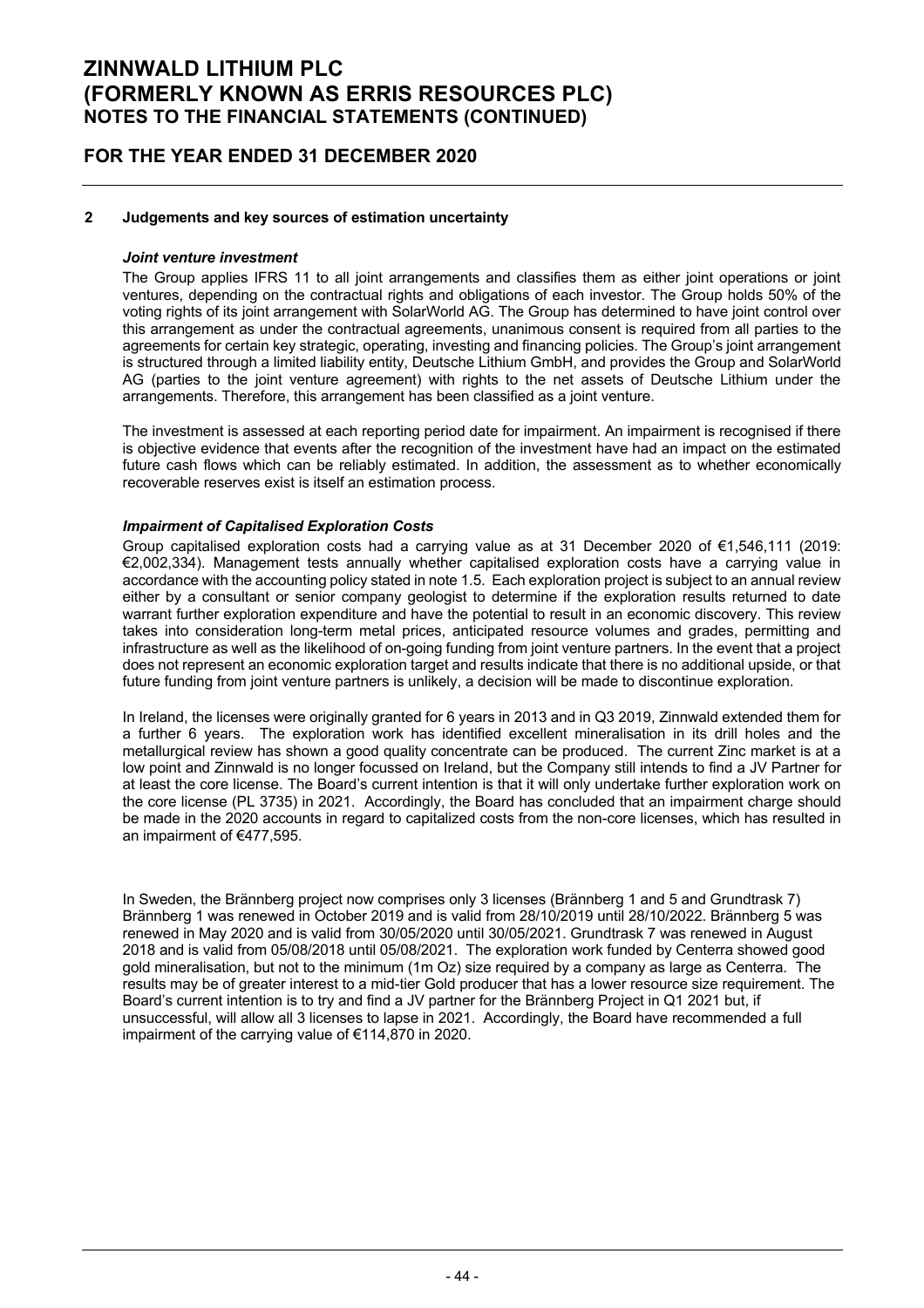## 2 Judgements and key sources of estimation uncertainty

### *Joint venture investment*

The Group applies IFRS 11 to all joint arrangements and classifies them as either joint operations or joint ventures, depending on the contractual rights and obligations of each investor. The Group holds 50% of the voting rights of its joint arrangement with SolarWorld AG. The Group has determined to have joint control over this arrangement as under the contractual agreements, unanimous consent is required from all parties to the agreements for certain key strategic, operating, investing and financing policies. The Group's joint arrangement is structured through a limited liability entity, Deutsche Lithium GmbH, and provides the Group and SolarWorld AG (parties to the joint venture agreement) with rights to the net assets of Deutsche Lithium under the arrangements. Therefore, this arrangement has been classified as a joint venture.

The investment is assessed at each reporting period date for impairment. An impairment is recognised if there is objective evidence that events after the recognition of the investment have had an impact on the estimated future cash flows which can be reliably estimated. In addition, the assessment as to whether economically recoverable reserves exist is itself an estimation process.

### *Impairment of Capitalised Exploration Costs*

Group capitalised exploration costs had a carrying value as at 31 December 2020 of €1,546,111 (2019: €2,002,334). Management tests annually whether capitalised exploration costs have a carrying value in accordance with the accounting policy stated in note 1.5. Each exploration project is subject to an annual review either by a consultant or senior company geologist to determine if the exploration results returned to date warrant further exploration expenditure and have the potential to result in an economic discovery. This review takes into consideration long-term metal prices, anticipated resource volumes and grades, permitting and infrastructure as well as the likelihood of on-going funding from joint venture partners. In the event that a project does not represent an economic exploration target and results indicate that there is no additional upside, or that future funding from joint venture partners is unlikely, a decision will be made to discontinue exploration.

In Ireland, the licenses were originally granted for 6 years in 2013 and in Q3 2019, Zinnwald extended them for a further 6 years. The exploration work has identified excellent mineralisation in its drill holes and the metallurgical review has shown a good quality concentrate can be produced. The current Zinc market is at a low point and Zinnwald is no longer focussed on Ireland, but the Company still intends to find a JV Partner for at least the core license. The Board's current intention is that it will only undertake further exploration work on the core license (PL 3735) in 2021. Accordingly, the Board has concluded that an impairment charge should be made in the 2020 accounts in regard to capitalized costs from the non-core licenses, which has resulted in an impairment of €477,595.

In Sweden, the Brännberg project now comprises only 3 licenses (Brännberg 1 and 5 and Grundtrask 7) Brännberg 1 was renewed in October 2019 and is valid from 28/10/2019 until 28/10/2022. Brännberg 5 was renewed in May 2020 and is valid from 30/05/2020 until 30/05/2021. Grundtrask 7 was renewed in August 2018 and is valid from 05/08/2018 until 05/08/2021. The exploration work funded by Centerra showed good gold mineralisation, but not to the minimum (1m Oz) size required by a company as large as Centerra. The results may be of greater interest to a mid-tier Gold producer that has a lower resource size requirement. The Board's current intention is to try and find a JV partner for the Brännberg Project in Q1 2021 but, if unsuccessful, will allow all 3 licenses to lapse in 2021. Accordingly, the Board have recommended a full impairment of the carrying value of €114,870 in 2020.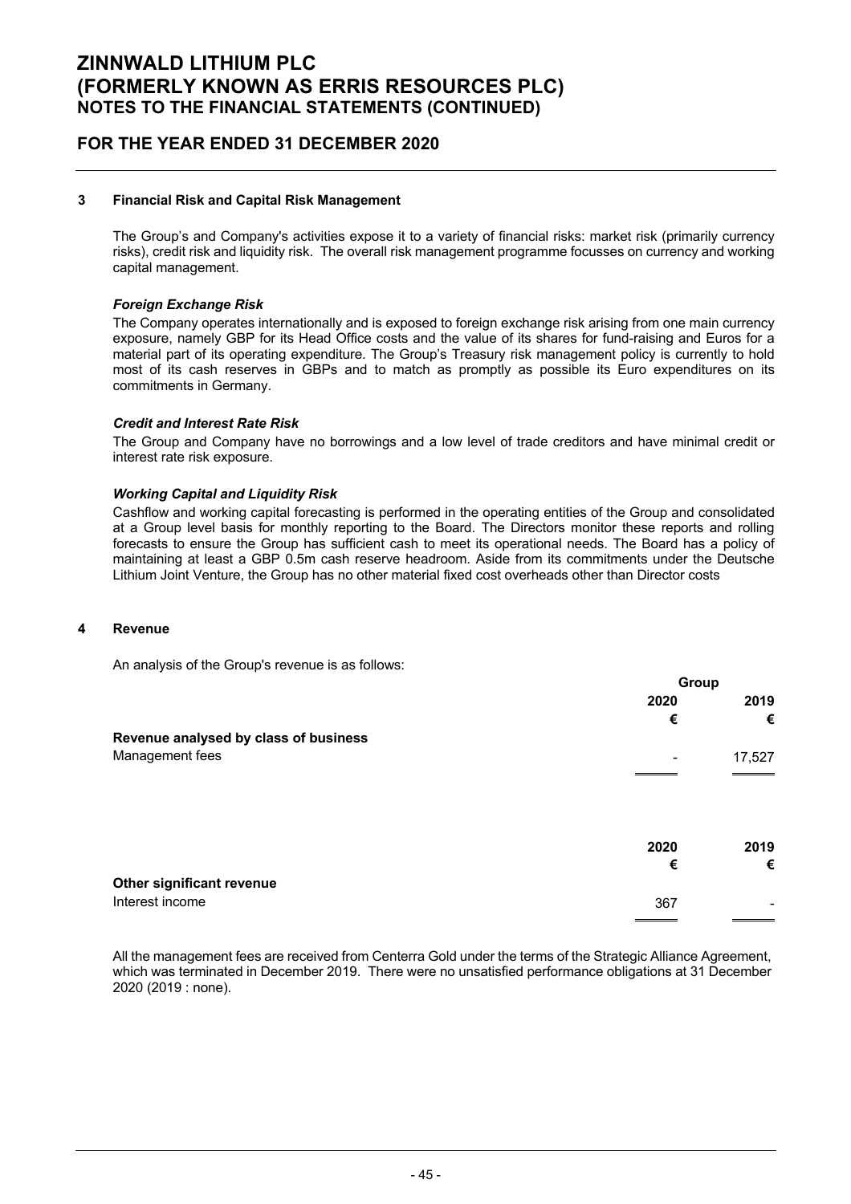# ZINNWALD LITHIUM PLC
# (FORMERLY KNOWN AS ERRIS RESOURCES PLC)
## NOTES TO THE FINANCIAL STATEMENTS (CONTINUED)

## FOR THE YEAR ENDED 31 DECEMBER 2020

### 3 Financial Risk and Capital Risk Management

The Group's and Company's activities expose it to a variety of financial risks: market risk (primarily currency risks), credit risk and liquidity risk. The overall risk management programme focusses on currency and working capital management.

***Foreign Exchange Risk***

The Company operates internationally and is exposed to foreign exchange risk arising from one main currency exposure, namely GBP for its Head Office costs and the value of its shares for fund-raising and Euros for a material part of its operating expenditure. The Group's Treasury risk management policy is currently to hold most of its cash reserves in GBPs and to match as promptly as possible its Euro expenditures on its commitments in Germany.

***Credit and Interest Rate Risk***

The Group and Company have no borrowings and a low level of trade creditors and have minimal credit or interest rate risk exposure.

***Working Capital and Liquidity Risk***

Cashflow and working capital forecasting is performed in the operating entities of the Group and consolidated at a Group level basis for monthly reporting to the Board. The Directors monitor these reports and rolling forecasts to ensure the Group has sufficient cash to meet its operational needs. The Board has a policy of maintaining at least a GBP 0.5m cash reserve headroom. Aside from its commitments under the Deutsche Lithium Joint Venture, the Group has no other material fixed cost overheads other than Director costs

### 4 Revenue

An analysis of the Group's revenue is as follows:

| | Group | |
|---|---|---|
| | 2020 | 2019 |
| | € | € |
| **Revenue analysed by class of business** | | |
| Management fees | - | 17,527 |

| | 2020 | 2019 |
|---|---|---|
| | € | € |
| **Other significant revenue** | | |
| Interest income | 367 | - |

All the management fees are received from Centerra Gold under the terms of the Strategic Alliance Agreement, which was terminated in December 2019. There were no unsatisfied performance obligations at 31 December 2020 (2019 : none).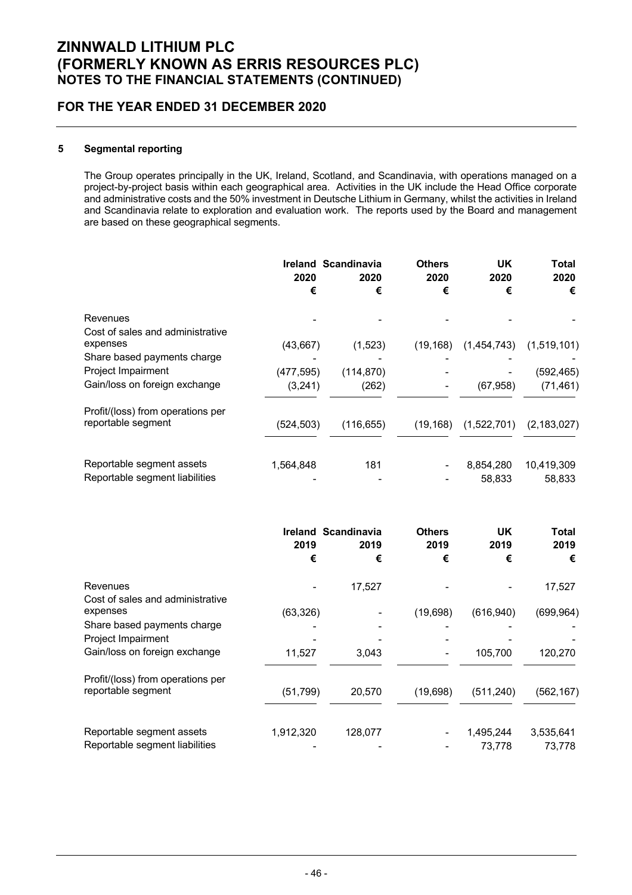# ZINNWALD LITHIUM PLC
# (FORMERLY KNOWN AS ERRIS RESOURCES PLC)
## NOTES TO THE FINANCIAL STATEMENTS (CONTINUED)

## FOR THE YEAR ENDED 31 DECEMBER 2020

### 5 Segmental reporting

The Group operates principally in the UK, Ireland, Scotland, and Scandinavia, with operations managed on a project-by-project basis within each geographical area. Activities in the UK include the Head Office corporate and administrative costs and the 50% investment in Deutsche Lithium in Germany, whilst the activities in Ireland and Scandinavia relate to exploration and evaluation work. The reports used by the Board and management are based on these geographical segments.

| | Ireland 2020 € | Scandinavia 2020 € | Others 2020 € | UK 2020 € | Total 2020 € |
|---|---|---|---|---|---|
| Revenues | - | - | - | - | - |
| Cost of sales and administrative expenses | (43,667) | (1,523) | (19,168) | (1,454,743) | (1,519,101) |
| Share based payments charge | - | - | - | - | - |
| Project Impairment | (477,595) | (114,870) | - | - | (592,465) |
| Gain/loss on foreign exchange | (3,241) | (262) | - | (67,958) | (71,461) |
| Profit/(loss) from operations per reportable segment | (524,503) | (116,655) | (19,168) | (1,522,701) | (2,183,027) |
| Reportable segment assets | 1,564,848 | 181 | - | 8,854,280 | 10,419,309 |
| Reportable segment liabilities | - | - | - | 58,833 | 58,833 |

| | Ireland 2019 € | Scandinavia 2019 € | Others 2019 € | UK 2019 € | Total 2019 € |
|---|---|---|---|---|---|
| Revenues | - | 17,527 | - | - | 17,527 |
| Cost of sales and administrative expenses | (63,326) | - | (19,698) | (616,940) | (699,964) |
| Share based payments charge | - | - | - | - | - |
| Project Impairment | - | - | - | - | - |
| Gain/loss on foreign exchange | 11,527 | 3,043 | - | 105,700 | 120,270 |
| Profit/(loss) from operations per reportable segment | (51,799) | 20,570 | (19,698) | (511,240) | (562,167) |
| Reportable segment assets | 1,912,320 | 128,077 | - | 1,495,244 | 3,535,641 |
| Reportable segment liabilities | - | - | - | 73,778 | 73,778 |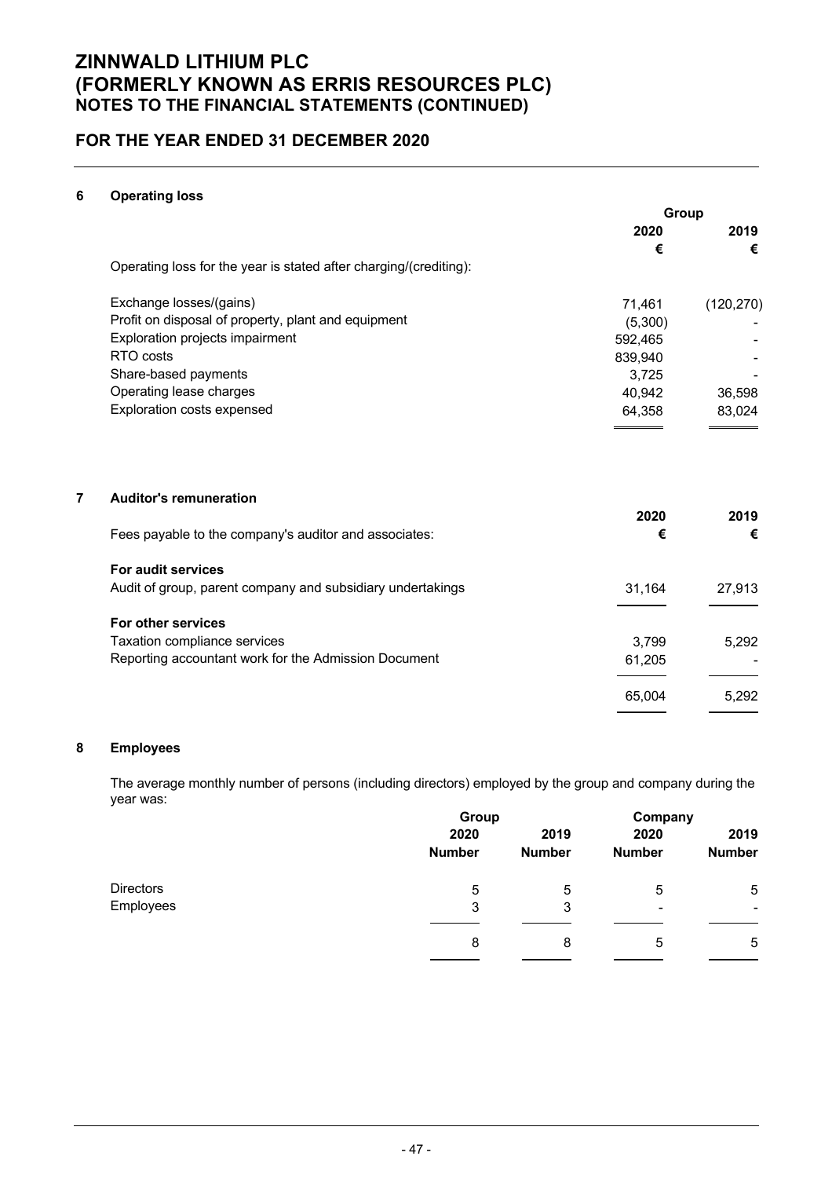# ZINNWALD LITHIUM PLC
# (FORMERLY KNOWN AS ERRIS RESOURCES PLC)
## NOTES TO THE FINANCIAL STATEMENTS (CONTINUED)

## FOR THE YEAR ENDED 31 DECEMBER 2020

### 6 Operating loss

| | Group | |
|---|---|---|
| | 2020 | 2019 |
| | € | € |
| Operating loss for the year is stated after charging/(crediting): | | |
| Exchange losses/(gains) | 71,461 | (120,270) |
| Profit on disposal of property, plant and equipment | (5,300) | - |
| Exploration projects impairment | 592,465 | - |
| RTO costs | 839,940 | - |
| Share-based payments | 3,725 | - |
| Operating lease charges | 40,942 | 36,598 |
| Exploration costs expensed | 64,358 | 83,024 |

### 7 Auditor's remuneration

| | 2020 | 2019 |
|---|---|---|
| Fees payable to the company's auditor and associates: | € | € |
| **For audit services** | | |
| Audit of group, parent company and subsidiary undertakings | 31,164 | 27,913 |
| **For other services** | | |
| Taxation compliance services | 3,799 | 5,292 |
| Reporting accountant work for the Admission Document | 61,205 | - |
| | 65,004 | 5,292 |

### 8 Employees

The average monthly number of persons (including directors) employed by the group and company during the year was:

| | Group | | Company | |
|---|---|---|---|---|
| | 2020 | 2019 | 2020 | 2019 |
| | Number | Number | Number | Number |
| Directors | 5 | 5 | 5 | 5 |
| Employees | 3 | 3 | - | - |
| | 8 | 8 | 5 | 5 |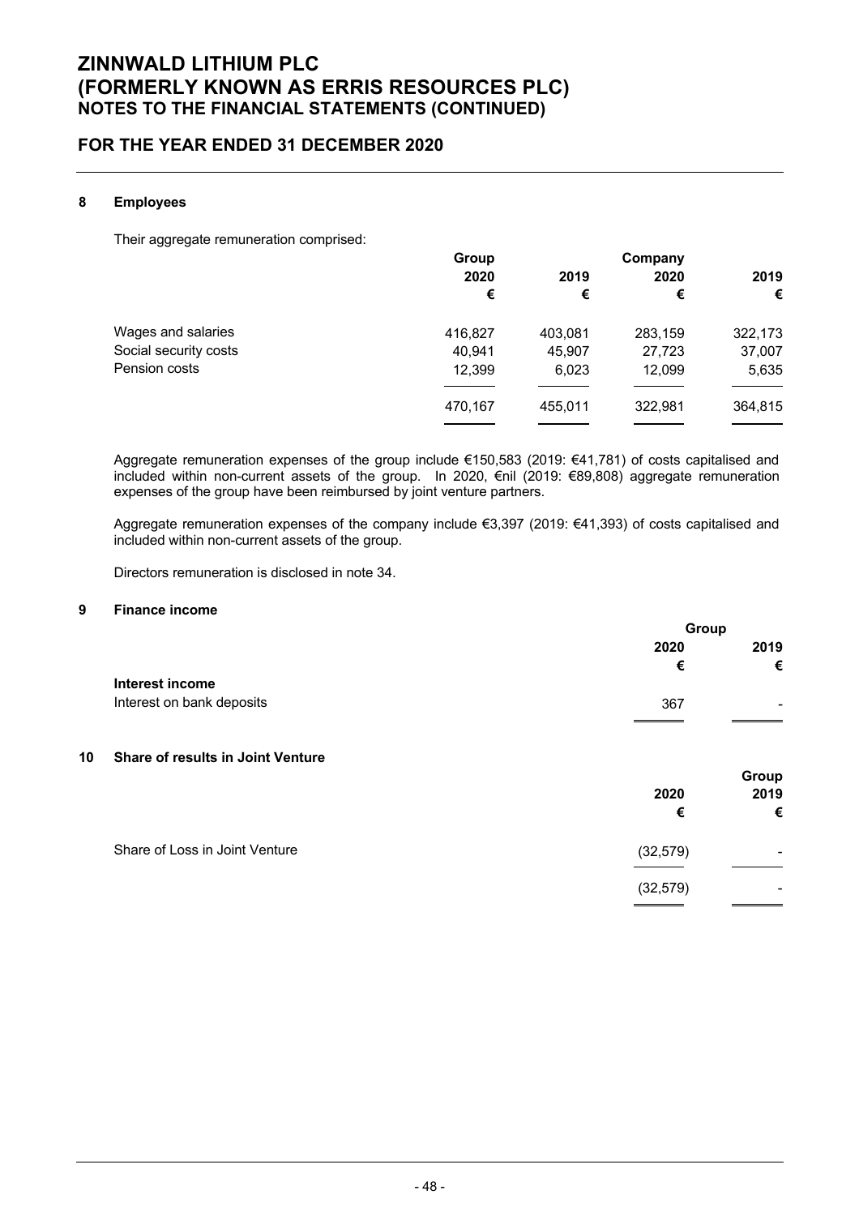## 8 Employees

Their aggregate remuneration comprised:

| | Group 2020 € | 2019 € | Company 2020 € | 2019 € |
|---|---|---|---|---|
| Wages and salaries | 416,827 | 403,081 | 283,159 | 322,173 |
| Social security costs | 40,941 | 45,907 | 27,723 | 37,007 |
| Pension costs | 12,399 | 6,023 | 12,099 | 5,635 |
| | 470,167 | 455,011 | 322,981 | 364,815 |

Aggregate remuneration expenses of the group include €150,583 (2019: €41,781) of costs capitalised and included within non-current assets of the group. In 2020, €nil (2019: €89,808) aggregate remuneration expenses of the group have been reimbursed by joint venture partners.

Aggregate remuneration expenses of the company include €3,397 (2019: €41,393) of costs capitalised and included within non-current assets of the group.

Directors remuneration is disclosed in note 34.

## 9 Finance income

| | Group 2020 € | 2019 € |
|---|---|---|
| **Interest income** | | |
| Interest on bank deposits | 367 | - |

## 10 Share of results in Joint Venture

| | 2020 € | Group 2019 € |
|---|---|---|
| Share of Loss in Joint Venture | (32,579) | - |
| | (32,579) | - |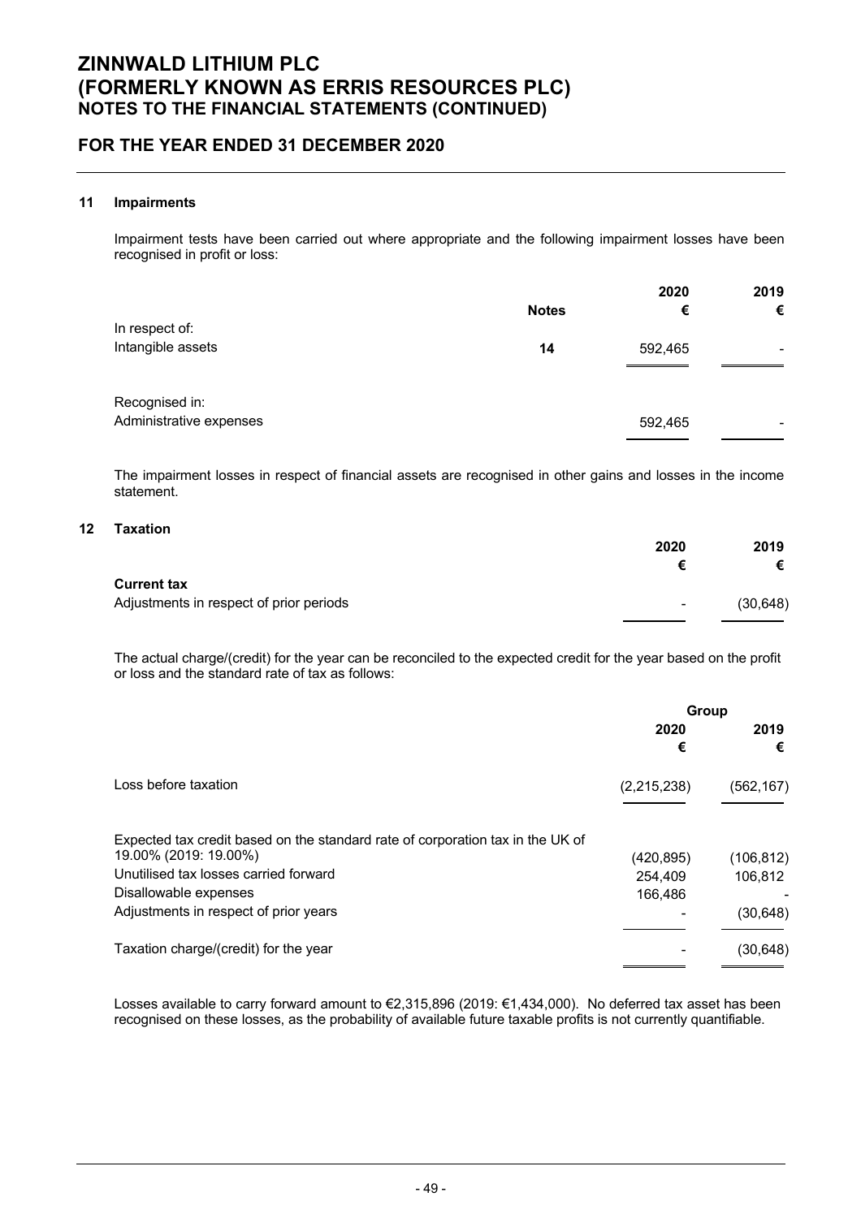# ZINNWALD LITHIUM PLC
# (FORMERLY KNOWN AS ERRIS RESOURCES PLC)
## NOTES TO THE FINANCIAL STATEMENTS (CONTINUED)

## FOR THE YEAR ENDED 31 DECEMBER 2020

### 11 Impairments

Impairment tests have been carried out where appropriate and the following impairment losses have been recognised in profit or loss:

| | Notes | 2020 € | 2019 € |
|---|---|---|---|
| In respect of: | | | |
| Intangible assets | 14 | 592,465 | - |
| Recognised in: | | | |
| Administrative expenses | | 592,465 | - |

The impairment losses in respect of financial assets are recognised in other gains and losses in the income statement.

### 12 Taxation

| | 2020 € | 2019 € |
|---|---|---|
| **Current tax** | | |
| Adjustments in respect of prior periods | - | (30,648) |

The actual charge/(credit) for the year can be reconciled to the expected credit for the year based on the profit or loss and the standard rate of tax as follows:

| | Group | |
|---|---|---|
| | 2020 € | 2019 € |
| Loss before taxation | (2,215,238) | (562,167) |
| Expected tax credit based on the standard rate of corporation tax in the UK of 19.00% (2019: 19.00%) | (420,895) | (106,812) |
| Unutilised tax losses carried forward | 254,409 | 106,812 |
| Disallowable expenses | 166,486 | - |
| Adjustments in respect of prior years | - | (30,648) |
| Taxation charge/(credit) for the year | - | (30,648) |

Losses available to carry forward amount to €2,315,896 (2019: €1,434,000). No deferred tax asset has been recognised on these losses, as the probability of available future taxable profits is not currently quantifiable.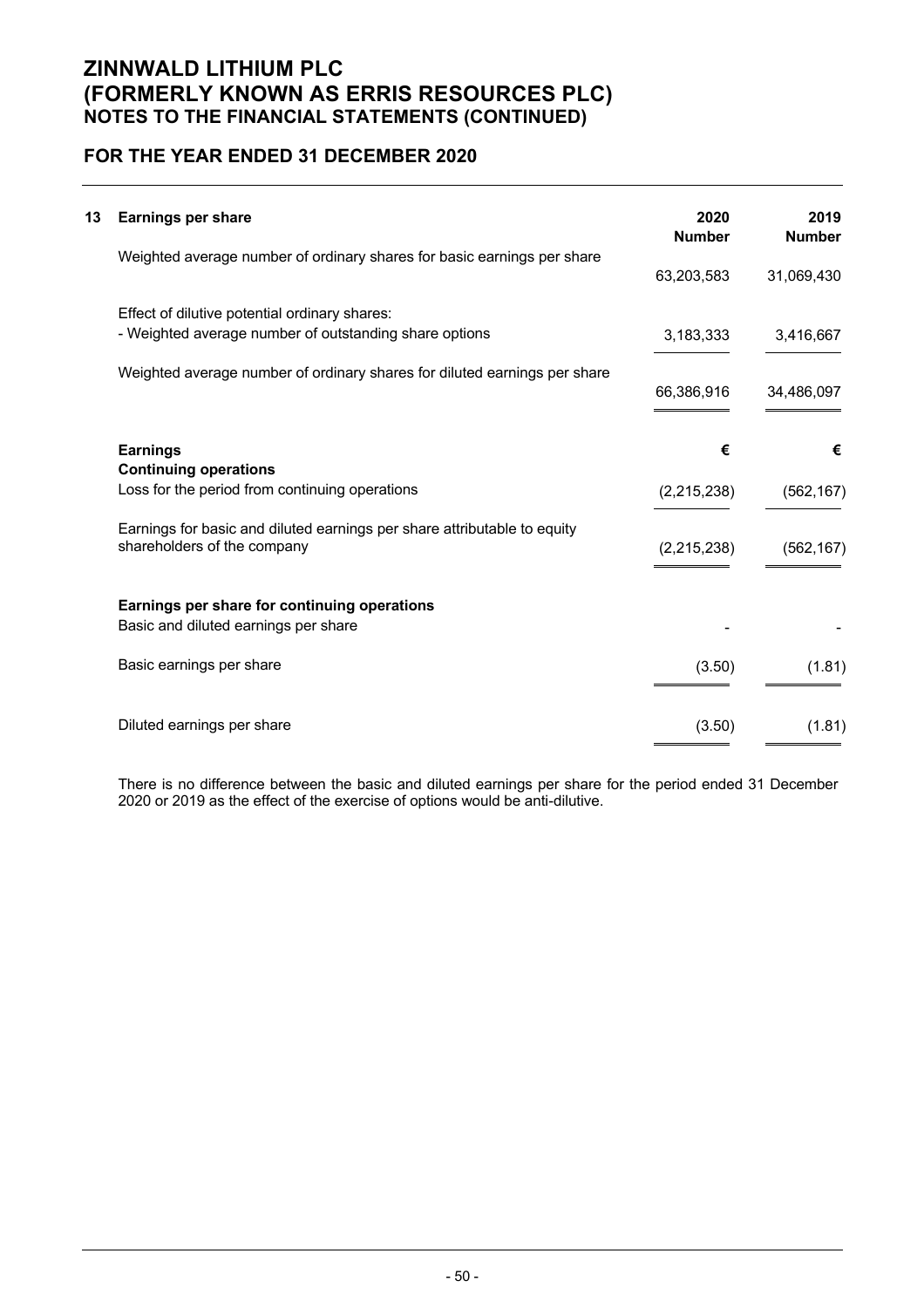# ZINNWALD LITHIUM PLC
# (FORMERLY KNOWN AS ERRIS RESOURCES PLC)
## NOTES TO THE FINANCIAL STATEMENTS (CONTINUED)

## FOR THE YEAR ENDED 31 DECEMBER 2020

### 13 Earnings per share

| | 2020 Number | 2019 Number |
|---|---|---|
| Weighted average number of ordinary shares for basic earnings per share | 63,203,583 | 31,069,430 |
| Effect of dilutive potential ordinary shares: | | |
| - Weighted average number of outstanding share options | 3,183,333 | 3,416,667 |
| Weighted average number of ordinary shares for diluted earnings per share | 66,386,916 | 34,486,097 |
| **Earnings** | **€** | **€** |
| **Continuing operations** | | |
| Loss for the period from continuing operations | (2,215,238) | (562,167) |
| Earnings for basic and diluted earnings per share attributable to equity shareholders of the company | (2,215,238) | (562,167) |
| **Earnings per share for continuing operations** | | |
| Basic and diluted earnings per share | - | - |
| Basic earnings per share | (3.50) | (1.81) |
| Diluted earnings per share | (3.50) | (1.81) |

There is no difference between the basic and diluted earnings per share for the period ended 31 December 2020 or 2019 as the effect of the exercise of options would be anti-dilutive.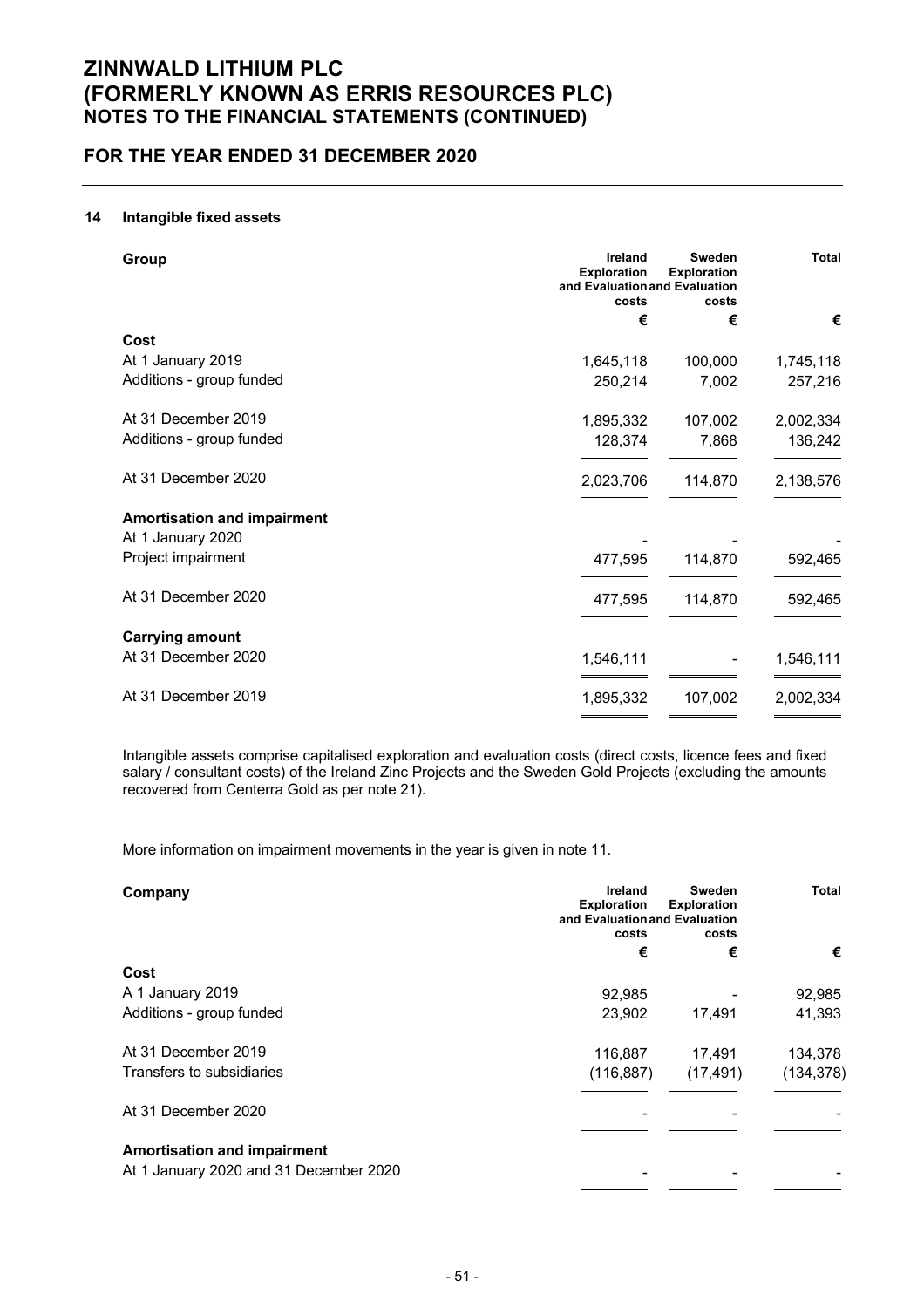# ZINNWALD LITHIUM PLC
# (FORMERLY KNOWN AS ERRIS RESOURCES PLC)
## NOTES TO THE FINANCIAL STATEMENTS (CONTINUED)

## FOR THE YEAR ENDED 31 DECEMBER 2020

### 14 Intangible fixed assets

| Group | Ireland Exploration and Evaluation costs | Sweden Exploration and Evaluation costs | Total |
|---|---|---|---|
| | € | € | € |
| **Cost** | | | |
| At 1 January 2019 | 1,645,118 | 100,000 | 1,745,118 |
| Additions - group funded | 250,214 | 7,002 | 257,216 |
| At 31 December 2019 | 1,895,332 | 107,002 | 2,002,334 |
| Additions - group funded | 128,374 | 7,868 | 136,242 |
| At 31 December 2020 | 2,023,706 | 114,870 | 2,138,576 |
| **Amortisation and impairment** | | | |
| At 1 January 2020 | - | - | - |
| Project impairment | 477,595 | 114,870 | 592,465 |
| At 31 December 2020 | 477,595 | 114,870 | 592,465 |
| **Carrying amount** | | | |
| At 31 December 2020 | 1,546,111 | - | 1,546,111 |
| At 31 December 2019 | 1,895,332 | 107,002 | 2,002,334 |

Intangible assets comprise capitalised exploration and evaluation costs (direct costs, licence fees and fixed salary / consultant costs) of the Ireland Zinc Projects and the Sweden Gold Projects (excluding the amounts recovered from Centerra Gold as per note 21).

More information on impairment movements in the year is given in note 11.

| Company | Ireland Exploration and Evaluation costs | Sweden Exploration and Evaluation costs | Total |
|---|---|---|---|
| | € | € | € |
| **Cost** | | | |
| A 1 January 2019 | 92,985 | - | 92,985 |
| Additions - group funded | 23,902 | 17,491 | 41,393 |
| At 31 December 2019 | 116,887 | 17,491 | 134,378 |
| Transfers to subsidiaries | (116,887) | (17,491) | (134,378) |
| At 31 December 2020 | - | - | - |
| **Amortisation and impairment** | | | |
| At 1 January 2020 and 31 December 2020 | - | - | - |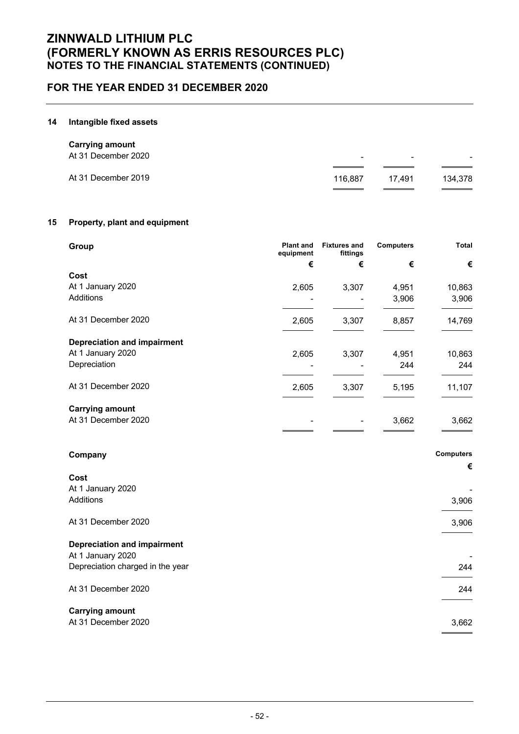## 14 Intangible fixed assets

| | | | |
|---|---|---|---|
| **Carrying amount** | | | |
| At 31 December 2020 | - | - | - |
| At 31 December 2019 | 116,887 | 17,491 | 134,378 |

## 15 Property, plant and equipment

| **Group** | **Plant and equipment** | **Fixtures and fittings** | **Computers** | **Total** |
|---|---|---|---|---|
| | € | € | € | € |
| **Cost** | | | | |
| At 1 January 2020 | 2,605 | 3,307 | 4,951 | 10,863 |
| Additions | - | - | 3,906 | 3,906 |
| At 31 December 2020 | 2,605 | 3,307 | 8,857 | 14,769 |
| **Depreciation and impairment** | | | | |
| At 1 January 2020 | 2,605 | 3,307 | 4,951 | 10,863 |
| Depreciation | - | - | 244 | 244 |
| At 31 December 2020 | 2,605 | 3,307 | 5,195 | 11,107 |
| **Carrying amount** | | | | |
| At 31 December 2020 | - | - | 3,662 | 3,662 |

| **Company** | **Computers** |
|---|---|
| | € |
| **Cost** | |
| At 1 January 2020 | - |
| Additions | 3,906 |
| At 31 December 2020 | 3,906 |
| **Depreciation and impairment** | |
| At 1 January 2020 | - |
| Depreciation charged in the year | 244 |
| At 31 December 2020 | 244 |
| **Carrying amount** | |
| At 31 December 2020 | 3,662 |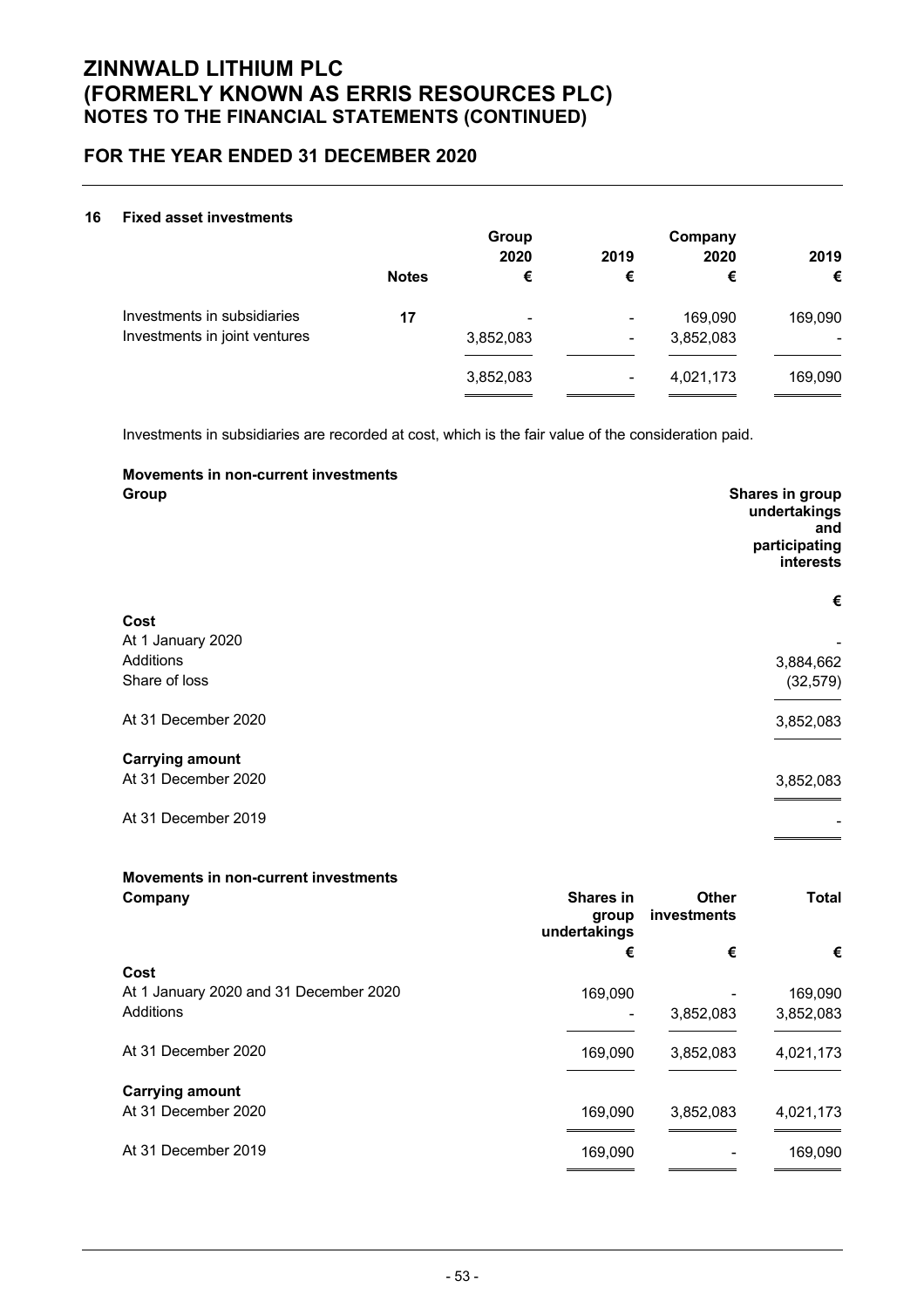## 16 Fixed asset investments

| | | Group | | Company | |
|---|---|---|---|---|---|
| | | 2020 | 2019 | 2020 | 2019 |
| | Notes | € | € | € | € |
| Investments in subsidiaries | 17 | - | - | 169,090 | 169,090 |
| Investments in joint ventures | | 3,852,083 | - | 3,852,083 | - |
| | | 3,852,083 | - | 4,021,173 | 169,090 |

Investments in subsidiaries are recorded at cost, which is the fair value of the consideration paid.

**Movements in non-current investments**

| Group | Shares in group undertakings and participating interests |
|---|---|
| | € |
| **Cost** | |
| At 1 January 2020 | - |
| Additions | 3,884,662 |
| Share of loss | (32,579) |
| At 31 December 2020 | 3,852,083 |
| **Carrying amount** | |
| At 31 December 2020 | 3,852,083 |
| At 31 December 2019 | - |

**Movements in non-current investments**

| Company | Shares in group undertakings | Other investments | Total |
|---|---|---|---|
| | € | € | € |
| **Cost** | | | |
| At 1 January 2020 and 31 December 2020 | 169,090 | - | 169,090 |
| Additions | - | 3,852,083 | 3,852,083 |
| At 31 December 2020 | 169,090 | 3,852,083 | 4,021,173 |
| **Carrying amount** | | | |
| At 31 December 2020 | 169,090 | 3,852,083 | 4,021,173 |
| At 31 December 2019 | 169,090 | - | 169,090 |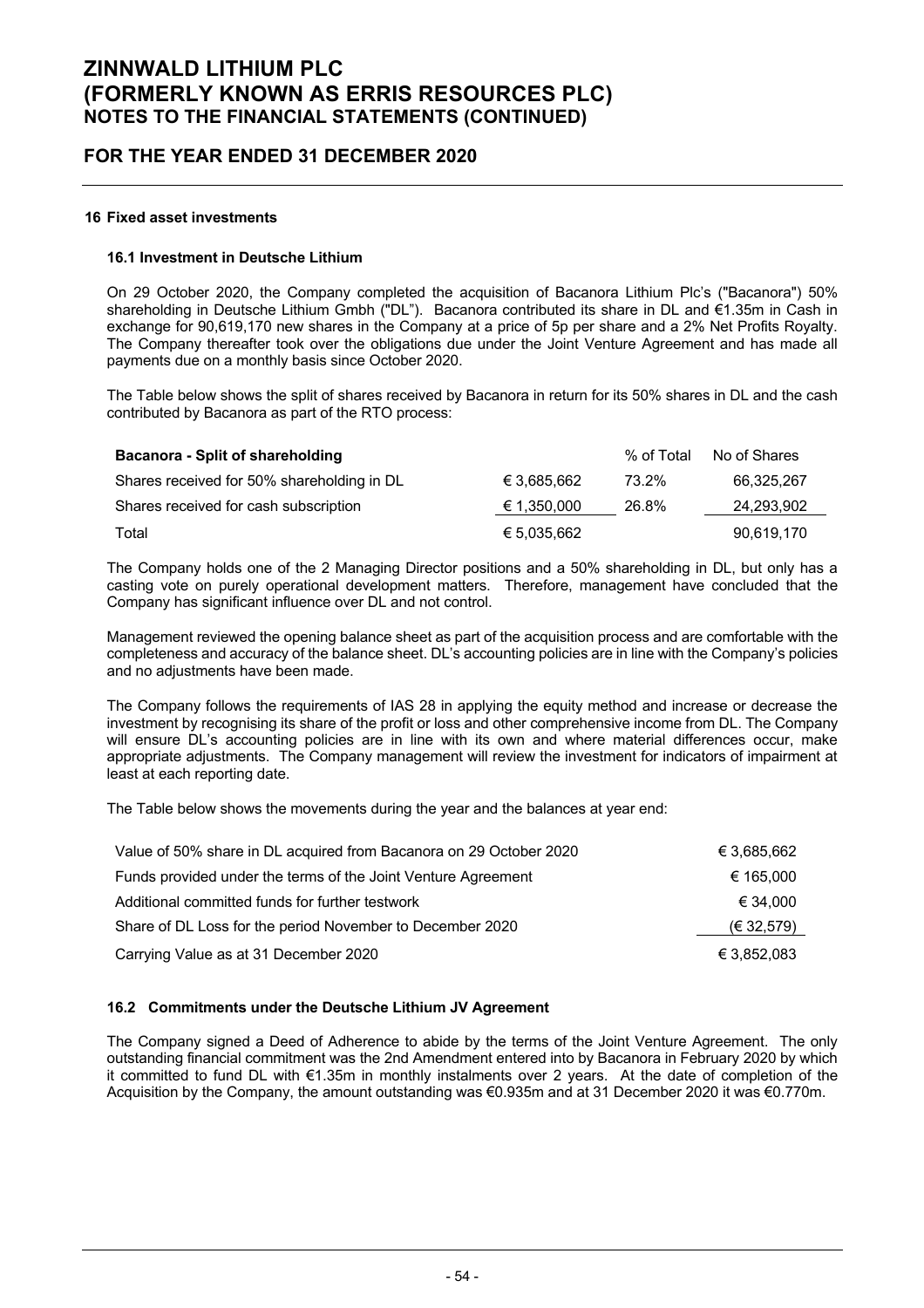## 16 Fixed asset investments

### 16.1 Investment in Deutsche Lithium

On 29 October 2020, the Company completed the acquisition of Bacanora Lithium Plc's ("Bacanora") 50% shareholding in Deutsche Lithium Gmbh ("DL"). Bacanora contributed its share in DL and €1.35m in Cash in exchange for 90,619,170 new shares in the Company at a price of 5p per share and a 2% Net Profits Royalty. The Company thereafter took over the obligations due under the Joint Venture Agreement and has made all payments due on a monthly basis since October 2020.

The Table below shows the split of shares received by Bacanora in return for its 50% shares in DL and the cash contributed by Bacanora as part of the RTO process:

| **Bacanora - Split of shareholding** | | % of Total | No of Shares |
|---|---|---|---|
| Shares received for 50% shareholding in DL | € 3,685,662 | 73.2% | 66,325,267 |
| Shares received for cash subscription | € 1,350,000 | 26.8% | 24,293,902 |
| Total | € 5,035,662 | | 90,619,170 |

The Company holds one of the 2 Managing Director positions and a 50% shareholding in DL, but only has a casting vote on purely operational development matters. Therefore, management have concluded that the Company has significant influence over DL and not control.

Management reviewed the opening balance sheet as part of the acquisition process and are comfortable with the completeness and accuracy of the balance sheet. DL's accounting policies are in line with the Company's policies and no adjustments have been made.

The Company follows the requirements of IAS 28 in applying the equity method and increase or decrease the investment by recognising its share of the profit or loss and other comprehensive income from DL. The Company will ensure DL's accounting policies are in line with its own and where material differences occur, make appropriate adjustments. The Company management will review the investment for indicators of impairment at least at each reporting date.

The Table below shows the movements during the year and the balances at year end:

| | |
|---|---|
| Value of 50% share in DL acquired from Bacanora on 29 October 2020 | € 3,685,662 |
| Funds provided under the terms of the Joint Venture Agreement | € 165,000 |
| Additional committed funds for further testwork | € 34,000 |
| Share of DL Loss for the period November to December 2020 | (€ 32,579) |
| Carrying Value as at 31 December 2020 | € 3,852,083 |

### 16.2 Commitments under the Deutsche Lithium JV Agreement

The Company signed a Deed of Adherence to abide by the terms of the Joint Venture Agreement. The only outstanding financial commitment was the 2nd Amendment entered into by Bacanora in February 2020 by which it committed to fund DL with €1.35m in monthly instalments over 2 years. At the date of completion of the Acquisition by the Company, the amount outstanding was €0.935m and at 31 December 2020 it was €0.770m.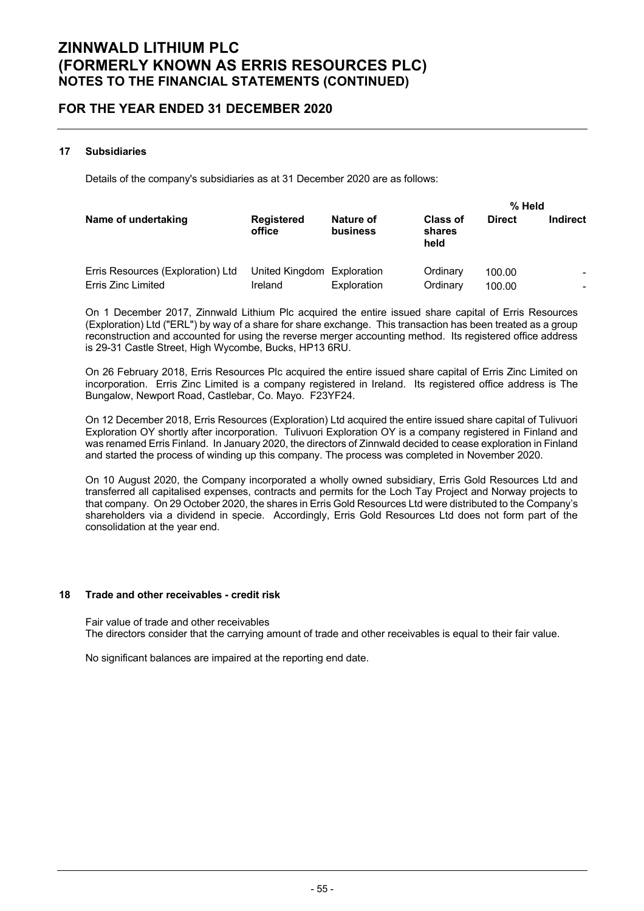# ZINNWALD LITHIUM PLC
# (FORMERLY KNOWN AS ERRIS RESOURCES PLC)
## NOTES TO THE FINANCIAL STATEMENTS (CONTINUED)

## FOR THE YEAR ENDED 31 DECEMBER 2020

### 17 Subsidiaries

Details of the company's subsidiaries as at 31 December 2020 are as follows:

| Name of undertaking | Registered office | Nature of business | Class of shares held | % Held Direct | % Held Indirect |
|---|---|---|---|---|---|
| Erris Resources (Exploration) Ltd | United Kingdom | Exploration | Ordinary | 100.00 | - |
| Erris Zinc Limited | Ireland | Exploration | Ordinary | 100.00 | - |

On 1 December 2017, Zinnwald Lithium Plc acquired the entire issued share capital of Erris Resources (Exploration) Ltd ("ERL") by way of a share for share exchange. This transaction has been treated as a group reconstruction and accounted for using the reverse merger accounting method. Its registered office address is 29-31 Castle Street, High Wycombe, Bucks, HP13 6RU.

On 26 February 2018, Erris Resources Plc acquired the entire issued share capital of Erris Zinc Limited on incorporation. Erris Zinc Limited is a company registered in Ireland. Its registered office address is The Bungalow, Newport Road, Castlebar, Co. Mayo. F23YF24.

On 12 December 2018, Erris Resources (Exploration) Ltd acquired the entire issued share capital of Tulivuori Exploration OY shortly after incorporation. Tulivuori Exploration OY is a company registered in Finland and was renamed Erris Finland. In January 2020, the directors of Zinnwald decided to cease exploration in Finland and started the process of winding up this company. The process was completed in November 2020.

On 10 August 2020, the Company incorporated a wholly owned subsidiary, Erris Gold Resources Ltd and transferred all capitalised expenses, contracts and permits for the Loch Tay Project and Norway projects to that company. On 29 October 2020, the shares in Erris Gold Resources Ltd were distributed to the Company's shareholders via a dividend in specie. Accordingly, Erris Gold Resources Ltd does not form part of the consolidation at the year end.

### 18 Trade and other receivables - credit risk

Fair value of trade and other receivables
The directors consider that the carrying amount of trade and other receivables is equal to their fair value.

No significant balances are impaired at the reporting end date.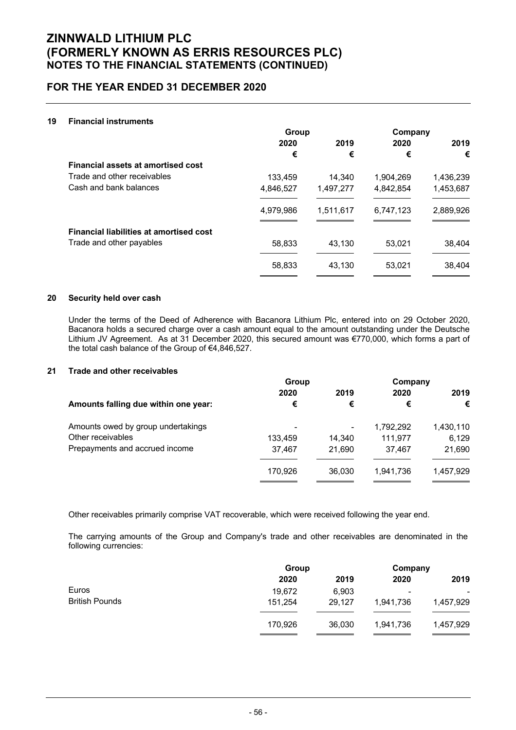# ZINNWALD LITHIUM PLC
# (FORMERLY KNOWN AS ERRIS RESOURCES PLC)
## NOTES TO THE FINANCIAL STATEMENTS (CONTINUED)

## FOR THE YEAR ENDED 31 DECEMBER 2020

### 19 Financial instruments

| | Group | | Company | |
|---|---|---|---|---|
| | 2020 | 2019 | 2020 | 2019 |
| | € | € | € | € |
| **Financial assets at amortised cost** | | | | |
| Trade and other receivables | 133,459 | 14,340 | 1,904,269 | 1,436,239 |
| Cash and bank balances | 4,846,527 | 1,497,277 | 4,842,854 | 1,453,687 |
| | 4,979,986 | 1,511,617 | 6,747,123 | 2,889,926 |
| **Financial liabilities at amortised cost** | | | | |
| Trade and other payables | 58,833 | 43,130 | 53,021 | 38,404 |
| | 58,833 | 43,130 | 53,021 | 38,404 |

### 20 Security held over cash

Under the terms of the Deed of Adherence with Bacanora Lithium Plc, entered into on 29 October 2020, Bacanora holds a secured charge over a cash amount equal to the amount outstanding under the Deutsche Lithium JV Agreement. As at 31 December 2020, this secured amount was €770,000, which forms a part of the total cash balance of the Group of €4,846,527.

### 21 Trade and other receivables

| | Group | | Company | |
|---|---|---|---|---|
| | 2020 | 2019 | 2020 | 2019 |
| **Amounts falling due within one year:** | € | € | € | € |
| Amounts owed by group undertakings | - | - | 1,792,292 | 1,430,110 |
| Other receivables | 133,459 | 14,340 | 111,977 | 6,129 |
| Prepayments and accrued income | 37,467 | 21,690 | 37,467 | 21,690 |
| | 170,926 | 36,030 | 1,941,736 | 1,457,929 |

Other receivables primarily comprise VAT recoverable, which were received following the year end.

The carrying amounts of the Group and Company's trade and other receivables are denominated in the following currencies:

| | Group | | Company | |
|---|---|---|---|---|
| | 2020 | 2019 | 2020 | 2019 |
| Euros | 19,672 | 6,903 | - | - |
| British Pounds | 151,254 | 29,127 | 1,941,736 | 1,457,929 |
| | 170,926 | 36,030 | 1,941,736 | 1,457,929 |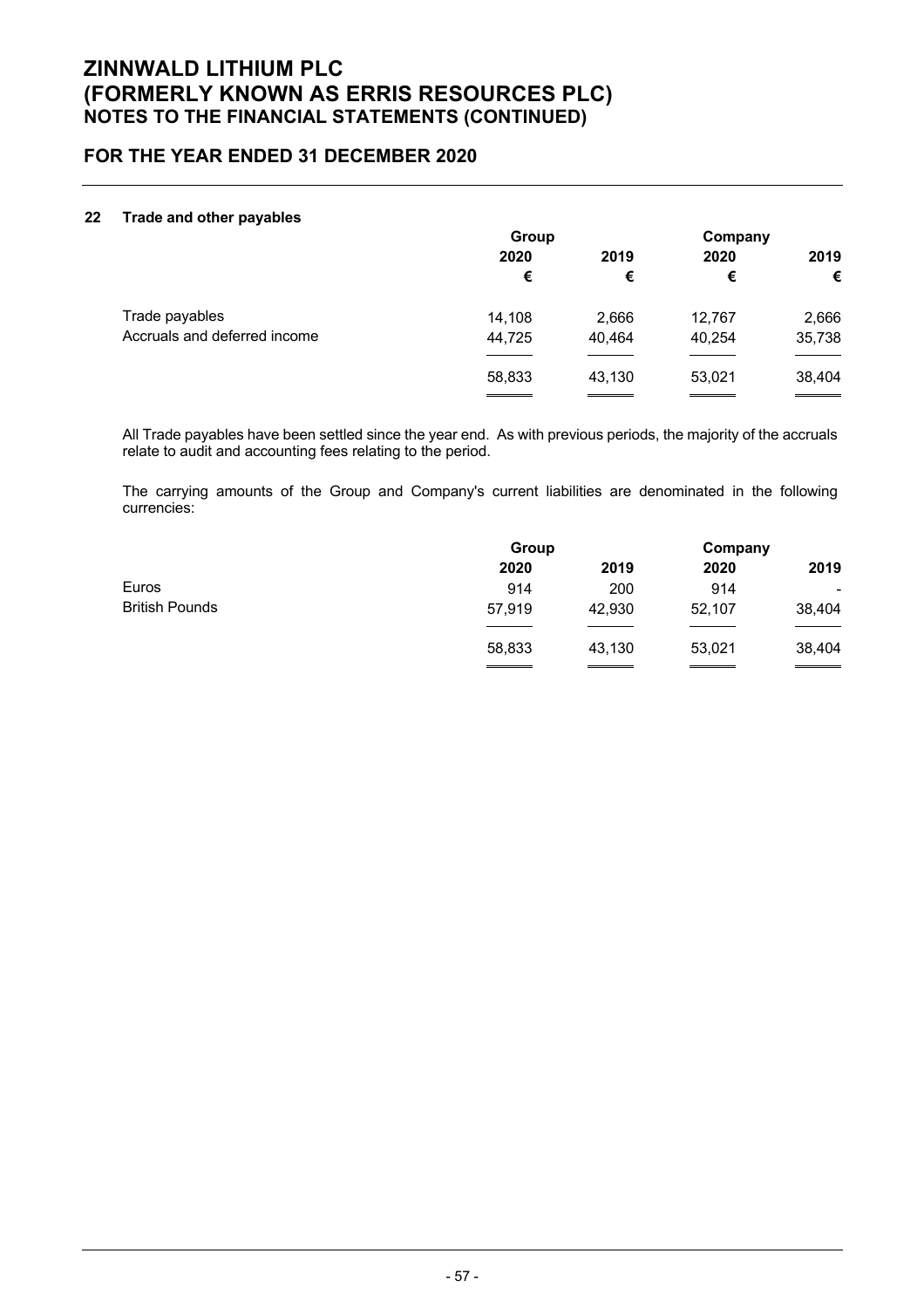# ZINNWALD LITHIUM PLC
# (FORMERLY KNOWN AS ERRIS RESOURCES PLC)
## NOTES TO THE FINANCIAL STATEMENTS (CONTINUED)

## FOR THE YEAR ENDED 31 DECEMBER 2020

### 22 Trade and other payables

| | Group | | Company | |
|---|---|---|---|---|
| | 2020 | 2019 | 2020 | 2019 |
| | € | € | € | € |
| Trade payables | 14,108 | 2,666 | 12,767 | 2,666 |
| Accruals and deferred income | 44,725 | 40,464 | 40,254 | 35,738 |
| | 58,833 | 43,130 | 53,021 | 38,404 |

All Trade payables have been settled since the year end. As with previous periods, the majority of the accruals relate to audit and accounting fees relating to the period.

The carrying amounts of the Group and Company's current liabilities are denominated in the following currencies:

| | Group | | Company | |
|---|---|---|---|---|
| | 2020 | 2019 | 2020 | 2019 |
| Euros | 914 | 200 | 914 | - |
| British Pounds | 57,919 | 42,930 | 52,107 | 38,404 |
| | 58,833 | 43,130 | 53,021 | 38,404 |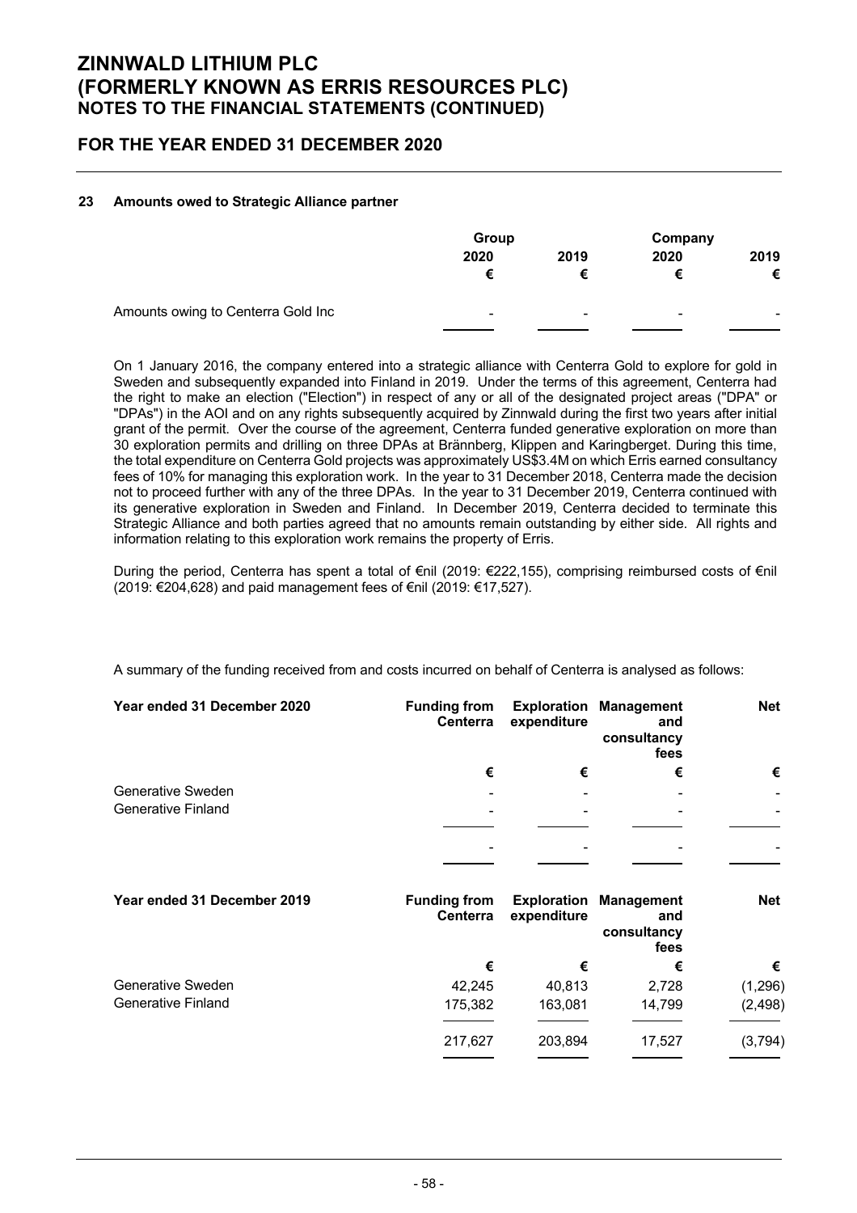# ZINNWALD LITHIUM PLC
# (FORMERLY KNOWN AS ERRIS RESOURCES PLC)
## NOTES TO THE FINANCIAL STATEMENTS (CONTINUED)

## FOR THE YEAR ENDED 31 DECEMBER 2020

### 23 Amounts owed to Strategic Alliance partner

| | Group | | Company | |
|---|---|---|---|---|
| | 2020 | 2019 | 2020 | 2019 |
| | € | € | € | € |
| Amounts owing to Centerra Gold Inc | - | - | - | - |

On 1 January 2016, the company entered into a strategic alliance with Centerra Gold to explore for gold in Sweden and subsequently expanded into Finland in 2019. Under the terms of this agreement, Centerra had the right to make an election ("Election") in respect of any or all of the designated project areas ("DPA" or "DPAs") in the AOI and on any rights subsequently acquired by Zinnwald during the first two years after initial grant of the permit. Over the course of the agreement, Centerra funded generative exploration on more than 30 exploration permits and drilling on three DPAs at Brännberg, Klippen and Karingberget. During this time, the total expenditure on Centerra Gold projects was approximately US$3.4M on which Erris earned consultancy fees of 10% for managing this exploration work. In the year to 31 December 2018, Centerra made the decision not to proceed further with any of the three DPAs. In the year to 31 December 2019, Centerra continued with its generative exploration in Sweden and Finland. In December 2019, Centerra decided to terminate this Strategic Alliance and both parties agreed that no amounts remain outstanding by either side. All rights and information relating to this exploration work remains the property of Erris.

During the period, Centerra has spent a total of €nil (2019: €222,155), comprising reimbursed costs of €nil (2019: €204,628) and paid management fees of €nil (2019: €17,527).

A summary of the funding received from and costs incurred on behalf of Centerra is analysed as follows:

| Year ended 31 December 2020 | Funding from Centerra | Exploration expenditure | Management and consultancy fees | Net |
|---|---|---|---|---|
| | € | € | € | € |
| Generative Sweden | - | - | - | - |
| Generative Finland | - | - | - | - |
| | - | - | - | - |

| Year ended 31 December 2019 | Funding from Centerra | Exploration expenditure | Management and consultancy fees | Net |
|---|---|---|---|---|
| | € | € | € | € |
| Generative Sweden | 42,245 | 40,813 | 2,728 | (1,296) |
| Generative Finland | 175,382 | 163,081 | 14,799 | (2,498) |
| | 217,627 | 203,894 | 17,527 | (3,794) |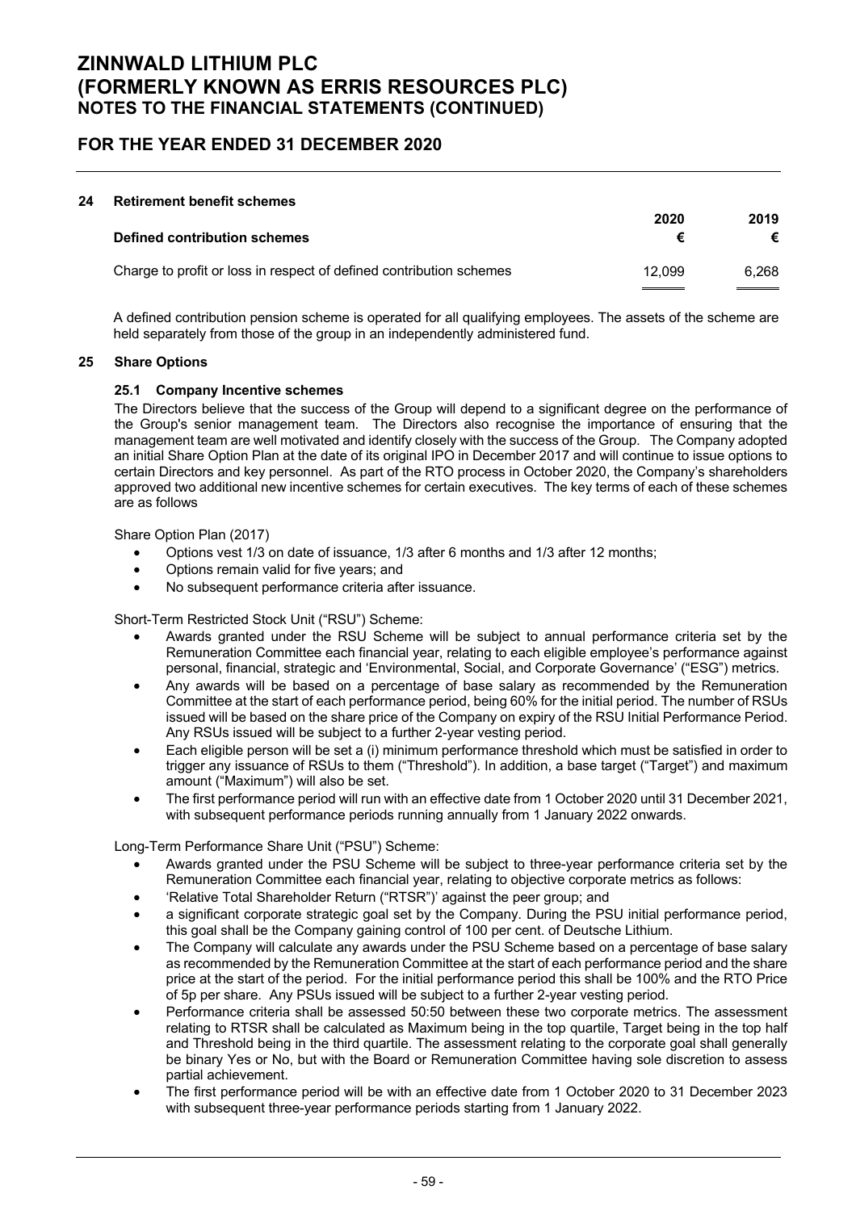# ZINNWALD LITHIUM PLC
# (FORMERLY KNOWN AS ERRIS RESOURCES PLC)
## NOTES TO THE FINANCIAL STATEMENTS (CONTINUED)

## FOR THE YEAR ENDED 31 DECEMBER 2020

### 24 Retirement benefit schemes

| Defined contribution schemes | 2020 € | 2019 € |
|---|---|---|
| Charge to profit or loss in respect of defined contribution schemes | 12,099 | 6,268 |

A defined contribution pension scheme is operated for all qualifying employees. The assets of the scheme are held separately from those of the group in an independently administered fund.

### 25 Share Options

#### 25.1 Company Incentive schemes

The Directors believe that the success of the Group will depend to a significant degree on the performance of the Group's senior management team. The Directors also recognise the importance of ensuring that the management team are well motivated and identify closely with the success of the Group. The Company adopted an initial Share Option Plan at the date of its original IPO in December 2017 and will continue to issue options to certain Directors and key personnel. As part of the RTO process in October 2020, the Company's shareholders approved two additional new incentive schemes for certain executives. The key terms of each of these schemes are as follows

Share Option Plan (2017)

- Options vest 1/3 on date of issuance, 1/3 after 6 months and 1/3 after 12 months;
- Options remain valid for five years; and
- No subsequent performance criteria after issuance.

Short-Term Restricted Stock Unit ("RSU") Scheme:

- Awards granted under the RSU Scheme will be subject to annual performance criteria set by the Remuneration Committee each financial year, relating to each eligible employee's performance against personal, financial, strategic and 'Environmental, Social, and Corporate Governance' ("ESG") metrics.
- Any awards will be based on a percentage of base salary as recommended by the Remuneration Committee at the start of each performance period, being 60% for the initial period. The number of RSUs issued will be based on the share price of the Company on expiry of the RSU Initial Performance Period. Any RSUs issued will be subject to a further 2-year vesting period.
- Each eligible person will be set a (i) minimum performance threshold which must be satisfied in order to trigger any issuance of RSUs to them ("Threshold"). In addition, a base target ("Target") and maximum amount ("Maximum") will also be set.
- The first performance period will run with an effective date from 1 October 2020 until 31 December 2021, with subsequent performance periods running annually from 1 January 2022 onwards.

Long-Term Performance Share Unit ("PSU") Scheme:

- Awards granted under the PSU Scheme will be subject to three-year performance criteria set by the Remuneration Committee each financial year, relating to objective corporate metrics as follows:
- 'Relative Total Shareholder Return ("RTSR")' against the peer group; and
- a significant corporate strategic goal set by the Company. During the PSU initial performance period, this goal shall be the Company gaining control of 100 per cent. of Deutsche Lithium.
- The Company will calculate any awards under the PSU Scheme based on a percentage of base salary as recommended by the Remuneration Committee at the start of each performance period and the share price at the start of the period. For the initial performance period this shall be 100% and the RTO Price of 5p per share. Any PSUs issued will be subject to a further 2-year vesting period.
- Performance criteria shall be assessed 50:50 between these two corporate metrics. The assessment relating to RTSR shall be calculated as Maximum being in the top quartile, Target being in the top half and Threshold being in the third quartile. The assessment relating to the corporate goal shall generally be binary Yes or No, but with the Board or Remuneration Committee having sole discretion to assess partial achievement.
- The first performance period will be with an effective date from 1 October 2020 to 31 December 2023 with subsequent three-year performance periods starting from 1 January 2022.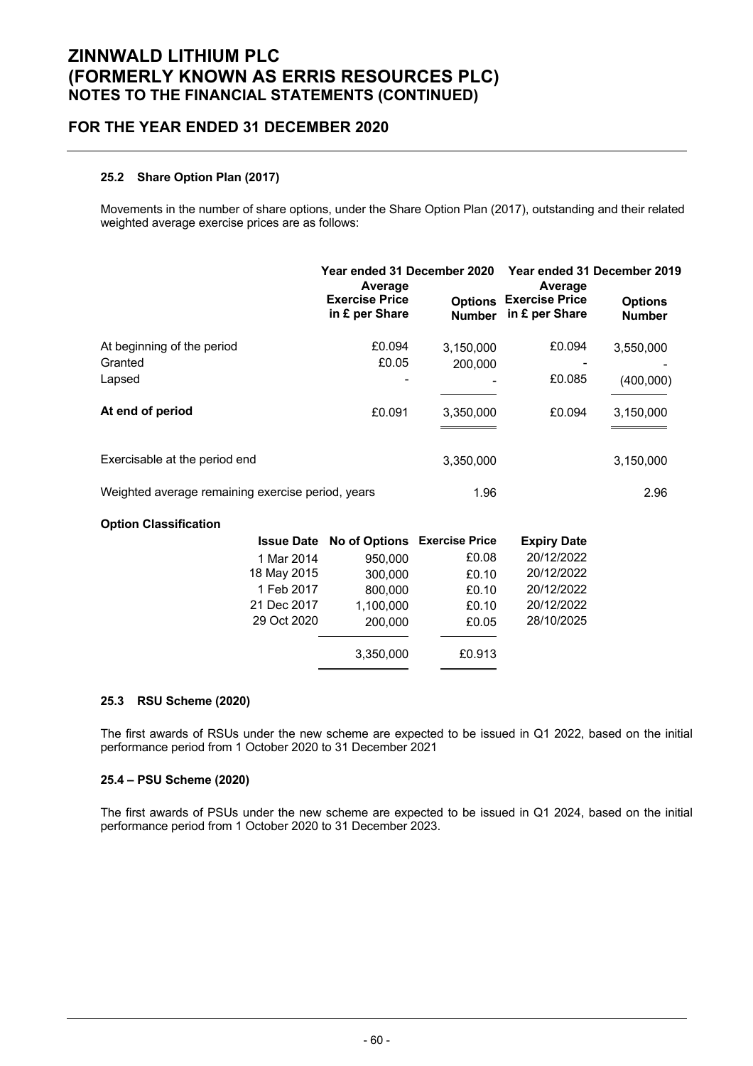### 25.2 Share Option Plan (2017)

Movements in the number of share options, under the Share Option Plan (2017), outstanding and their related weighted average exercise prices are as follows:

| | Year ended 31 December 2020 | | Year ended 31 December 2019 | |
|---|---|---|---|---|
| | Average Exercise Price in £ per Share | Options Number | Average Exercise Price in £ per Share | Options Number |
| At beginning of the period | £0.094 | 3,150,000 | £0.094 | 3,550,000 |
| Granted | £0.05 | 200,000 | - | - |
| Lapsed | - | - | £0.085 | (400,000) |
| **At end of period** | £0.091 | 3,350,000 | £0.094 | 3,150,000 |
| Exercisable at the period end | | 3,350,000 | | 3,150,000 |
| Weighted average remaining exercise period, years | | 1.96 | | 2.96 |

**Option Classification**

| Issue Date | No of Options | Exercise Price | Expiry Date |
|---|---|---|---|
| 1 Mar 2014 | 950,000 | £0.08 | 20/12/2022 |
| 18 May 2015 | 300,000 | £0.10 | 20/12/2022 |
| 1 Feb 2017 | 800,000 | £0.10 | 20/12/2022 |
| 21 Dec 2017 | 1,100,000 | £0.10 | 20/12/2022 |
| 29 Oct 2020 | 200,000 | £0.05 | 28/10/2025 |
| | 3,350,000 | £0.913 | |

### 25.3 RSU Scheme (2020)

The first awards of RSUs under the new scheme are expected to be issued in Q1 2022, based on the initial performance period from 1 October 2020 to 31 December 2021

### 25.4 – PSU Scheme (2020)

The first awards of PSUs under the new scheme are expected to be issued in Q1 2024, based on the initial performance period from 1 October 2020 to 31 December 2023.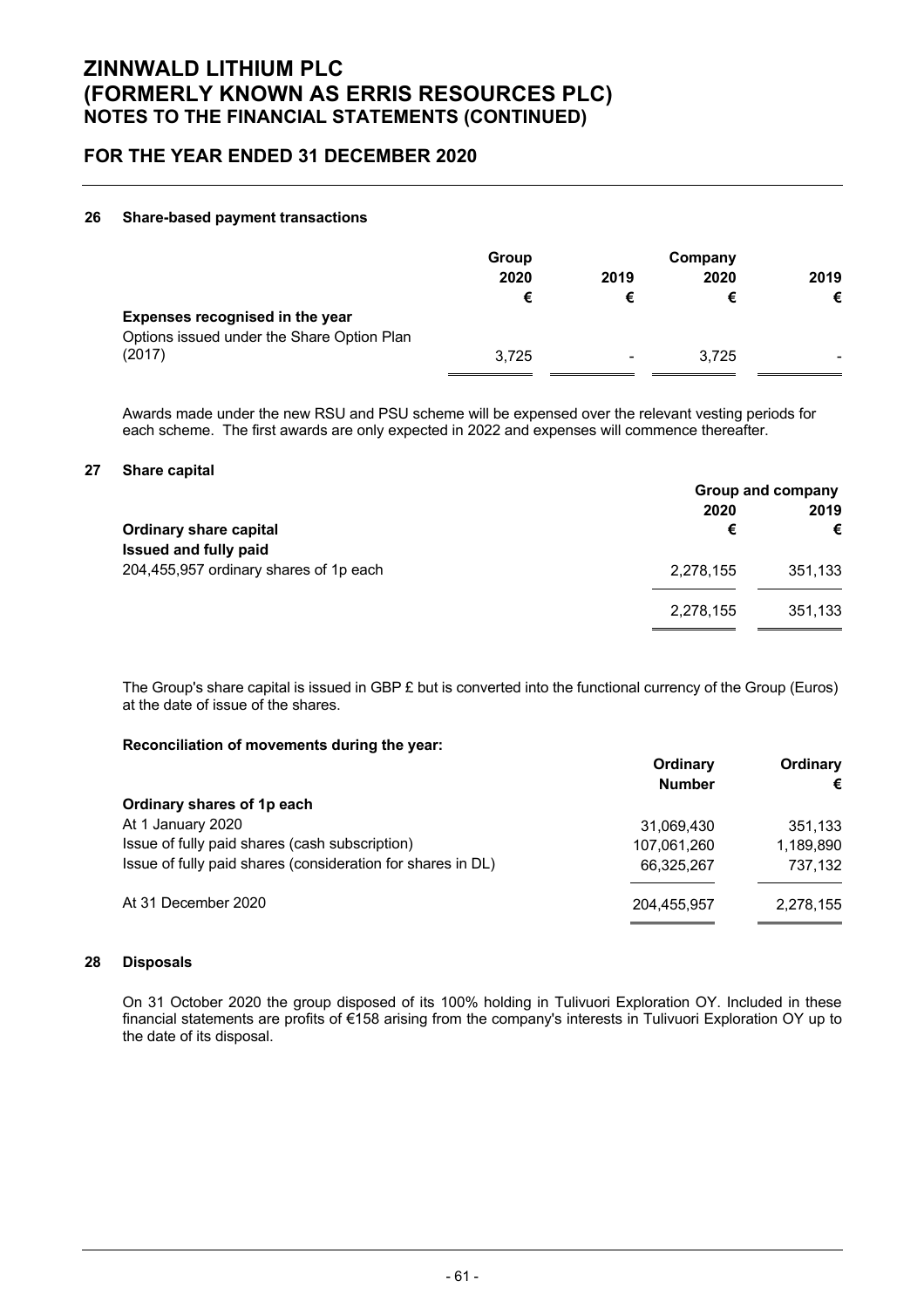# ZINNWALD LITHIUM PLC
# (FORMERLY KNOWN AS ERRIS RESOURCES PLC)
## NOTES TO THE FINANCIAL STATEMENTS (CONTINUED)

## FOR THE YEAR ENDED 31 DECEMBER 2020

### 26 Share-based payment transactions

| | Group | | Company | |
|---|---|---|---|---|
| | 2020 | 2019 | 2020 | 2019 |
| | € | € | € | € |
| **Expenses recognised in the year** | | | | |
| Options issued under the Share Option Plan (2017) | 3,725 | - | 3,725 | - |

Awards made under the new RSU and PSU scheme will be expensed over the relevant vesting periods for each scheme. The first awards are only expected in 2022 and expenses will commence thereafter.

### 27 Share capital

| | Group and company | |
|---|---|---|
| | 2020 | 2019 |
| **Ordinary share capital** | € | € |
| **Issued and fully paid** | | |
| 204,455,957 ordinary shares of 1p each | 2,278,155 | 351,133 |
| | 2,278,155 | 351,133 |

The Group's share capital is issued in GBP £ but is converted into the functional currency of the Group (Euros) at the date of issue of the shares.

**Reconciliation of movements during the year:**

| | Ordinary Number | Ordinary € |
|---|---|---|
| **Ordinary shares of 1p each** | | |
| At 1 January 2020 | 31,069,430 | 351,133 |
| Issue of fully paid shares (cash subscription) | 107,061,260 | 1,189,890 |
| Issue of fully paid shares (consideration for shares in DL) | 66,325,267 | 737,132 |
| At 31 December 2020 | 204,455,957 | 2,278,155 |

### 28 Disposals

On 31 October 2020 the group disposed of its 100% holding in Tulivuori Exploration OY. Included in these financial statements are profits of €158 arising from the company's interests in Tulivuori Exploration OY up to the date of its disposal.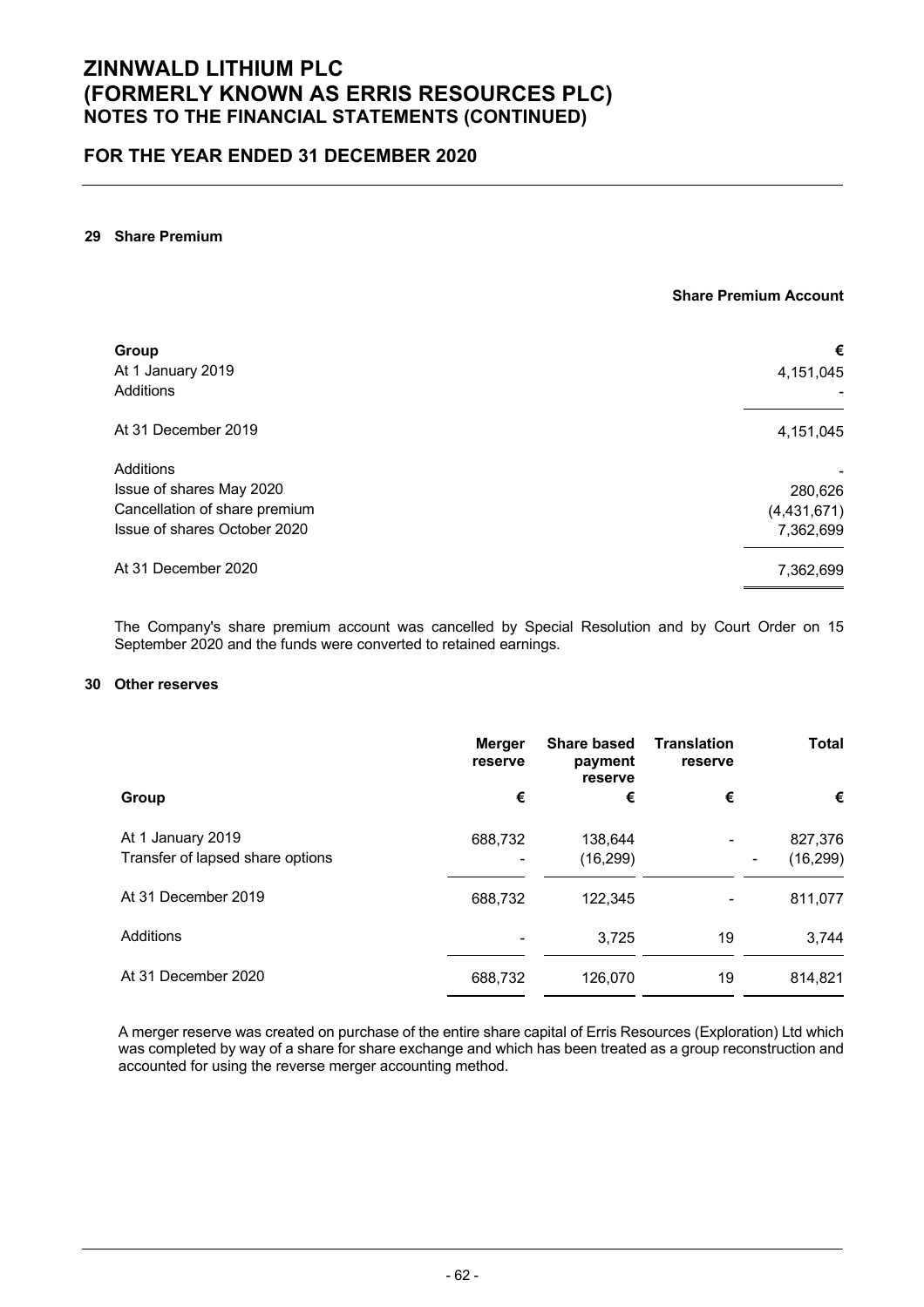# ZINNWALD LITHIUM PLC (FORMERLY KNOWN AS ERRIS RESOURCES PLC)
## NOTES TO THE FINANCIAL STATEMENTS (CONTINUED)

## FOR THE YEAR ENDED 31 DECEMBER 2020

### 29 Share Premium

| | Share Premium Account |
|---|---|
| **Group** | **€** |
| At 1 January 2019 | 4,151,045 |
| Additions | - |
| At 31 December 2019 | 4,151,045 |
| Additions | - |
| Issue of shares May 2020 | 280,626 |
| Cancellation of share premium | (4,431,671) |
| Issue of shares October 2020 | 7,362,699 |
| At 31 December 2020 | 7,362,699 |

The Company's share premium account was cancelled by Special Resolution and by Court Order on 15 September 2020 and the funds were converted to retained earnings.

### 30 Other reserves

| | Merger reserve | Share based payment reserve | Translation reserve | Total |
|---|---|---|---|---|
| **Group** | **€** | **€** | **€** | **€** |
| At 1 January 2019 | 688,732 | 138,644 | - | 827,376 |
| Transfer of lapsed share options | - | (16,299) | - | (16,299) |
| At 31 December 2019 | 688,732 | 122,345 | - | 811,077 |
| Additions | - | 3,725 | 19 | 3,744 |
| At 31 December 2020 | 688,732 | 126,070 | 19 | 814,821 |

A merger reserve was created on purchase of the entire share capital of Erris Resources (Exploration) Ltd which was completed by way of a share for share exchange and which has been treated as a group reconstruction and accounted for using the reverse merger accounting method.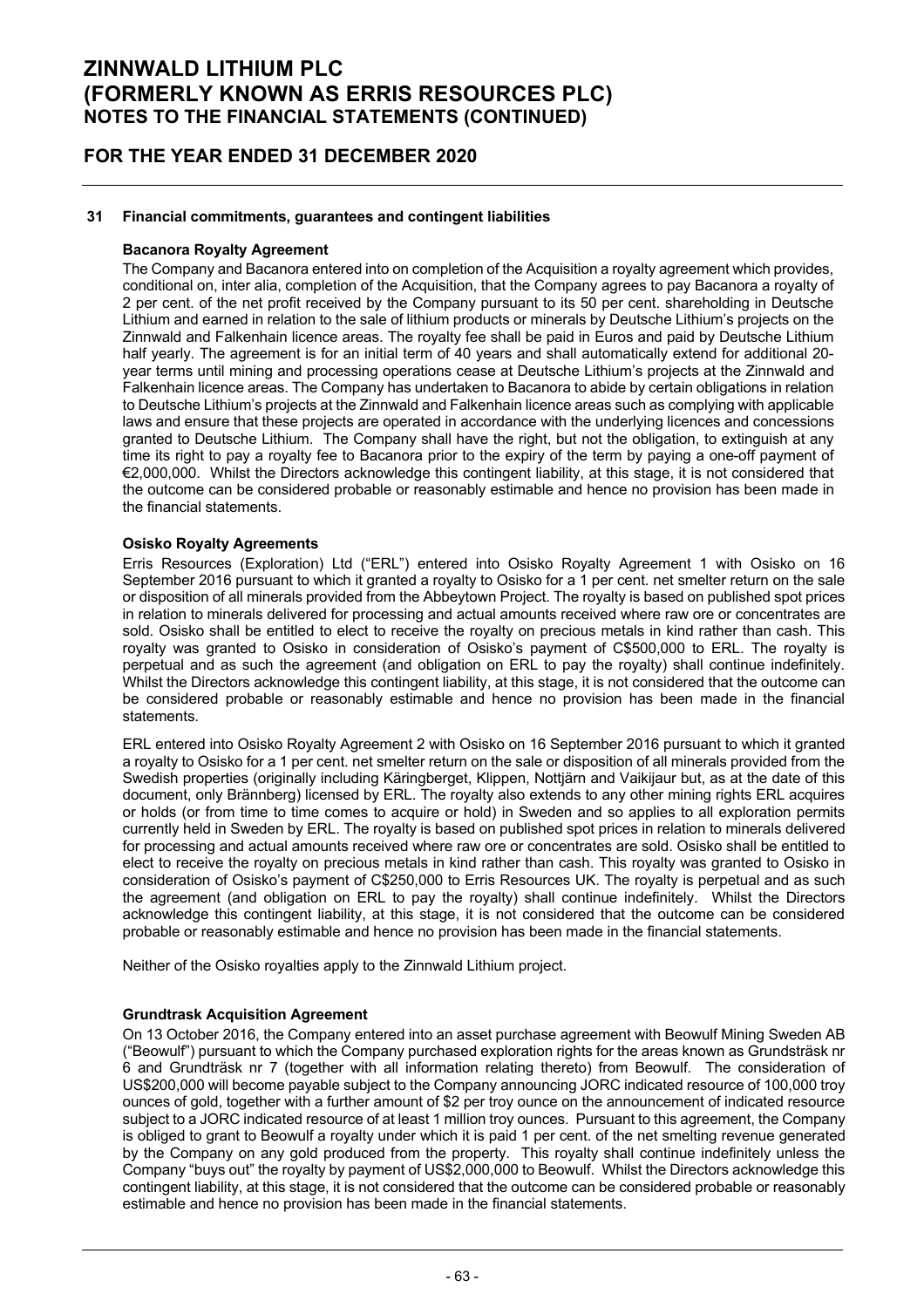## 31 Financial commitments, guarantees and contingent liabilities

### Bacanora Royalty Agreement

The Company and Bacanora entered into on completion of the Acquisition a royalty agreement which provides, conditional on, inter alia, completion of the Acquisition, that the Company agrees to pay Bacanora a royalty of 2 per cent. of the net profit received by the Company pursuant to its 50 per cent. shareholding in Deutsche Lithium and earned in relation to the sale of lithium products or minerals by Deutsche Lithium's projects on the Zinnwald and Falkenhain licence areas. The royalty fee shall be paid in Euros and paid by Deutsche Lithium half yearly. The agreement is for an initial term of 40 years and shall automatically extend for additional 20-year terms until mining and processing operations cease at Deutsche Lithium's projects at the Zinnwald and Falkenhain licence areas. The Company has undertaken to Bacanora to abide by certain obligations in relation to Deutsche Lithium's projects at the Zinnwald and Falkenhain licence areas such as complying with applicable laws and ensure that these projects are operated in accordance with the underlying licences and concessions granted to Deutsche Lithium. The Company shall have the right, but not the obligation, to extinguish at any time its right to pay a royalty fee to Bacanora prior to the expiry of the term by paying a one-off payment of €2,000,000. Whilst the Directors acknowledge this contingent liability, at this stage, it is not considered that the outcome can be considered probable or reasonably estimable and hence no provision has been made in the financial statements.

### Osisko Royalty Agreements

Erris Resources (Exploration) Ltd ("ERL") entered into Osisko Royalty Agreement 1 with Osisko on 16 September 2016 pursuant to which it granted a royalty to Osisko for a 1 per cent. net smelter return on the sale or disposition of all minerals provided from the Abbeytown Project. The royalty is based on published spot prices in relation to minerals delivered for processing and actual amounts received where raw ore or concentrates are sold. Osisko shall be entitled to elect to receive the royalty on precious metals in kind rather than cash. This royalty was granted to Osisko in consideration of Osisko's payment of C$500,000 to ERL. The royalty is perpetual and as such the agreement (and obligation on ERL to pay the royalty) shall continue indefinitely. Whilst the Directors acknowledge this contingent liability, at this stage, it is not considered that the outcome can be considered probable or reasonably estimable and hence no provision has been made in the financial statements.

ERL entered into Osisko Royalty Agreement 2 with Osisko on 16 September 2016 pursuant to which it granted a royalty to Osisko for a 1 per cent. net smelter return on the sale or disposition of all minerals provided from the Swedish properties (originally including Käringberget, Klippen, Nottjärn and Vaikijaur but, as at the date of this document, only Brännberg) licensed by ERL. The royalty also extends to any other mining rights ERL acquires or holds (or from time to time comes to acquire or hold) in Sweden and so applies to all exploration permits currently held in Sweden by ERL. The royalty is based on published spot prices in relation to minerals delivered for processing and actual amounts received where raw ore or concentrates are sold. Osisko shall be entitled to elect to receive the royalty on precious metals in kind rather than cash. This royalty was granted to Osisko in consideration of Osisko's payment of C$250,000 to Erris Resources UK. The royalty is perpetual and as such the agreement (and obligation on ERL to pay the royalty) shall continue indefinitely. Whilst the Directors acknowledge this contingent liability, at this stage, it is not considered that the outcome can be considered probable or reasonably estimable and hence no provision has been made in the financial statements.

Neither of the Osisko royalties apply to the Zinnwald Lithium project.

### Grundtrask Acquisition Agreement

On 13 October 2016, the Company entered into an asset purchase agreement with Beowulf Mining Sweden AB ("Beowulf") pursuant to which the Company purchased exploration rights for the areas known as Grundsträsk nr 6 and Grundträsk nr 7 (together with all information relating thereto) from Beowulf. The consideration of US$200,000 will become payable subject to the Company announcing JORC indicated resource of 100,000 troy ounces of gold, together with a further amount of $2 per troy ounce on the announcement of indicated resource subject to a JORC indicated resource of at least 1 million troy ounces. Pursuant to this agreement, the Company is obliged to grant to Beowulf a royalty under which it is paid 1 per cent. of the net smelting revenue generated by the Company on any gold produced from the property. This royalty shall continue indefinitely unless the Company "buys out" the royalty by payment of US$2,000,000 to Beowulf. Whilst the Directors acknowledge this contingent liability, at this stage, it is not considered that the outcome can be considered probable or reasonably estimable and hence no provision has been made in the financial statements.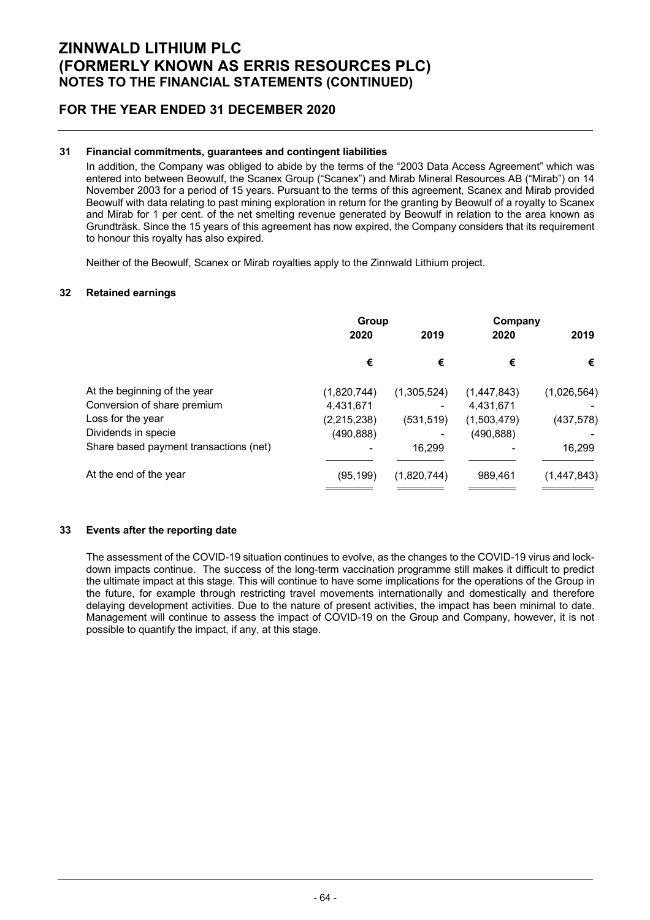## 31 Financial commitments, guarantees and contingent liabilities

In addition, the Company was obliged to abide by the terms of the "2003 Data Access Agreement" which was entered into between Beowulf, the Scanex Group ("Scanex") and Mirab Mineral Resources AB ("Mirab") on 14 November 2003 for a period of 15 years. Pursuant to the terms of this agreement, Scanex and Mirab provided Beowulf with data relating to past mining exploration in return for the granting by Beowulf of a royalty to Scanex and Mirab for 1 per cent. of the net smelting revenue generated by Beowulf in relation to the area known as Grundträsk. Since the 15 years of this agreement has now expired, the Company considers that its requirement to honour this royalty has also expired.

Neither of the Beowulf, Scanex or Mirab royalties apply to the Zinnwald Lithium project.

## 32 Retained earnings

| | Group | | Company | |
|---|---|---|---|---|
| | 2020 | 2019 | 2020 | 2019 |
| | € | € | € | € |
| At the beginning of the year | (1,820,744) | (1,305,524) | (1,447,843) | (1,026,564) |
| Conversion of share premium | 4,431,671 | - | 4,431,671 | - |
| Loss for the year | (2,215,238) | (531,519) | (1,503,479) | (437,578) |
| Dividends in specie | (490,888) | - | (490,888) | - |
| Share based payment transactions (net) | - | 16,299 | - | 16,299 |
| At the end of the year | (95,199) | (1,820,744) | 989,461 | (1,447,843) |

## 33 Events after the reporting date

The assessment of the COVID-19 situation continues to evolve, as the changes to the COVID-19 virus and lock-down impacts continue. The success of the long-term vaccination programme still makes it difficult to predict the ultimate impact at this stage. This will continue to have some implications for the operations of the Group in the future, for example through restricting travel movements internationally and domestically and therefore delaying development activities. Due to the nature of present activities, the impact has been minimal to date. Management will continue to assess the impact of COVID-19 on the Group and Company, however, it is not possible to quantify the impact, if any, at this stage.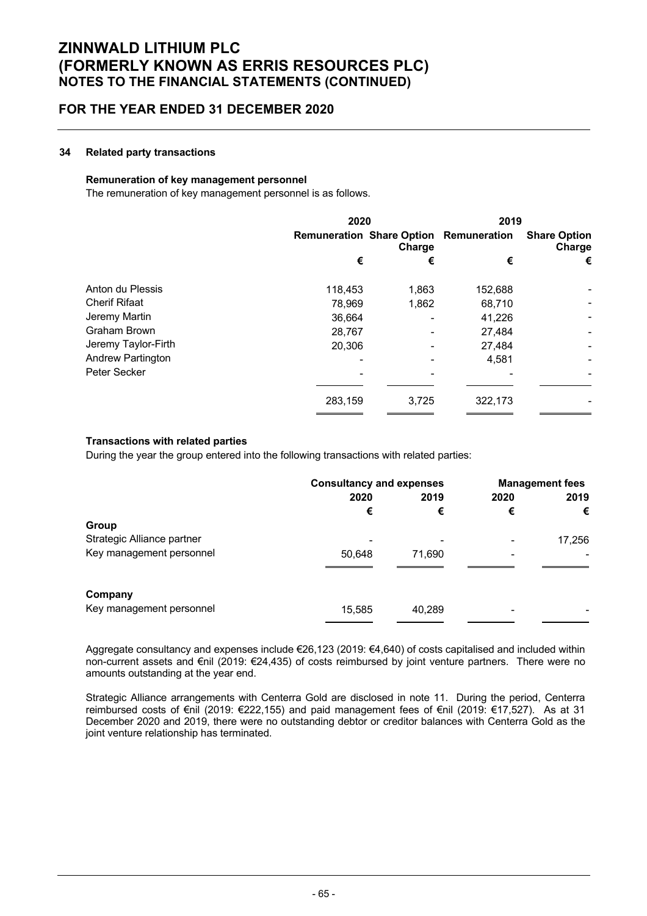# ZINNWALD LITHIUM PLC
# (FORMERLY KNOWN AS ERRIS RESOURCES PLC)
## NOTES TO THE FINANCIAL STATEMENTS (CONTINUED)

## FOR THE YEAR ENDED 31 DECEMBER 2020

### 34 Related party transactions

**Remuneration of key management personnel**

The remuneration of key management personnel is as follows.

| | 2020 | | 2019 | |
|---|---|---|---|---|
| | Remuneration | Share Option Charge | Remuneration | Share Option Charge |
| | € | € | € | € |
| Anton du Plessis | 118,453 | 1,863 | 152,688 | - |
| Cherif Rifaat | 78,969 | 1,862 | 68,710 | - |
| Jeremy Martin | 36,664 | - | 41,226 | - |
| Graham Brown | 28,767 | - | 27,484 | - |
| Jeremy Taylor-Firth | 20,306 | - | 27,484 | - |
| Andrew Partington | - | - | 4,581 | - |
| Peter Secker | - | - | - | - |
| | 283,159 | 3,725 | 322,173 | - |

**Transactions with related parties**

During the year the group entered into the following transactions with related parties:

| | Consultancy and expenses | | Management fees | |
|---|---|---|---|---|
| | 2020 | 2019 | 2020 | 2019 |
| | € | € | € | € |
| **Group** | | | | |
| Strategic Alliance partner | - | - | - | 17,256 |
| Key management personnel | 50,648 | 71,690 | - | - |
| **Company** | | | | |
| Key management personnel | 15,585 | 40,289 | - | - |

Aggregate consultancy and expenses include €26,123 (2019: €4,640) of costs capitalised and included within non-current assets and €nil (2019: €24,435) of costs reimbursed by joint venture partners. There were no amounts outstanding at the year end.

Strategic Alliance arrangements with Centerra Gold are disclosed in note 11. During the period, Centerra reimbursed costs of €nil (2019: €222,155) and paid management fees of €nil (2019: €17,527). As at 31 December 2020 and 2019, there were no outstanding debtor or creditor balances with Centerra Gold as the joint venture relationship has terminated.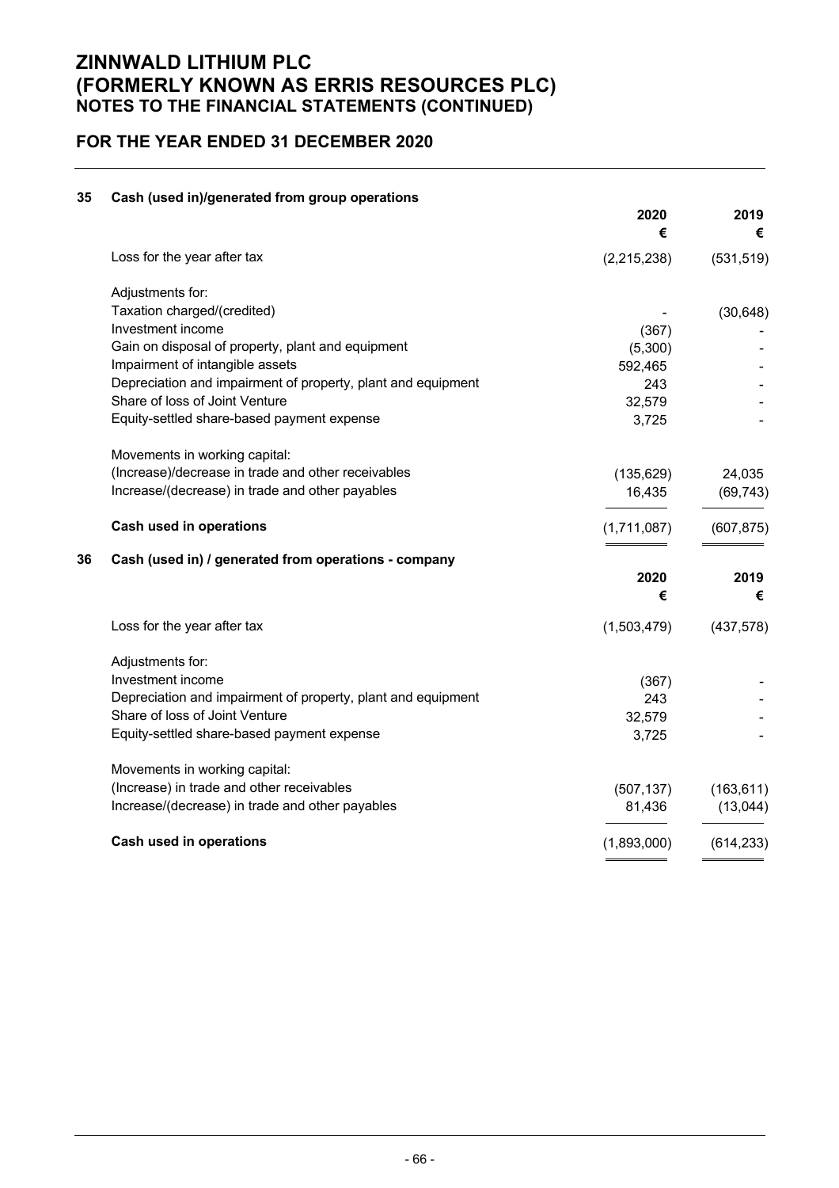# ZINNWALD LITHIUM PLC
# (FORMERLY KNOWN AS ERRIS RESOURCES PLC)
## NOTES TO THE FINANCIAL STATEMENTS (CONTINUED)

## FOR THE YEAR ENDED 31 DECEMBER 2020

### 35 Cash (used in)/generated from group operations

| | 2020 | 2019 |
|---|---|---|
| | € | € |
| Loss for the year after tax | (2,215,238) | (531,519) |
| Adjustments for: | | |
| Taxation charged/(credited) | - | (30,648) |
| Investment income | (367) | - |
| Gain on disposal of property, plant and equipment | (5,300) | - |
| Impairment of intangible assets | 592,465 | - |
| Depreciation and impairment of property, plant and equipment | 243 | - |
| Share of loss of Joint Venture | 32,579 | - |
| Equity-settled share-based payment expense | 3,725 | - |
| Movements in working capital: | | |
| (Increase)/decrease in trade and other receivables | (135,629) | 24,035 |
| Increase/(decrease) in trade and other payables | 16,435 | (69,743) |
| **Cash used in operations** | (1,711,087) | (607,875) |

### 36 Cash (used in) / generated from operations - company

| | 2020 | 2019 |
|---|---|---|
| | € | € |
| Loss for the year after tax | (1,503,479) | (437,578) |
| Adjustments for: | | |
| Investment income | (367) | - |
| Depreciation and impairment of property, plant and equipment | 243 | - |
| Share of loss of Joint Venture | 32,579 | - |
| Equity-settled share-based payment expense | 3,725 | - |
| Movements in working capital: | | |
| (Increase) in trade and other receivables | (507,137) | (163,611) |
| Increase/(decrease) in trade and other payables | 81,436 | (13,044) |
| **Cash used in operations** | (1,893,000) | (614,233) |